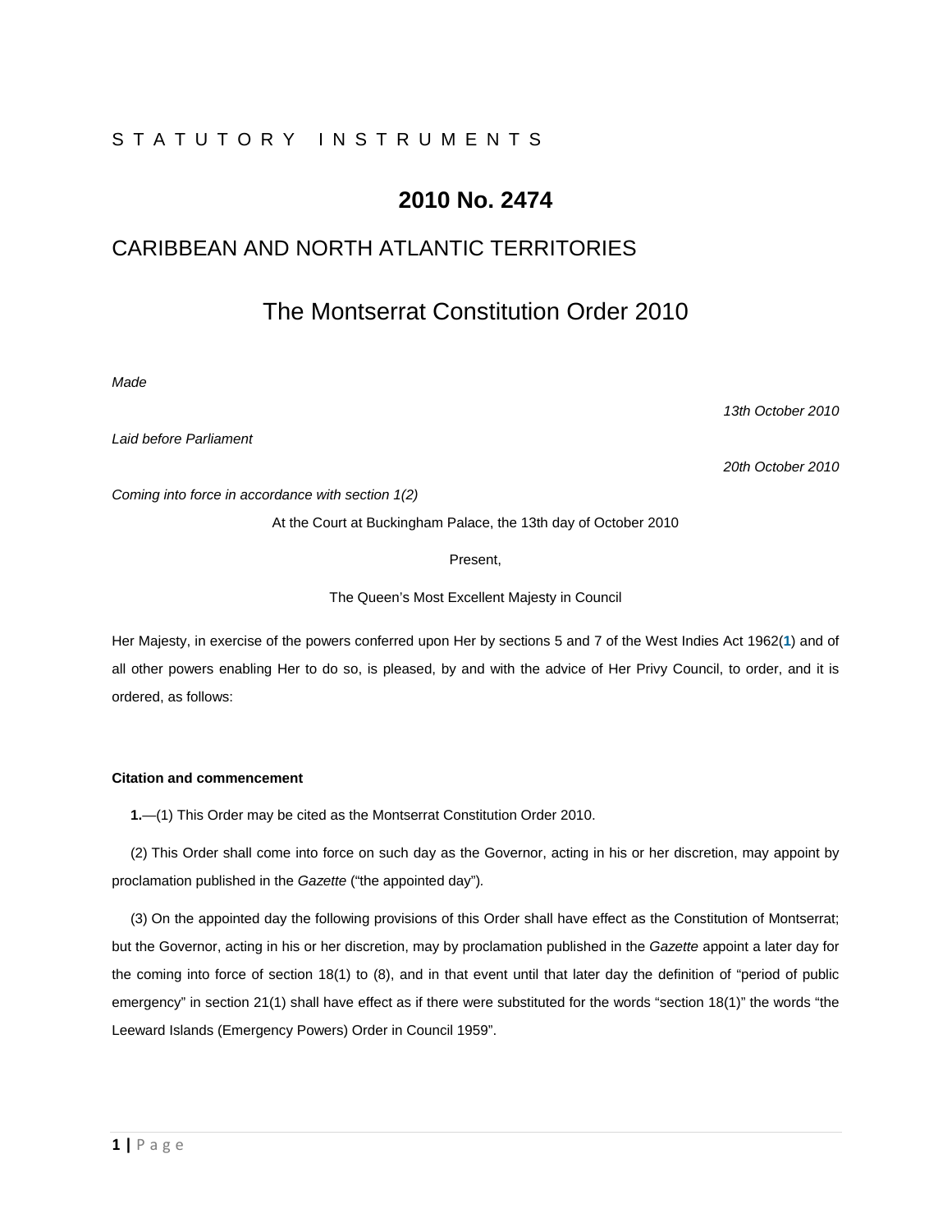STATUTORY INSTRUMENTS

# 2010 No. 2474

## CARIBBEAN AND NORTH ATLANTIC TERRITORIES

# The Montserrat Constitution Order 2010

*Made* — *13th October 2010*

*Laid before Parliament* — *20th October 2010*

*Coming into force in accordance with section 1(2)*

At the Court at Buckingham Palace, the 13th day of October 2010

Present,

The Queen's Most Excellent Majesty in Council

Her Majesty, in exercise of the powers conferred upon Her by sections 5 and 7 of the West Indies Act 1962([1]) and of all other powers enabling Her to do so, is pleased, by and with the advice of Her Privy Council, to order, and it is ordered, as follows:

**Citation and commencement**

**1.**—(1) This Order may be cited as the Montserrat Constitution Order 2010.

(2) This Order shall come into force on such day as the Governor, acting in his or her discretion, may appoint by proclamation published in the *Gazette* ("the appointed day").

(3) On the appointed day the following provisions of this Order shall have effect as the Constitution of Montserrat; but the Governor, acting in his or her discretion, may by proclamation published in the *Gazette* appoint a later day for the coming into force of section 18(1) to (8), and in that event until that later day the definition of "period of public emergency" in section 21(1) shall have effect as if there were substituted for the words "section 18(1)" the words "the Leeward Islands (Emergency Powers) Order in Council 1959".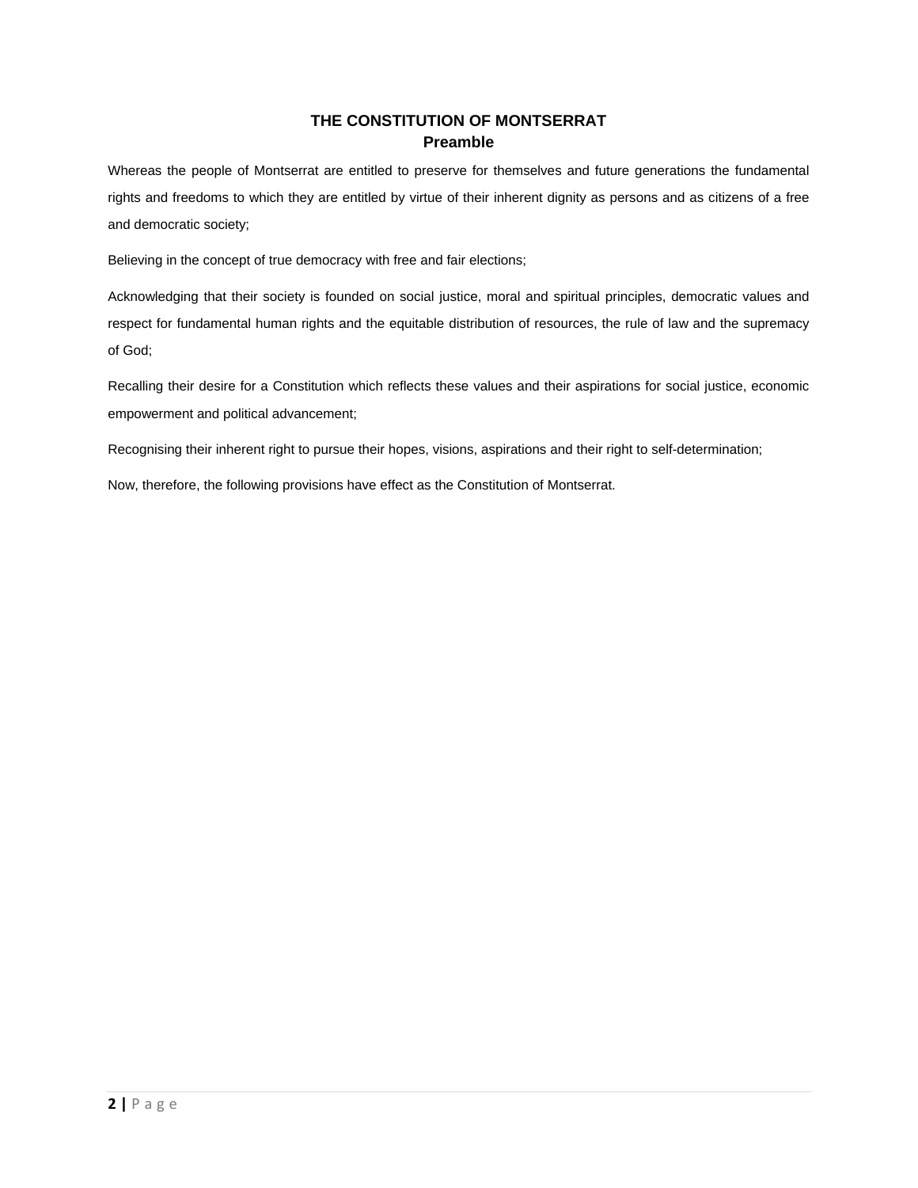# THE CONSTITUTION OF MONTSERRAT

## Preamble

Whereas the people of Montserrat are entitled to preserve for themselves and future generations the fundamental rights and freedoms to which they are entitled by virtue of their inherent dignity as persons and as citizens of a free and democratic society;

Believing in the concept of true democracy with free and fair elections;

Acknowledging that their society is founded on social justice, moral and spiritual principles, democratic values and respect for fundamental human rights and the equitable distribution of resources, the rule of law and the supremacy of God;

Recalling their desire for a Constitution which reflects these values and their aspirations for social justice, economic empowerment and political advancement;

Recognising their inherent right to pursue their hopes, visions, aspirations and their right to self-determination;

Now, therefore, the following provisions have effect as the Constitution of Montserrat.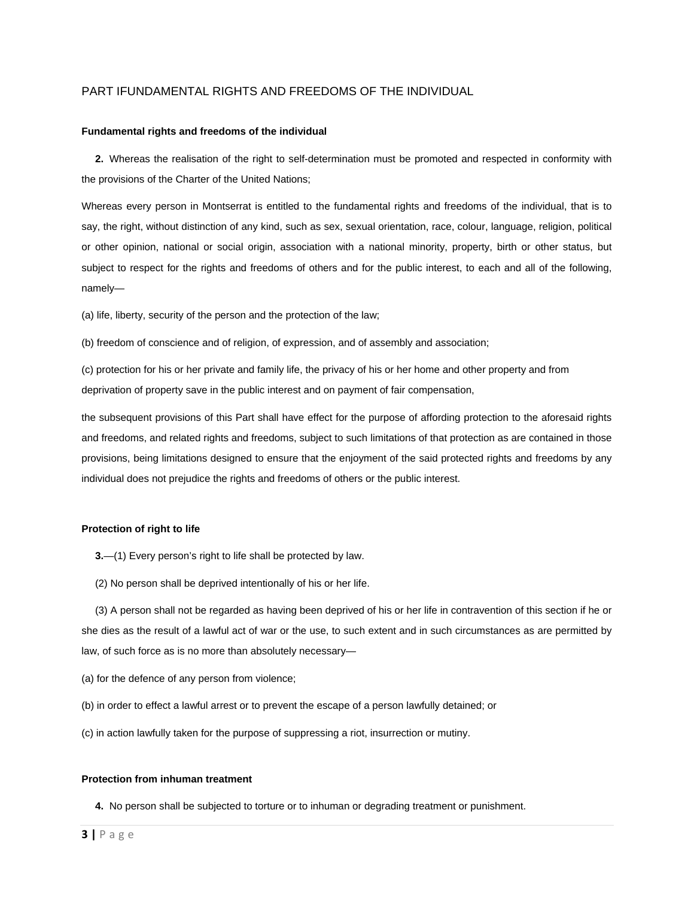# PART IFUNDAMENTAL RIGHTS AND FREEDOMS OF THE INDIVIDUAL

### Fundamental rights and freedoms of the individual

**2.** Whereas the realisation of the right to self-determination must be promoted and respected in conformity with the provisions of the Charter of the United Nations;

Whereas every person in Montserrat is entitled to the fundamental rights and freedoms of the individual, that is to say, the right, without distinction of any kind, such as sex, sexual orientation, race, colour, language, religion, political or other opinion, national or social origin, association with a national minority, property, birth or other status, but subject to respect for the rights and freedoms of others and for the public interest, to each and all of the following, namely—

(a) life, liberty, security of the person and the protection of the law;

(b) freedom of conscience and of religion, of expression, and of assembly and association;

(c) protection for his or her private and family life, the privacy of his or her home and other property and from deprivation of property save in the public interest and on payment of fair compensation,

the subsequent provisions of this Part shall have effect for the purpose of affording protection to the aforesaid rights and freedoms, and related rights and freedoms, subject to such limitations of that protection as are contained in those provisions, being limitations designed to ensure that the enjoyment of the said protected rights and freedoms by any individual does not prejudice the rights and freedoms of others or the public interest.

### Protection of right to life

**3.**—(1) Every person's right to life shall be protected by law.

(2) No person shall be deprived intentionally of his or her life.

(3) A person shall not be regarded as having been deprived of his or her life in contravention of this section if he or she dies as the result of a lawful act of war or the use, to such extent and in such circumstances as are permitted by law, of such force as is no more than absolutely necessary—

(a) for the defence of any person from violence;

(b) in order to effect a lawful arrest or to prevent the escape of a person lawfully detained; or

(c) in action lawfully taken for the purpose of suppressing a riot, insurrection or mutiny.

### Protection from inhuman treatment

**4.** No person shall be subjected to torture or to inhuman or degrading treatment or punishment.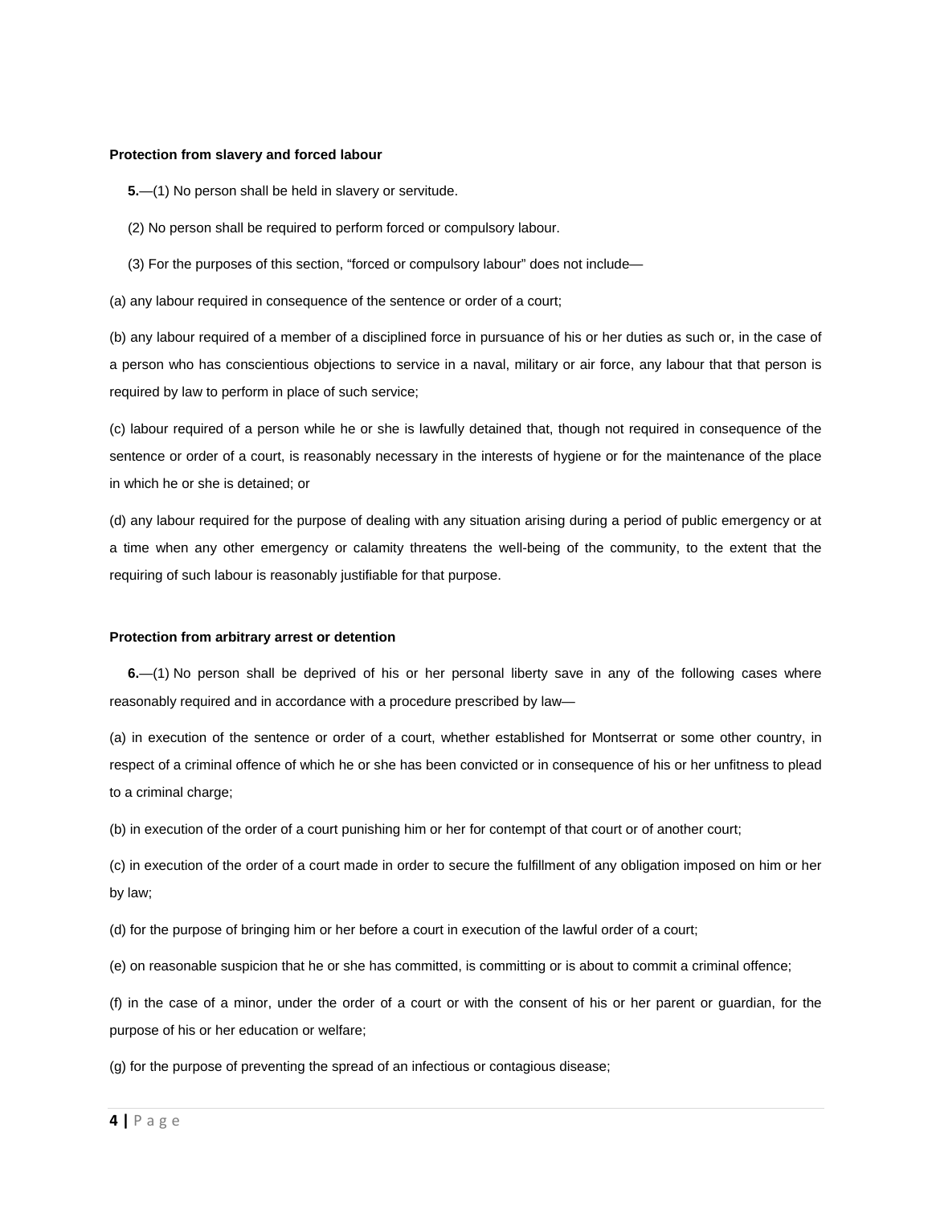**Protection from slavery and forced labour**

**5.**—(1) No person shall be held in slavery or servitude.

(2) No person shall be required to perform forced or compulsory labour.

(3) For the purposes of this section, “forced or compulsory labour” does not include—

(a) any labour required in consequence of the sentence or order of a court;

(b) any labour required of a member of a disciplined force in pursuance of his or her duties as such or, in the case of a person who has conscientious objections to service in a naval, military or air force, any labour that that person is required by law to perform in place of such service;

(c) labour required of a person while he or she is lawfully detained that, though not required in consequence of the sentence or order of a court, is reasonably necessary in the interests of hygiene or for the maintenance of the place in which he or she is detained; or

(d) any labour required for the purpose of dealing with any situation arising during a period of public emergency or at a time when any other emergency or calamity threatens the well-being of the community, to the extent that the requiring of such labour is reasonably justifiable for that purpose.

**Protection from arbitrary arrest or detention**

**6.**—(1) No person shall be deprived of his or her personal liberty save in any of the following cases where reasonably required and in accordance with a procedure prescribed by law—

(a) in execution of the sentence or order of a court, whether established for Montserrat or some other country, in respect of a criminal offence of which he or she has been convicted or in consequence of his or her unfitness to plead to a criminal charge;

(b) in execution of the order of a court punishing him or her for contempt of that court or of another court;

(c) in execution of the order of a court made in order to secure the fulfillment of any obligation imposed on him or her by law;

(d) for the purpose of bringing him or her before a court in execution of the lawful order of a court;

(e) on reasonable suspicion that he or she has committed, is committing or is about to commit a criminal offence;

(f) in the case of a minor, under the order of a court or with the consent of his or her parent or guardian, for the purpose of his or her education or welfare;

(g) for the purpose of preventing the spread of an infectious or contagious disease;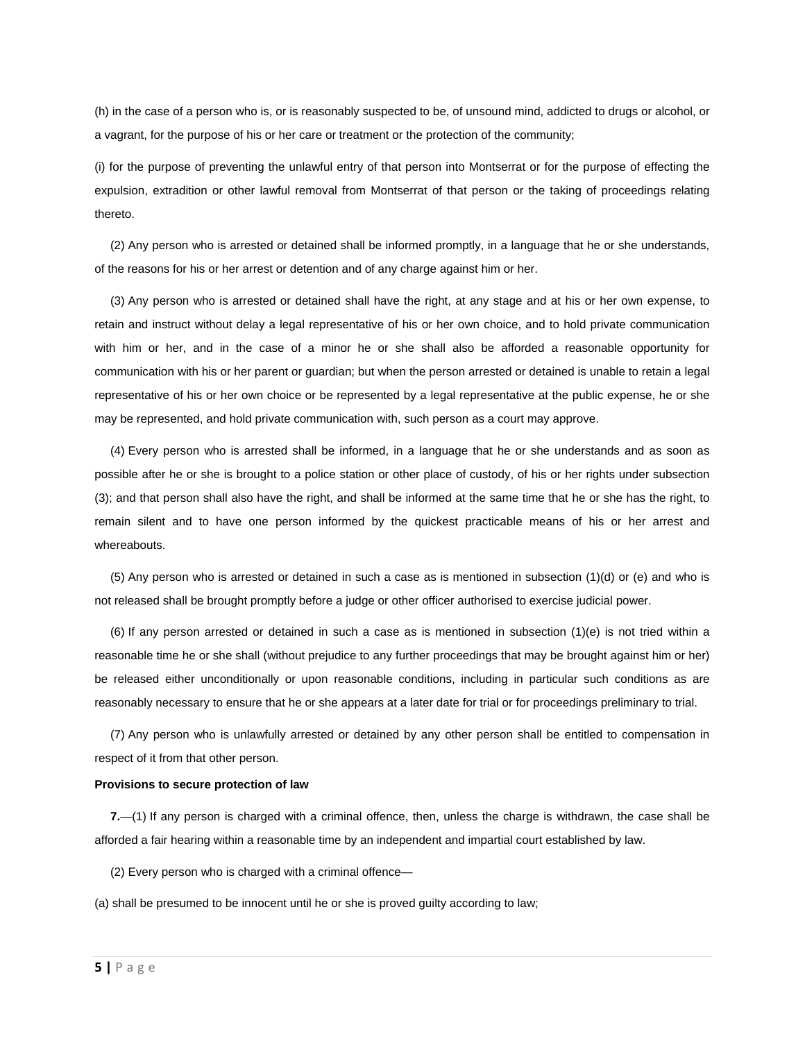(h) in the case of a person who is, or is reasonably suspected to be, of unsound mind, addicted to drugs or alcohol, or a vagrant, for the purpose of his or her care or treatment or the protection of the community;

(i) for the purpose of preventing the unlawful entry of that person into Montserrat or for the purpose of effecting the expulsion, extradition or other lawful removal from Montserrat of that person or the taking of proceedings relating thereto.

(2) Any person who is arrested or detained shall be informed promptly, in a language that he or she understands, of the reasons for his or her arrest or detention and of any charge against him or her.

(3) Any person who is arrested or detained shall have the right, at any stage and at his or her own expense, to retain and instruct without delay a legal representative of his or her own choice, and to hold private communication with him or her, and in the case of a minor he or she shall also be afforded a reasonable opportunity for communication with his or her parent or guardian; but when the person arrested or detained is unable to retain a legal representative of his or her own choice or be represented by a legal representative at the public expense, he or she may be represented, and hold private communication with, such person as a court may approve.

(4) Every person who is arrested shall be informed, in a language that he or she understands and as soon as possible after he or she is brought to a police station or other place of custody, of his or her rights under subsection (3); and that person shall also have the right, and shall be informed at the same time that he or she has the right, to remain silent and to have one person informed by the quickest practicable means of his or her arrest and whereabouts.

(5) Any person who is arrested or detained in such a case as is mentioned in subsection (1)(d) or (e) and who is not released shall be brought promptly before a judge or other officer authorised to exercise judicial power.

(6) If any person arrested or detained in such a case as is mentioned in subsection (1)(e) is not tried within a reasonable time he or she shall (without prejudice to any further proceedings that may be brought against him or her) be released either unconditionally or upon reasonable conditions, including in particular such conditions as are reasonably necessary to ensure that he or she appears at a later date for trial or for proceedings preliminary to trial.

(7) Any person who is unlawfully arrested or detained by any other person shall be entitled to compensation in respect of it from that other person.

**Provisions to secure protection of law**

**7.**—(1) If any person is charged with a criminal offence, then, unless the charge is withdrawn, the case shall be afforded a fair hearing within a reasonable time by an independent and impartial court established by law.

(2) Every person who is charged with a criminal offence—

(a) shall be presumed to be innocent until he or she is proved guilty according to law;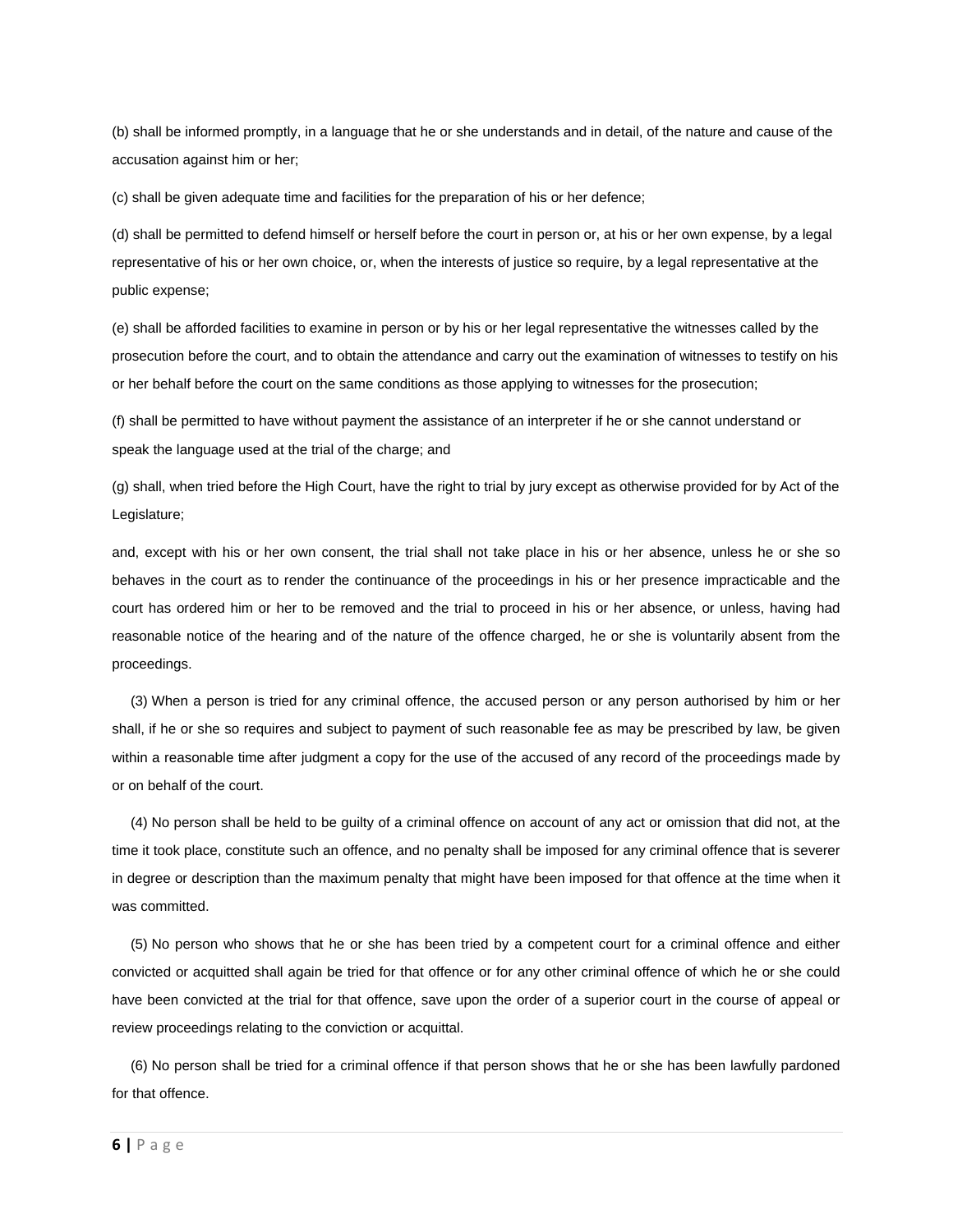(b) shall be informed promptly, in a language that he or she understands and in detail, of the nature and cause of the accusation against him or her;

(c) shall be given adequate time and facilities for the preparation of his or her defence;

(d) shall be permitted to defend himself or herself before the court in person or, at his or her own expense, by a legal representative of his or her own choice, or, when the interests of justice so require, by a legal representative at the public expense;

(e) shall be afforded facilities to examine in person or by his or her legal representative the witnesses called by the prosecution before the court, and to obtain the attendance and carry out the examination of witnesses to testify on his or her behalf before the court on the same conditions as those applying to witnesses for the prosecution;

(f) shall be permitted to have without payment the assistance of an interpreter if he or she cannot understand or speak the language used at the trial of the charge; and

(g) shall, when tried before the High Court, have the right to trial by jury except as otherwise provided for by Act of the Legislature;

and, except with his or her own consent, the trial shall not take place in his or her absence, unless he or she so behaves in the court as to render the continuance of the proceedings in his or her presence impracticable and the court has ordered him or her to be removed and the trial to proceed in his or her absence, or unless, having had reasonable notice of the hearing and of the nature of the offence charged, he or she is voluntarily absent from the proceedings.

(3) When a person is tried for any criminal offence, the accused person or any person authorised by him or her shall, if he or she so requires and subject to payment of such reasonable fee as may be prescribed by law, be given within a reasonable time after judgment a copy for the use of the accused of any record of the proceedings made by or on behalf of the court.

(4) No person shall be held to be guilty of a criminal offence on account of any act or omission that did not, at the time it took place, constitute such an offence, and no penalty shall be imposed for any criminal offence that is severer in degree or description than the maximum penalty that might have been imposed for that offence at the time when it was committed.

(5) No person who shows that he or she has been tried by a competent court for a criminal offence and either convicted or acquitted shall again be tried for that offence or for any other criminal offence of which he or she could have been convicted at the trial for that offence, save upon the order of a superior court in the course of appeal or review proceedings relating to the conviction or acquittal.

(6) No person shall be tried for a criminal offence if that person shows that he or she has been lawfully pardoned for that offence.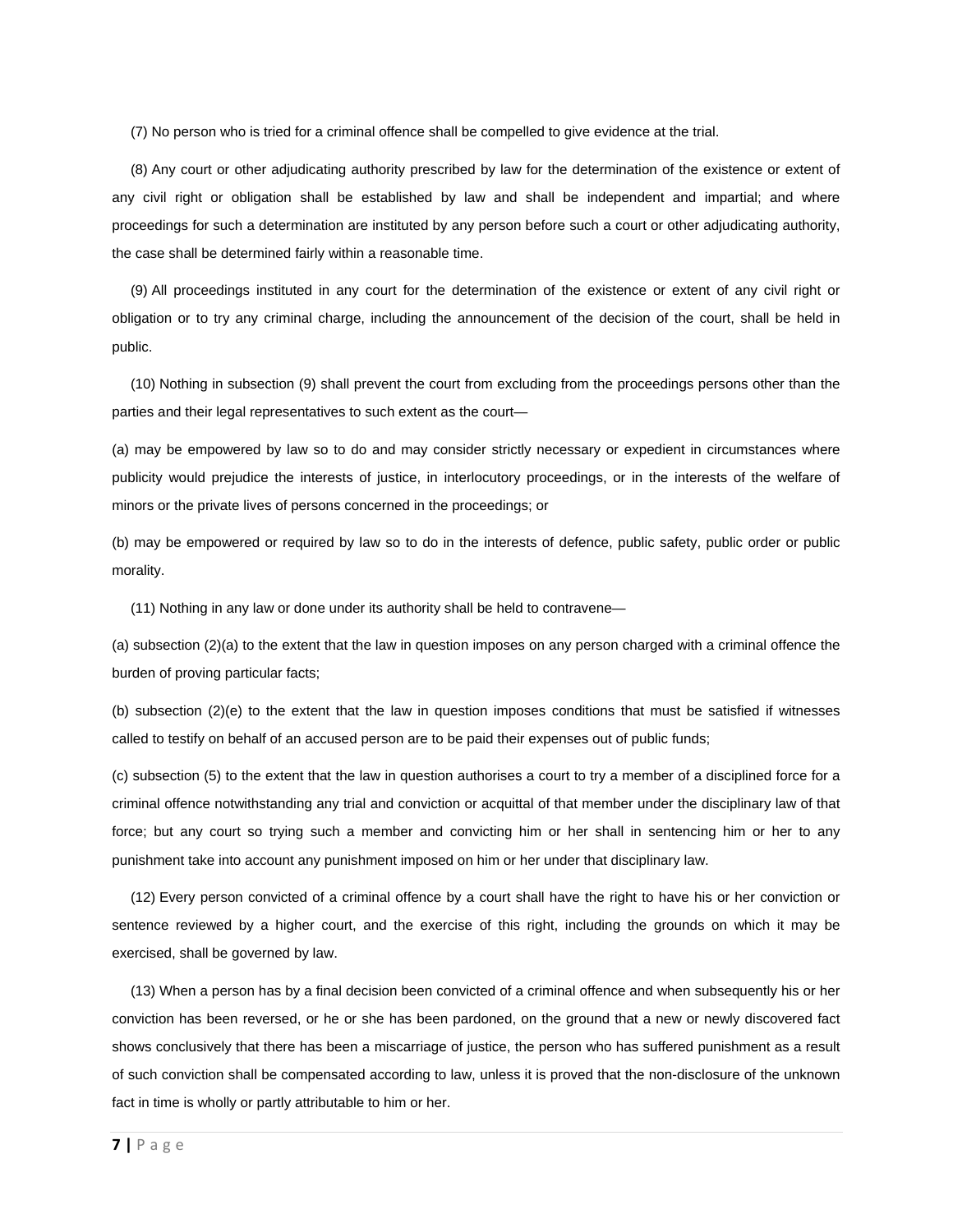(7) No person who is tried for a criminal offence shall be compelled to give evidence at the trial.

(8) Any court or other adjudicating authority prescribed by law for the determination of the existence or extent of any civil right or obligation shall be established by law and shall be independent and impartial; and where proceedings for such a determination are instituted by any person before such a court or other adjudicating authority, the case shall be determined fairly within a reasonable time.

(9) All proceedings instituted in any court for the determination of the existence or extent of any civil right or obligation or to try any criminal charge, including the announcement of the decision of the court, shall be held in public.

(10) Nothing in subsection (9) shall prevent the court from excluding from the proceedings persons other than the parties and their legal representatives to such extent as the court—

(a) may be empowered by law so to do and may consider strictly necessary or expedient in circumstances where publicity would prejudice the interests of justice, in interlocutory proceedings, or in the interests of the welfare of minors or the private lives of persons concerned in the proceedings; or

(b) may be empowered or required by law so to do in the interests of defence, public safety, public order or public morality.

(11) Nothing in any law or done under its authority shall be held to contravene—

(a) subsection (2)(a) to the extent that the law in question imposes on any person charged with a criminal offence the burden of proving particular facts;

(b) subsection (2)(e) to the extent that the law in question imposes conditions that must be satisfied if witnesses called to testify on behalf of an accused person are to be paid their expenses out of public funds;

(c) subsection (5) to the extent that the law in question authorises a court to try a member of a disciplined force for a criminal offence notwithstanding any trial and conviction or acquittal of that member under the disciplinary law of that force; but any court so trying such a member and convicting him or her shall in sentencing him or her to any punishment take into account any punishment imposed on him or her under that disciplinary law.

(12) Every person convicted of a criminal offence by a court shall have the right to have his or her conviction or sentence reviewed by a higher court, and the exercise of this right, including the grounds on which it may be exercised, shall be governed by law.

(13) When a person has by a final decision been convicted of a criminal offence and when subsequently his or her conviction has been reversed, or he or she has been pardoned, on the ground that a new or newly discovered fact shows conclusively that there has been a miscarriage of justice, the person who has suffered punishment as a result of such conviction shall be compensated according to law, unless it is proved that the non-disclosure of the unknown fact in time is wholly or partly attributable to him or her.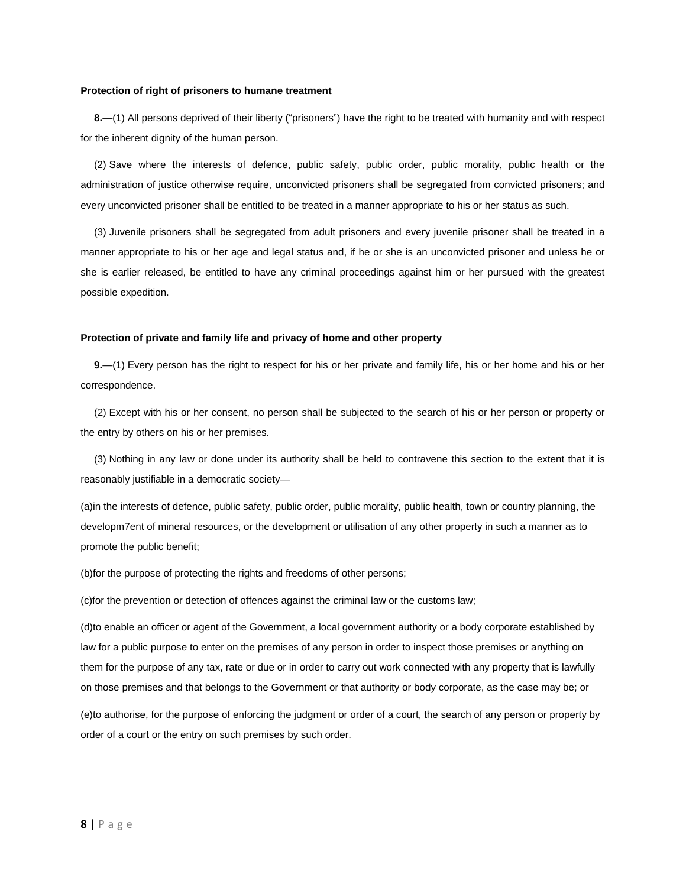**Protection of right of prisoners to humane treatment**

**8.**—(1) All persons deprived of their liberty (“prisoners”) have the right to be treated with humanity and with respect for the inherent dignity of the human person.

(2) Save where the interests of defence, public safety, public order, public morality, public health or the administration of justice otherwise require, unconvicted prisoners shall be segregated from convicted prisoners; and every unconvicted prisoner shall be entitled to be treated in a manner appropriate to his or her status as such.

(3) Juvenile prisoners shall be segregated from adult prisoners and every juvenile prisoner shall be treated in a manner appropriate to his or her age and legal status and, if he or she is an unconvicted prisoner and unless he or she is earlier released, be entitled to have any criminal proceedings against him or her pursued with the greatest possible expedition.

**Protection of private and family life and privacy of home and other property**

**9.**—(1) Every person has the right to respect for his or her private and family life, his or her home and his or her correspondence.

(2) Except with his or her consent, no person shall be subjected to the search of his or her person or property or the entry by others on his or her premises.

(3) Nothing in any law or done under its authority shall be held to contravene this section to the extent that it is reasonably justifiable in a democratic society—

(a)in the interests of defence, public safety, public order, public morality, public health, town or country planning, the developm7ent of mineral resources, or the development or utilisation of any other property in such a manner as to promote the public benefit;

(b)for the purpose of protecting the rights and freedoms of other persons;

(c)for the prevention or detection of offences against the criminal law or the customs law;

(d)to enable an officer or agent of the Government, a local government authority or a body corporate established by law for a public purpose to enter on the premises of any person in order to inspect those premises or anything on them for the purpose of any tax, rate or due or in order to carry out work connected with any property that is lawfully on those premises and that belongs to the Government or that authority or body corporate, as the case may be; or

(e)to authorise, for the purpose of enforcing the judgment or order of a court, the search of any person or property by order of a court or the entry on such premises by such order.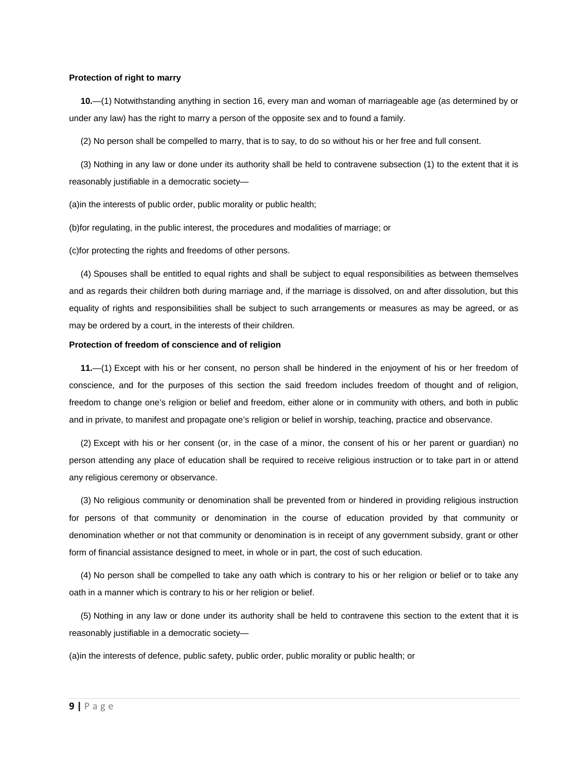**Protection of right to marry**

**10.**—(1) Notwithstanding anything in section 16, every man and woman of marriageable age (as determined by or under any law) has the right to marry a person of the opposite sex and to found a family.

(2) No person shall be compelled to marry, that is to say, to do so without his or her free and full consent.

(3) Nothing in any law or done under its authority shall be held to contravene subsection (1) to the extent that it is reasonably justifiable in a democratic society—

(a)in the interests of public order, public morality or public health;

(b)for regulating, in the public interest, the procedures and modalities of marriage; or

(c)for protecting the rights and freedoms of other persons.

(4) Spouses shall be entitled to equal rights and shall be subject to equal responsibilities as between themselves and as regards their children both during marriage and, if the marriage is dissolved, on and after dissolution, but this equality of rights and responsibilities shall be subject to such arrangements or measures as may be agreed, or as may be ordered by a court, in the interests of their children.

**Protection of freedom of conscience and of religion**

**11.**—(1) Except with his or her consent, no person shall be hindered in the enjoyment of his or her freedom of conscience, and for the purposes of this section the said freedom includes freedom of thought and of religion, freedom to change one's religion or belief and freedom, either alone or in community with others, and both in public and in private, to manifest and propagate one's religion or belief in worship, teaching, practice and observance.

(2) Except with his or her consent (or, in the case of a minor, the consent of his or her parent or guardian) no person attending any place of education shall be required to receive religious instruction or to take part in or attend any religious ceremony or observance.

(3) No religious community or denomination shall be prevented from or hindered in providing religious instruction for persons of that community or denomination in the course of education provided by that community or denomination whether or not that community or denomination is in receipt of any government subsidy, grant or other form of financial assistance designed to meet, in whole or in part, the cost of such education.

(4) No person shall be compelled to take any oath which is contrary to his or her religion or belief or to take any oath in a manner which is contrary to his or her religion or belief.

(5) Nothing in any law or done under its authority shall be held to contravene this section to the extent that it is reasonably justifiable in a democratic society—

(a)in the interests of defence, public safety, public order, public morality or public health; or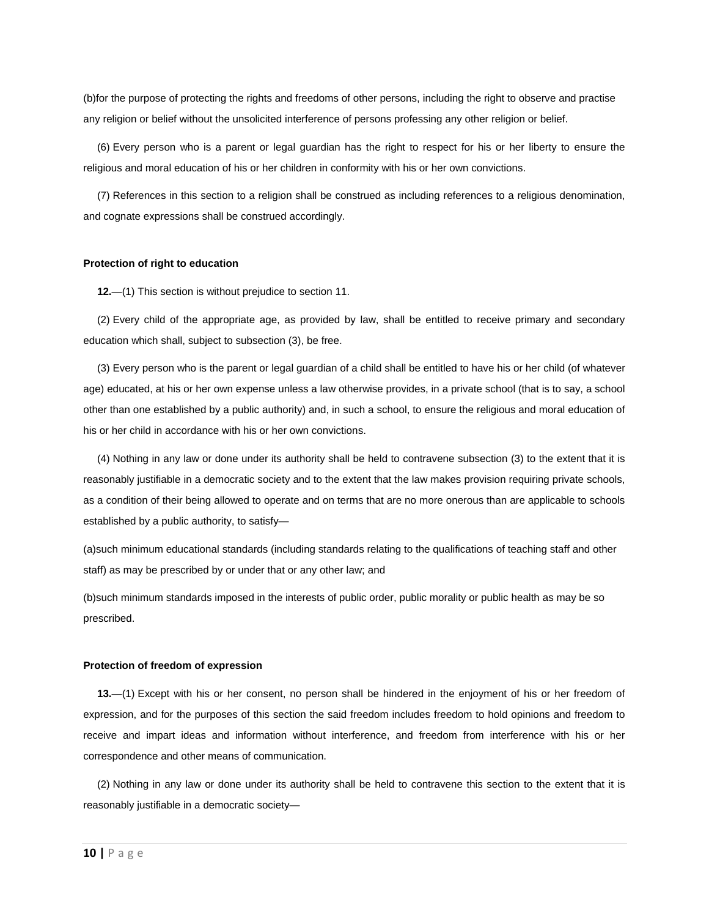(b)for the purpose of protecting the rights and freedoms of other persons, including the right to observe and practise any religion or belief without the unsolicited interference of persons professing any other religion or belief.

(6) Every person who is a parent or legal guardian has the right to respect for his or her liberty to ensure the religious and moral education of his or her children in conformity with his or her own convictions.

(7) References in this section to a religion shall be construed as including references to a religious denomination, and cognate expressions shall be construed accordingly.

**Protection of right to education**

**12.**—(1) This section is without prejudice to section 11.

(2) Every child of the appropriate age, as provided by law, shall be entitled to receive primary and secondary education which shall, subject to subsection (3), be free.

(3) Every person who is the parent or legal guardian of a child shall be entitled to have his or her child (of whatever age) educated, at his or her own expense unless a law otherwise provides, in a private school (that is to say, a school other than one established by a public authority) and, in such a school, to ensure the religious and moral education of his or her child in accordance with his or her own convictions.

(4) Nothing in any law or done under its authority shall be held to contravene subsection (3) to the extent that it is reasonably justifiable in a democratic society and to the extent that the law makes provision requiring private schools, as a condition of their being allowed to operate and on terms that are no more onerous than are applicable to schools established by a public authority, to satisfy—

(a)such minimum educational standards (including standards relating to the qualifications of teaching staff and other staff) as may be prescribed by or under that or any other law; and

(b)such minimum standards imposed in the interests of public order, public morality or public health as may be so prescribed.

**Protection of freedom of expression**

**13.**—(1) Except with his or her consent, no person shall be hindered in the enjoyment of his or her freedom of expression, and for the purposes of this section the said freedom includes freedom to hold opinions and freedom to receive and impart ideas and information without interference, and freedom from interference with his or her correspondence and other means of communication.

(2) Nothing in any law or done under its authority shall be held to contravene this section to the extent that it is reasonably justifiable in a democratic society—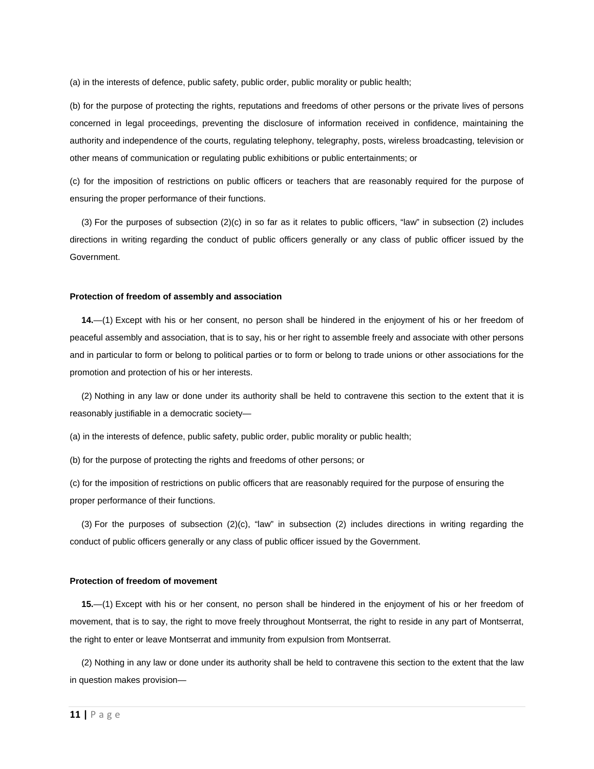(a) in the interests of defence, public safety, public order, public morality or public health;

(b) for the purpose of protecting the rights, reputations and freedoms of other persons or the private lives of persons concerned in legal proceedings, preventing the disclosure of information received in confidence, maintaining the authority and independence of the courts, regulating telephony, telegraphy, posts, wireless broadcasting, television or other means of communication or regulating public exhibitions or public entertainments; or

(c) for the imposition of restrictions on public officers or teachers that are reasonably required for the purpose of ensuring the proper performance of their functions.

(3) For the purposes of subsection (2)(c) in so far as it relates to public officers, "law" in subsection (2) includes directions in writing regarding the conduct of public officers generally or any class of public officer issued by the Government.

**Protection of freedom of assembly and association**

**14.**—(1) Except with his or her consent, no person shall be hindered in the enjoyment of his or her freedom of peaceful assembly and association, that is to say, his or her right to assemble freely and associate with other persons and in particular to form or belong to political parties or to form or belong to trade unions or other associations for the promotion and protection of his or her interests.

(2) Nothing in any law or done under its authority shall be held to contravene this section to the extent that it is reasonably justifiable in a democratic society—

(a) in the interests of defence, public safety, public order, public morality or public health;

(b) for the purpose of protecting the rights and freedoms of other persons; or

(c) for the imposition of restrictions on public officers that are reasonably required for the purpose of ensuring the proper performance of their functions.

(3) For the purposes of subsection (2)(c), "law" in subsection (2) includes directions in writing regarding the conduct of public officers generally or any class of public officer issued by the Government.

**Protection of freedom of movement**

**15.**—(1) Except with his or her consent, no person shall be hindered in the enjoyment of his or her freedom of movement, that is to say, the right to move freely throughout Montserrat, the right to reside in any part of Montserrat, the right to enter or leave Montserrat and immunity from expulsion from Montserrat.

(2) Nothing in any law or done under its authority shall be held to contravene this section to the extent that the law in question makes provision—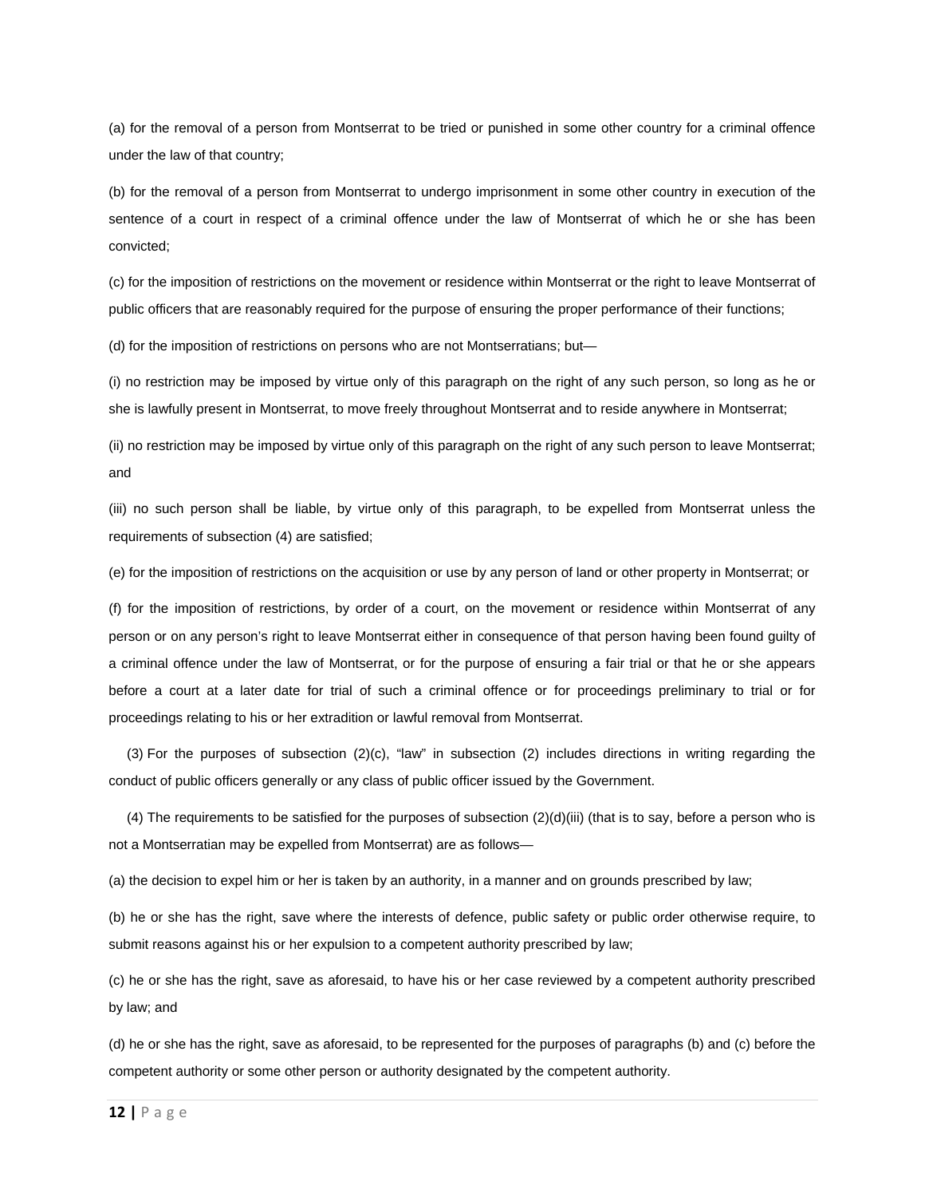(a) for the removal of a person from Montserrat to be tried or punished in some other country for a criminal offence under the law of that country;

(b) for the removal of a person from Montserrat to undergo imprisonment in some other country in execution of the sentence of a court in respect of a criminal offence under the law of Montserrat of which he or she has been convicted;

(c) for the imposition of restrictions on the movement or residence within Montserrat or the right to leave Montserrat of public officers that are reasonably required for the purpose of ensuring the proper performance of their functions;

(d) for the imposition of restrictions on persons who are not Montserratians; but—

(i) no restriction may be imposed by virtue only of this paragraph on the right of any such person, so long as he or she is lawfully present in Montserrat, to move freely throughout Montserrat and to reside anywhere in Montserrat;

(ii) no restriction may be imposed by virtue only of this paragraph on the right of any such person to leave Montserrat; and

(iii) no such person shall be liable, by virtue only of this paragraph, to be expelled from Montserrat unless the requirements of subsection (4) are satisfied;

(e) for the imposition of restrictions on the acquisition or use by any person of land or other property in Montserrat; or

(f) for the imposition of restrictions, by order of a court, on the movement or residence within Montserrat of any person or on any person's right to leave Montserrat either in consequence of that person having been found guilty of a criminal offence under the law of Montserrat, or for the purpose of ensuring a fair trial or that he or she appears before a court at a later date for trial of such a criminal offence or for proceedings preliminary to trial or for proceedings relating to his or her extradition or lawful removal from Montserrat.

(3) For the purposes of subsection (2)(c), "law" in subsection (2) includes directions in writing regarding the conduct of public officers generally or any class of public officer issued by the Government.

(4) The requirements to be satisfied for the purposes of subsection (2)(d)(iii) (that is to say, before a person who is not a Montserratian may be expelled from Montserrat) are as follows—

(a) the decision to expel him or her is taken by an authority, in a manner and on grounds prescribed by law;

(b) he or she has the right, save where the interests of defence, public safety or public order otherwise require, to submit reasons against his or her expulsion to a competent authority prescribed by law;

(c) he or she has the right, save as aforesaid, to have his or her case reviewed by a competent authority prescribed by law; and

(d) he or she has the right, save as aforesaid, to be represented for the purposes of paragraphs (b) and (c) before the competent authority or some other person or authority designated by the competent authority.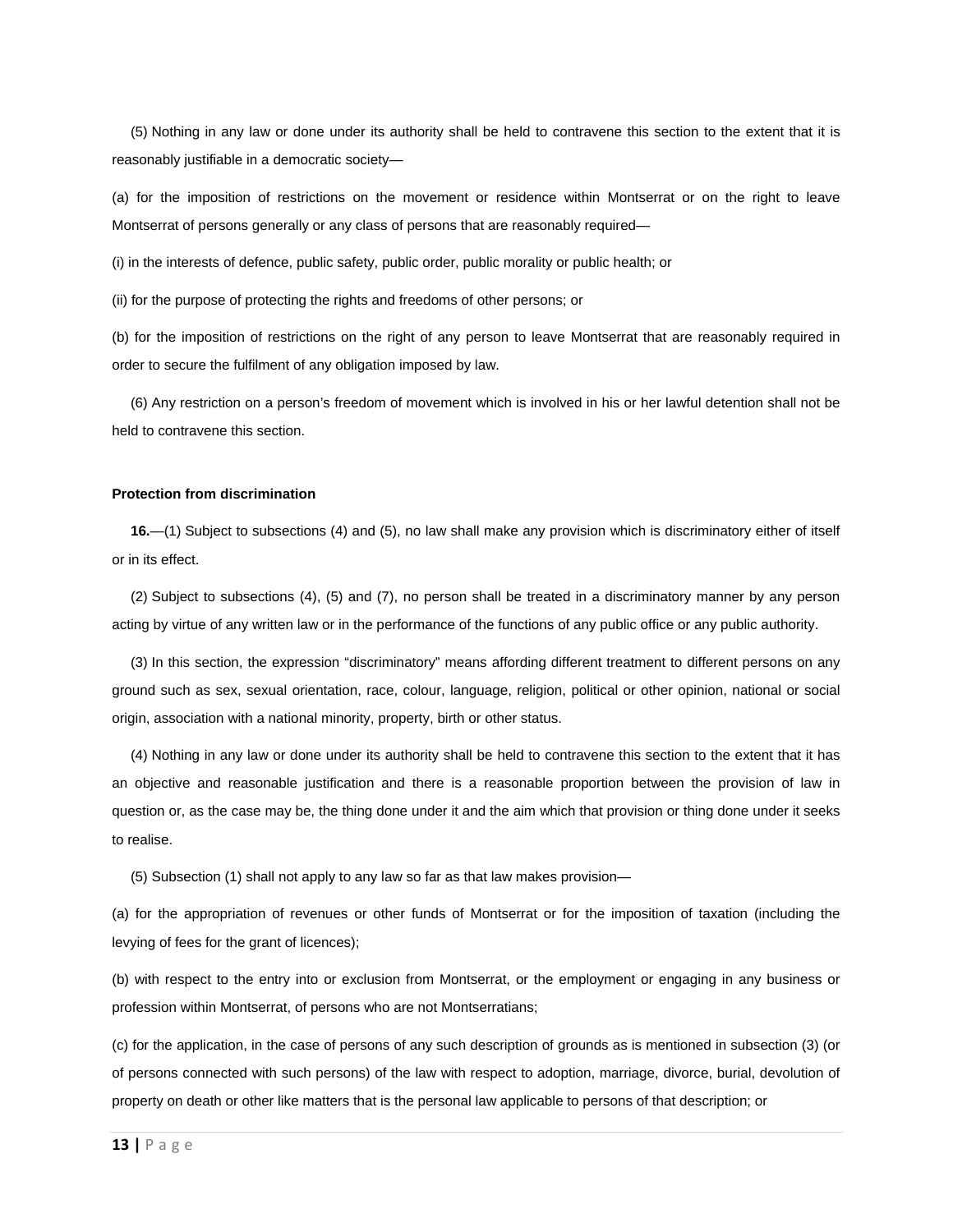(5) Nothing in any law or done under its authority shall be held to contravene this section to the extent that it is reasonably justifiable in a democratic society—

(a) for the imposition of restrictions on the movement or residence within Montserrat or on the right to leave Montserrat of persons generally or any class of persons that are reasonably required—

(i) in the interests of defence, public safety, public order, public morality or public health; or

(ii) for the purpose of protecting the rights and freedoms of other persons; or

(b) for the imposition of restrictions on the right of any person to leave Montserrat that are reasonably required in order to secure the fulfilment of any obligation imposed by law.

(6) Any restriction on a person's freedom of movement which is involved in his or her lawful detention shall not be held to contravene this section.

**Protection from discrimination**

**16.**—(1) Subject to subsections (4) and (5), no law shall make any provision which is discriminatory either of itself or in its effect.

(2) Subject to subsections (4), (5) and (7), no person shall be treated in a discriminatory manner by any person acting by virtue of any written law or in the performance of the functions of any public office or any public authority.

(3) In this section, the expression "discriminatory" means affording different treatment to different persons on any ground such as sex, sexual orientation, race, colour, language, religion, political or other opinion, national or social origin, association with a national minority, property, birth or other status.

(4) Nothing in any law or done under its authority shall be held to contravene this section to the extent that it has an objective and reasonable justification and there is a reasonable proportion between the provision of law in question or, as the case may be, the thing done under it and the aim which that provision or thing done under it seeks to realise.

(5) Subsection (1) shall not apply to any law so far as that law makes provision—

(a) for the appropriation of revenues or other funds of Montserrat or for the imposition of taxation (including the levying of fees for the grant of licences);

(b) with respect to the entry into or exclusion from Montserrat, or the employment or engaging in any business or profession within Montserrat, of persons who are not Montserratians;

(c) for the application, in the case of persons of any such description of grounds as is mentioned in subsection (3) (or of persons connected with such persons) of the law with respect to adoption, marriage, divorce, burial, devolution of property on death or other like matters that is the personal law applicable to persons of that description; or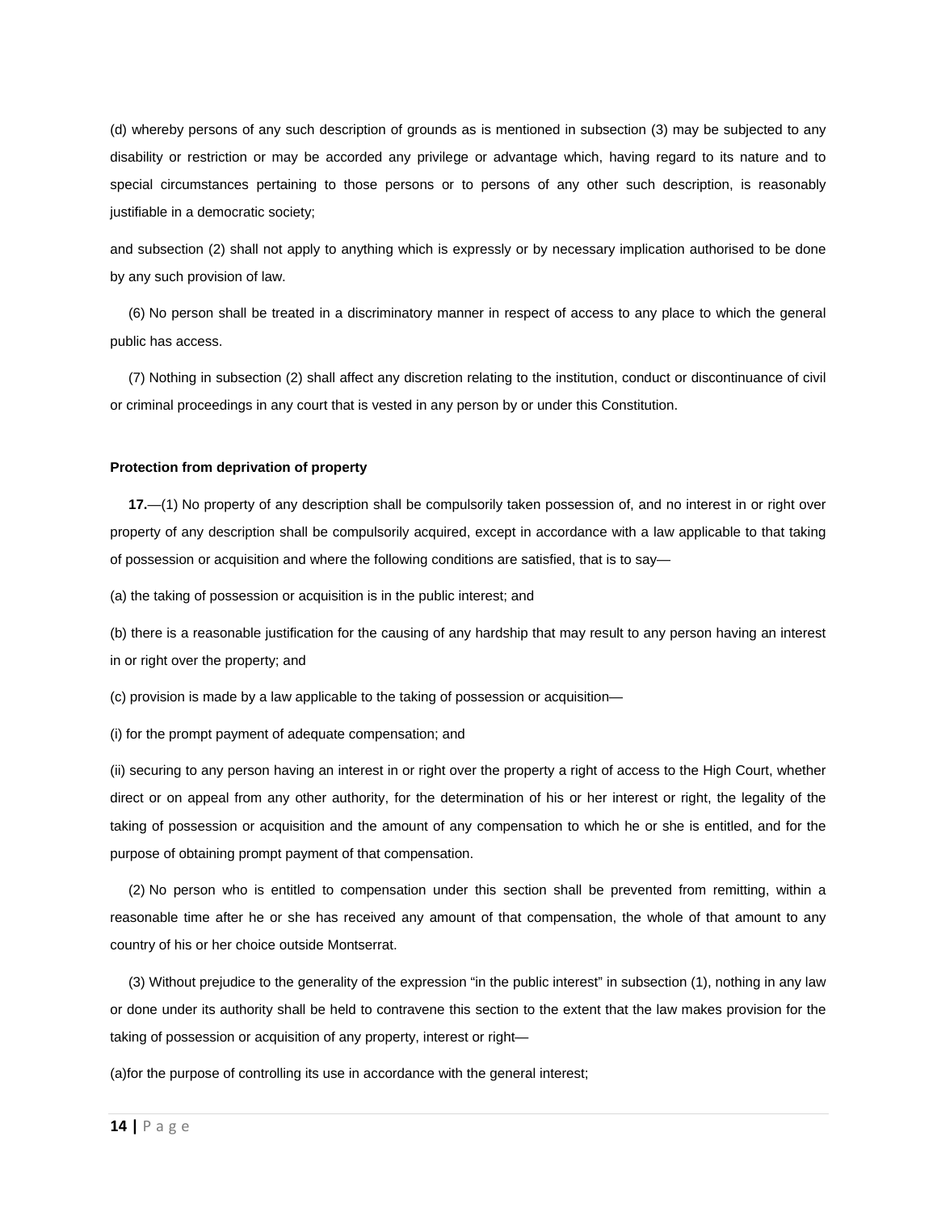(d) whereby persons of any such description of grounds as is mentioned in subsection (3) may be subjected to any disability or restriction or may be accorded any privilege or advantage which, having regard to its nature and to special circumstances pertaining to those persons or to persons of any other such description, is reasonably justifiable in a democratic society;

and subsection (2) shall not apply to anything which is expressly or by necessary implication authorised to be done by any such provision of law.

(6) No person shall be treated in a discriminatory manner in respect of access to any place to which the general public has access.

(7) Nothing in subsection (2) shall affect any discretion relating to the institution, conduct or discontinuance of civil or criminal proceedings in any court that is vested in any person by or under this Constitution.

**Protection from deprivation of property**

**17.**—(1) No property of any description shall be compulsorily taken possession of, and no interest in or right over property of any description shall be compulsorily acquired, except in accordance with a law applicable to that taking of possession or acquisition and where the following conditions are satisfied, that is to say—

(a) the taking of possession or acquisition is in the public interest; and

(b) there is a reasonable justification for the causing of any hardship that may result to any person having an interest in or right over the property; and

(c) provision is made by a law applicable to the taking of possession or acquisition—

(i) for the prompt payment of adequate compensation; and

(ii) securing to any person having an interest in or right over the property a right of access to the High Court, whether direct or on appeal from any other authority, for the determination of his or her interest or right, the legality of the taking of possession or acquisition and the amount of any compensation to which he or she is entitled, and for the purpose of obtaining prompt payment of that compensation.

(2) No person who is entitled to compensation under this section shall be prevented from remitting, within a reasonable time after he or she has received any amount of that compensation, the whole of that amount to any country of his or her choice outside Montserrat.

(3) Without prejudice to the generality of the expression "in the public interest" in subsection (1), nothing in any law or done under its authority shall be held to contravene this section to the extent that the law makes provision for the taking of possession or acquisition of any property, interest or right—

(a)for the purpose of controlling its use in accordance with the general interest;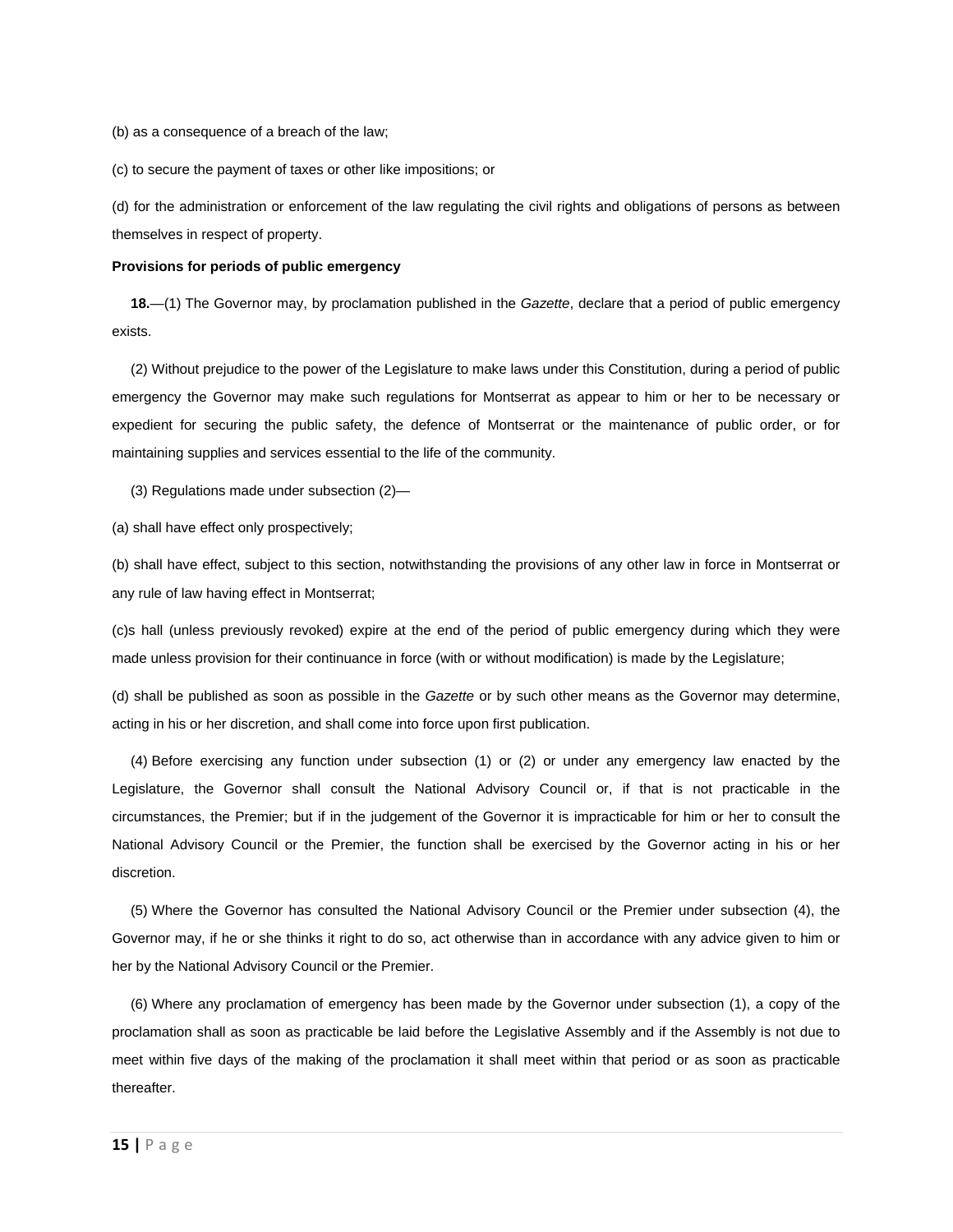(b) as a consequence of a breach of the law;

(c) to secure the payment of taxes or other like impositions; or

(d) for the administration or enforcement of the law regulating the civil rights and obligations of persons as between themselves in respect of property.

**Provisions for periods of public emergency**

**18.**—(1) The Governor may, by proclamation published in the *Gazette*, declare that a period of public emergency exists.

(2) Without prejudice to the power of the Legislature to make laws under this Constitution, during a period of public emergency the Governor may make such regulations for Montserrat as appear to him or her to be necessary or expedient for securing the public safety, the defence of Montserrat or the maintenance of public order, or for maintaining supplies and services essential to the life of the community.

(3) Regulations made under subsection (2)—

(a) shall have effect only prospectively;

(b) shall have effect, subject to this section, notwithstanding the provisions of any other law in force in Montserrat or any rule of law having effect in Montserrat;

(c)s hall (unless previously revoked) expire at the end of the period of public emergency during which they were made unless provision for their continuance in force (with or without modification) is made by the Legislature;

(d) shall be published as soon as possible in the *Gazette* or by such other means as the Governor may determine, acting in his or her discretion, and shall come into force upon first publication.

(4) Before exercising any function under subsection (1) or (2) or under any emergency law enacted by the Legislature, the Governor shall consult the National Advisory Council or, if that is not practicable in the circumstances, the Premier; but if in the judgement of the Governor it is impracticable for him or her to consult the National Advisory Council or the Premier, the function shall be exercised by the Governor acting in his or her discretion.

(5) Where the Governor has consulted the National Advisory Council or the Premier under subsection (4), the Governor may, if he or she thinks it right to do so, act otherwise than in accordance with any advice given to him or her by the National Advisory Council or the Premier.

(6) Where any proclamation of emergency has been made by the Governor under subsection (1), a copy of the proclamation shall as soon as practicable be laid before the Legislative Assembly and if the Assembly is not due to meet within five days of the making of the proclamation it shall meet within that period or as soon as practicable thereafter.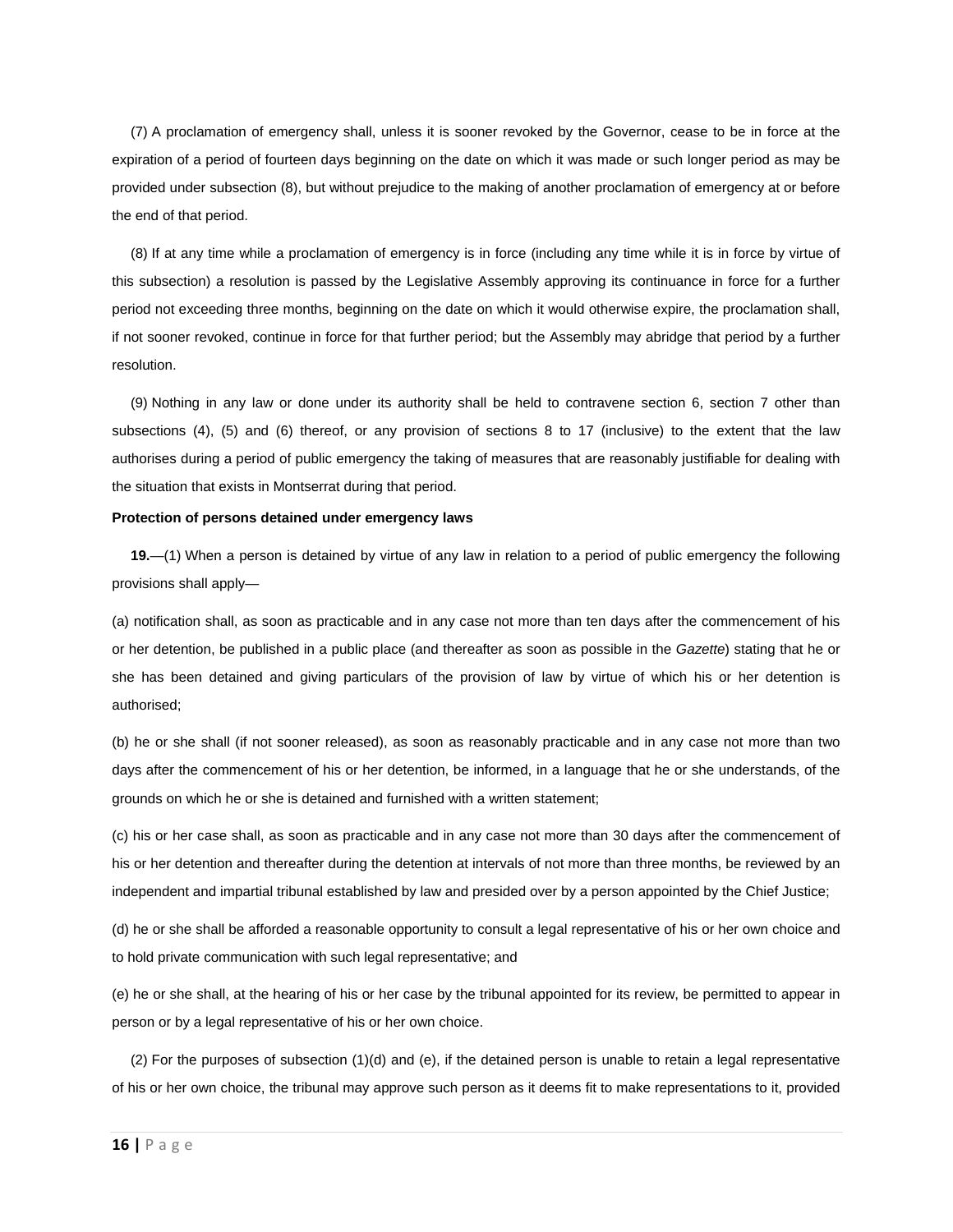(7) A proclamation of emergency shall, unless it is sooner revoked by the Governor, cease to be in force at the expiration of a period of fourteen days beginning on the date on which it was made or such longer period as may be provided under subsection (8), but without prejudice to the making of another proclamation of emergency at or before the end of that period.

(8) If at any time while a proclamation of emergency is in force (including any time while it is in force by virtue of this subsection) a resolution is passed by the Legislative Assembly approving its continuance in force for a further period not exceeding three months, beginning on the date on which it would otherwise expire, the proclamation shall, if not sooner revoked, continue in force for that further period; but the Assembly may abridge that period by a further resolution.

(9) Nothing in any law or done under its authority shall be held to contravene section 6, section 7 other than subsections (4), (5) and (6) thereof, or any provision of sections 8 to 17 (inclusive) to the extent that the law authorises during a period of public emergency the taking of measures that are reasonably justifiable for dealing with the situation that exists in Montserrat during that period.

**Protection of persons detained under emergency laws**

**19.**—(1) When a person is detained by virtue of any law in relation to a period of public emergency the following provisions shall apply—

(a) notification shall, as soon as practicable and in any case not more than ten days after the commencement of his or her detention, be published in a public place (and thereafter as soon as possible in the *Gazette*) stating that he or she has been detained and giving particulars of the provision of law by virtue of which his or her detention is authorised;

(b) he or she shall (if not sooner released), as soon as reasonably practicable and in any case not more than two days after the commencement of his or her detention, be informed, in a language that he or she understands, of the grounds on which he or she is detained and furnished with a written statement;

(c) his or her case shall, as soon as practicable and in any case not more than 30 days after the commencement of his or her detention and thereafter during the detention at intervals of not more than three months, be reviewed by an independent and impartial tribunal established by law and presided over by a person appointed by the Chief Justice;

(d) he or she shall be afforded a reasonable opportunity to consult a legal representative of his or her own choice and to hold private communication with such legal representative; and

(e) he or she shall, at the hearing of his or her case by the tribunal appointed for its review, be permitted to appear in person or by a legal representative of his or her own choice.

(2) For the purposes of subsection (1)(d) and (e), if the detained person is unable to retain a legal representative of his or her own choice, the tribunal may approve such person as it deems fit to make representations to it, provided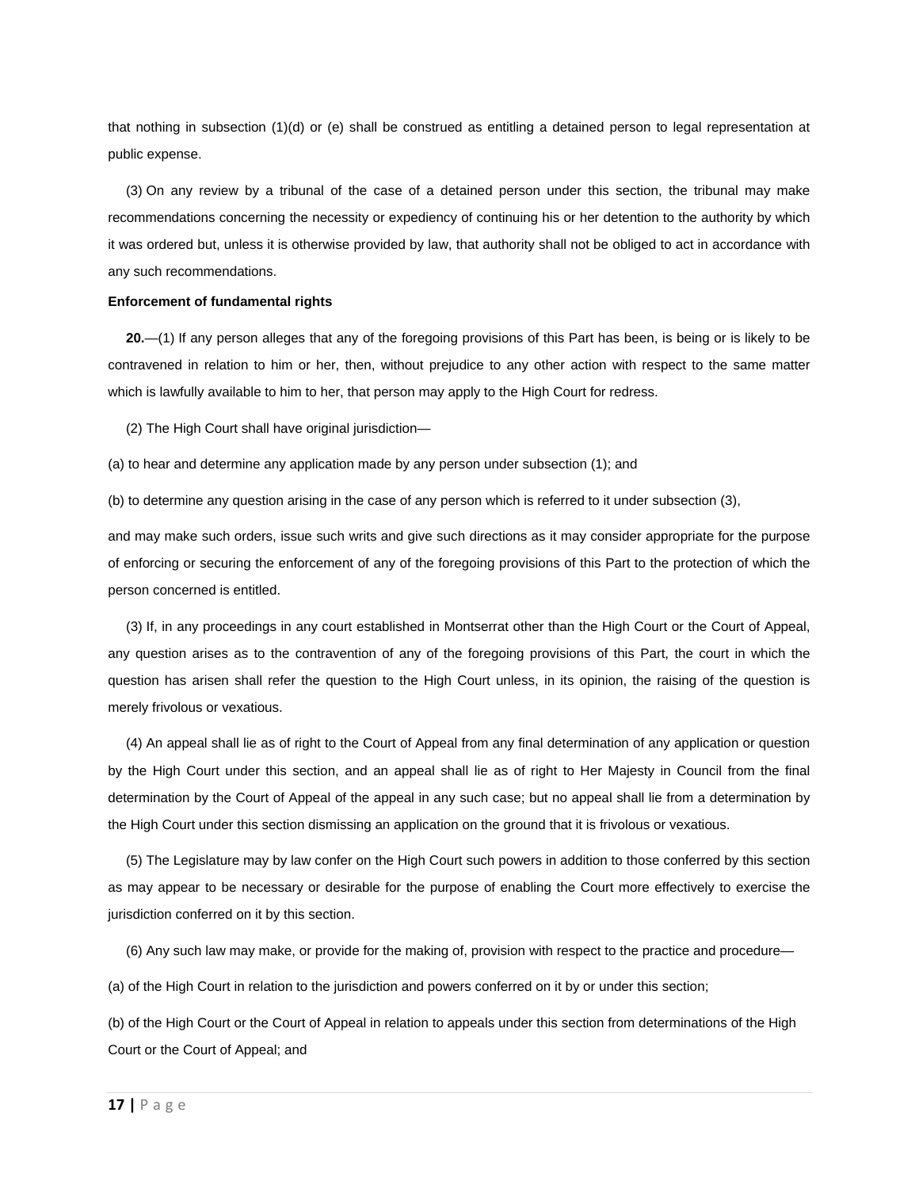that nothing in subsection (1)(d) or (e) shall be construed as entitling a detained person to legal representation at public expense.

(3) On any review by a tribunal of the case of a detained person under this section, the tribunal may make recommendations concerning the necessity or expediency of continuing his or her detention to the authority by which it was ordered but, unless it is otherwise provided by law, that authority shall not be obliged to act in accordance with any such recommendations.

**Enforcement of fundamental rights**

**20.**—(1) If any person alleges that any of the foregoing provisions of this Part has been, is being or is likely to be contravened in relation to him or her, then, without prejudice to any other action with respect to the same matter which is lawfully available to him to her, that person may apply to the High Court for redress.

(2) The High Court shall have original jurisdiction—

(a) to hear and determine any application made by any person under subsection (1); and

(b) to determine any question arising in the case of any person which is referred to it under subsection (3),

and may make such orders, issue such writs and give such directions as it may consider appropriate for the purpose of enforcing or securing the enforcement of any of the foregoing provisions of this Part to the protection of which the person concerned is entitled.

(3) If, in any proceedings in any court established in Montserrat other than the High Court or the Court of Appeal, any question arises as to the contravention of any of the foregoing provisions of this Part, the court in which the question has arisen shall refer the question to the High Court unless, in its opinion, the raising of the question is merely frivolous or vexatious.

(4) An appeal shall lie as of right to the Court of Appeal from any final determination of any application or question by the High Court under this section, and an appeal shall lie as of right to Her Majesty in Council from the final determination by the Court of Appeal of the appeal in any such case; but no appeal shall lie from a determination by the High Court under this section dismissing an application on the ground that it is frivolous or vexatious.

(5) The Legislature may by law confer on the High Court such powers in addition to those conferred by this section as may appear to be necessary or desirable for the purpose of enabling the Court more effectively to exercise the jurisdiction conferred on it by this section.

(6) Any such law may make, or provide for the making of, provision with respect to the practice and procedure—

(a) of the High Court in relation to the jurisdiction and powers conferred on it by or under this section;

(b) of the High Court or the Court of Appeal in relation to appeals under this section from determinations of the High Court or the Court of Appeal; and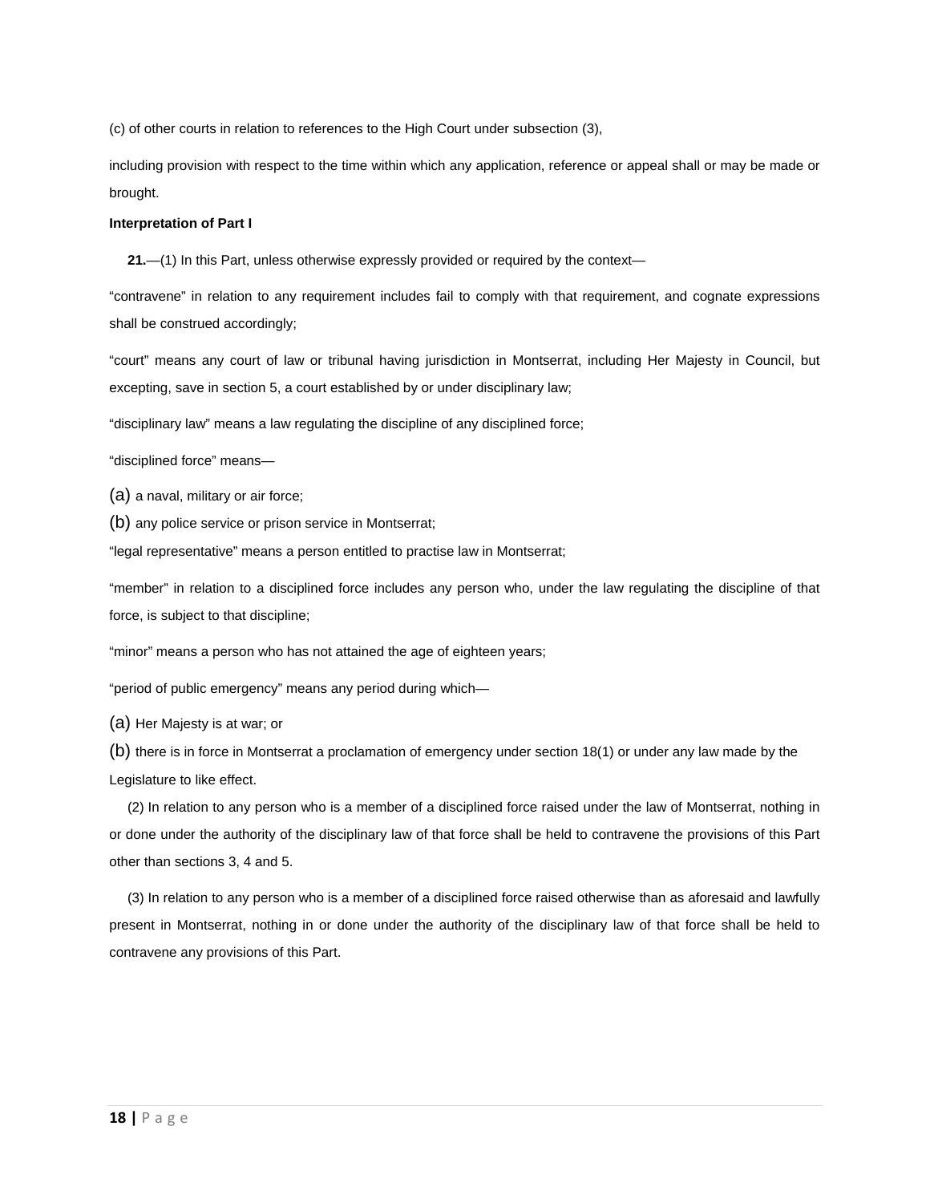(c) of other courts in relation to references to the High Court under subsection (3),

including provision with respect to the time within which any application, reference or appeal shall or may be made or brought.

**Interpretation of Part I**

**21.**—(1) In this Part, unless otherwise expressly provided or required by the context—

“contravene” in relation to any requirement includes fail to comply with that requirement, and cognate expressions shall be construed accordingly;

“court” means any court of law or tribunal having jurisdiction in Montserrat, including Her Majesty in Council, but excepting, save in section 5, a court established by or under disciplinary law;

“disciplinary law” means a law regulating the discipline of any disciplined force;

“disciplined force” means—

(a) a naval, military or air force;

(b) any police service or prison service in Montserrat;

“legal representative” means a person entitled to practise law in Montserrat;

“member” in relation to a disciplined force includes any person who, under the law regulating the discipline of that force, is subject to that discipline;

“minor” means a person who has not attained the age of eighteen years;

“period of public emergency” means any period during which—

(a) Her Majesty is at war; or

(b) there is in force in Montserrat a proclamation of emergency under section 18(1) or under any law made by the Legislature to like effect.

(2) In relation to any person who is a member of a disciplined force raised under the law of Montserrat, nothing in or done under the authority of the disciplinary law of that force shall be held to contravene the provisions of this Part other than sections 3, 4 and 5.

(3) In relation to any person who is a member of a disciplined force raised otherwise than as aforesaid and lawfully present in Montserrat, nothing in or done under the authority of the disciplinary law of that force shall be held to contravene any provisions of this Part.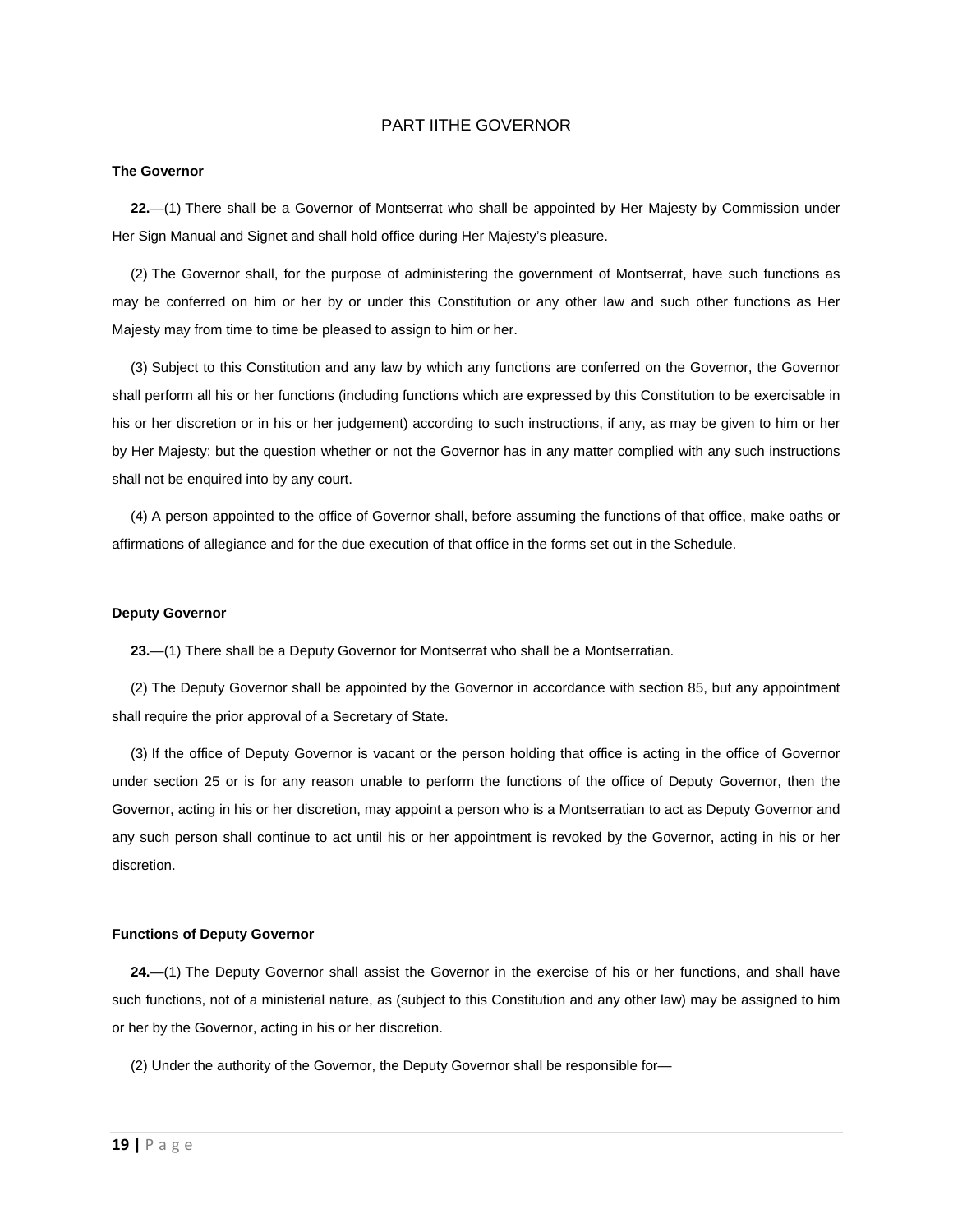# PART IITHE GOVERNOR

**The Governor**

**22.**—(1) There shall be a Governor of Montserrat who shall be appointed by Her Majesty by Commission under Her Sign Manual and Signet and shall hold office during Her Majesty's pleasure.

(2) The Governor shall, for the purpose of administering the government of Montserrat, have such functions as may be conferred on him or her by or under this Constitution or any other law and such other functions as Her Majesty may from time to time be pleased to assign to him or her.

(3) Subject to this Constitution and any law by which any functions are conferred on the Governor, the Governor shall perform all his or her functions (including functions which are expressed by this Constitution to be exercisable in his or her discretion or in his or her judgement) according to such instructions, if any, as may be given to him or her by Her Majesty; but the question whether or not the Governor has in any matter complied with any such instructions shall not be enquired into by any court.

(4) A person appointed to the office of Governor shall, before assuming the functions of that office, make oaths or affirmations of allegiance and for the due execution of that office in the forms set out in the Schedule.

**Deputy Governor**

**23.**—(1) There shall be a Deputy Governor for Montserrat who shall be a Montserratian.

(2) The Deputy Governor shall be appointed by the Governor in accordance with section 85, but any appointment shall require the prior approval of a Secretary of State.

(3) If the office of Deputy Governor is vacant or the person holding that office is acting in the office of Governor under section 25 or is for any reason unable to perform the functions of the office of Deputy Governor, then the Governor, acting in his or her discretion, may appoint a person who is a Montserratian to act as Deputy Governor and any such person shall continue to act until his or her appointment is revoked by the Governor, acting in his or her discretion.

**Functions of Deputy Governor**

**24.**—(1) The Deputy Governor shall assist the Governor in the exercise of his or her functions, and shall have such functions, not of a ministerial nature, as (subject to this Constitution and any other law) may be assigned to him or her by the Governor, acting in his or her discretion.

(2) Under the authority of the Governor, the Deputy Governor shall be responsible for—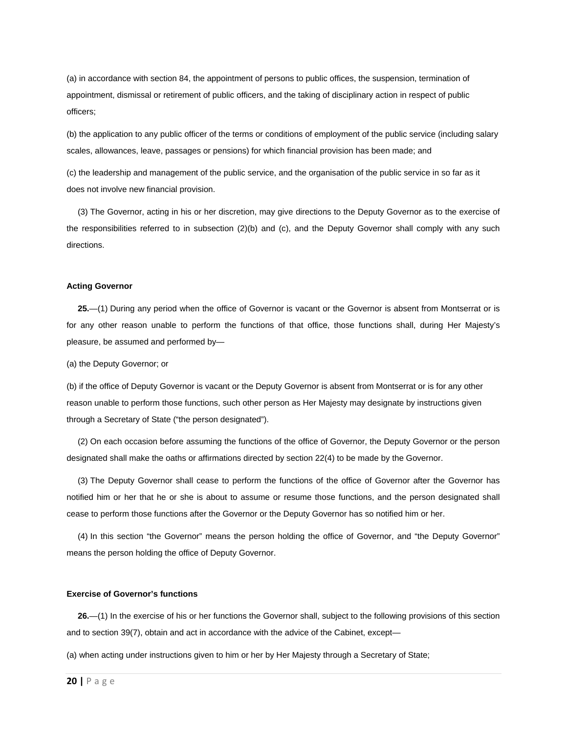(a) in accordance with section 84, the appointment of persons to public offices, the suspension, termination of appointment, dismissal or retirement of public officers, and the taking of disciplinary action in respect of public officers;

(b) the application to any public officer of the terms or conditions of employment of the public service (including salary scales, allowances, leave, passages or pensions) for which financial provision has been made; and

(c) the leadership and management of the public service, and the organisation of the public service in so far as it does not involve new financial provision.

(3) The Governor, acting in his or her discretion, may give directions to the Deputy Governor as to the exercise of the responsibilities referred to in subsection (2)(b) and (c), and the Deputy Governor shall comply with any such directions.

**Acting Governor**

**25.**—(1) During any period when the office of Governor is vacant or the Governor is absent from Montserrat or is for any other reason unable to perform the functions of that office, those functions shall, during Her Majesty's pleasure, be assumed and performed by—

(a) the Deputy Governor; or

(b) if the office of Deputy Governor is vacant or the Deputy Governor is absent from Montserrat or is for any other reason unable to perform those functions, such other person as Her Majesty may designate by instructions given through a Secretary of State ("the person designated").

(2) On each occasion before assuming the functions of the office of Governor, the Deputy Governor or the person designated shall make the oaths or affirmations directed by section 22(4) to be made by the Governor.

(3) The Deputy Governor shall cease to perform the functions of the office of Governor after the Governor has notified him or her that he or she is about to assume or resume those functions, and the person designated shall cease to perform those functions after the Governor or the Deputy Governor has so notified him or her.

(4) In this section "the Governor" means the person holding the office of Governor, and "the Deputy Governor" means the person holding the office of Deputy Governor.

**Exercise of Governor's functions**

**26.**—(1) In the exercise of his or her functions the Governor shall, subject to the following provisions of this section and to section 39(7), obtain and act in accordance with the advice of the Cabinet, except—

(a) when acting under instructions given to him or her by Her Majesty through a Secretary of State;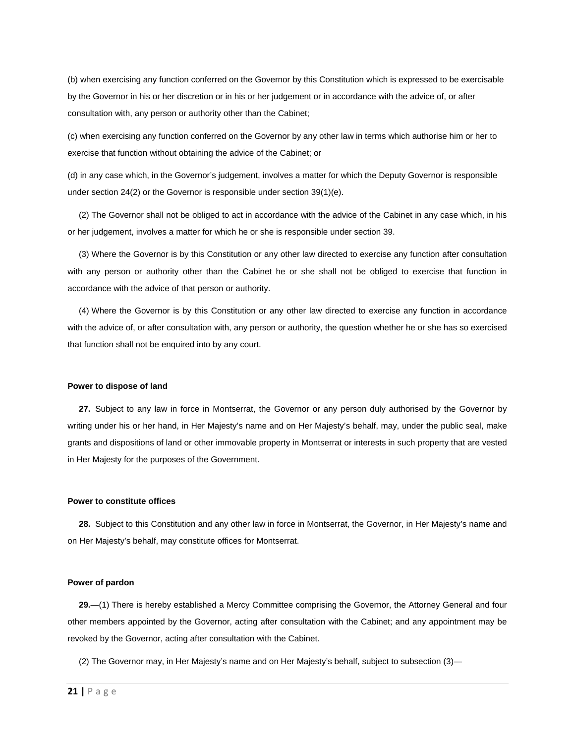(b) when exercising any function conferred on the Governor by this Constitution which is expressed to be exercisable by the Governor in his or her discretion or in his or her judgement or in accordance with the advice of, or after consultation with, any person or authority other than the Cabinet;

(c) when exercising any function conferred on the Governor by any other law in terms which authorise him or her to exercise that function without obtaining the advice of the Cabinet; or

(d) in any case which, in the Governor's judgement, involves a matter for which the Deputy Governor is responsible under section 24(2) or the Governor is responsible under section 39(1)(e).

(2) The Governor shall not be obliged to act in accordance with the advice of the Cabinet in any case which, in his or her judgement, involves a matter for which he or she is responsible under section 39.

(3) Where the Governor is by this Constitution or any other law directed to exercise any function after consultation with any person or authority other than the Cabinet he or she shall not be obliged to exercise that function in accordance with the advice of that person or authority.

(4) Where the Governor is by this Constitution or any other law directed to exercise any function in accordance with the advice of, or after consultation with, any person or authority, the question whether he or she has so exercised that function shall not be enquired into by any court.

**Power to dispose of land**

**27.** Subject to any law in force in Montserrat, the Governor or any person duly authorised by the Governor by writing under his or her hand, in Her Majesty's name and on Her Majesty's behalf, may, under the public seal, make grants and dispositions of land or other immovable property in Montserrat or interests in such property that are vested in Her Majesty for the purposes of the Government.

**Power to constitute offices**

**28.** Subject to this Constitution and any other law in force in Montserrat, the Governor, in Her Majesty's name and on Her Majesty's behalf, may constitute offices for Montserrat.

**Power of pardon**

**29.**—(1) There is hereby established a Mercy Committee comprising the Governor, the Attorney General and four other members appointed by the Governor, acting after consultation with the Cabinet; and any appointment may be revoked by the Governor, acting after consultation with the Cabinet.

(2) The Governor may, in Her Majesty's name and on Her Majesty's behalf, subject to subsection (3)—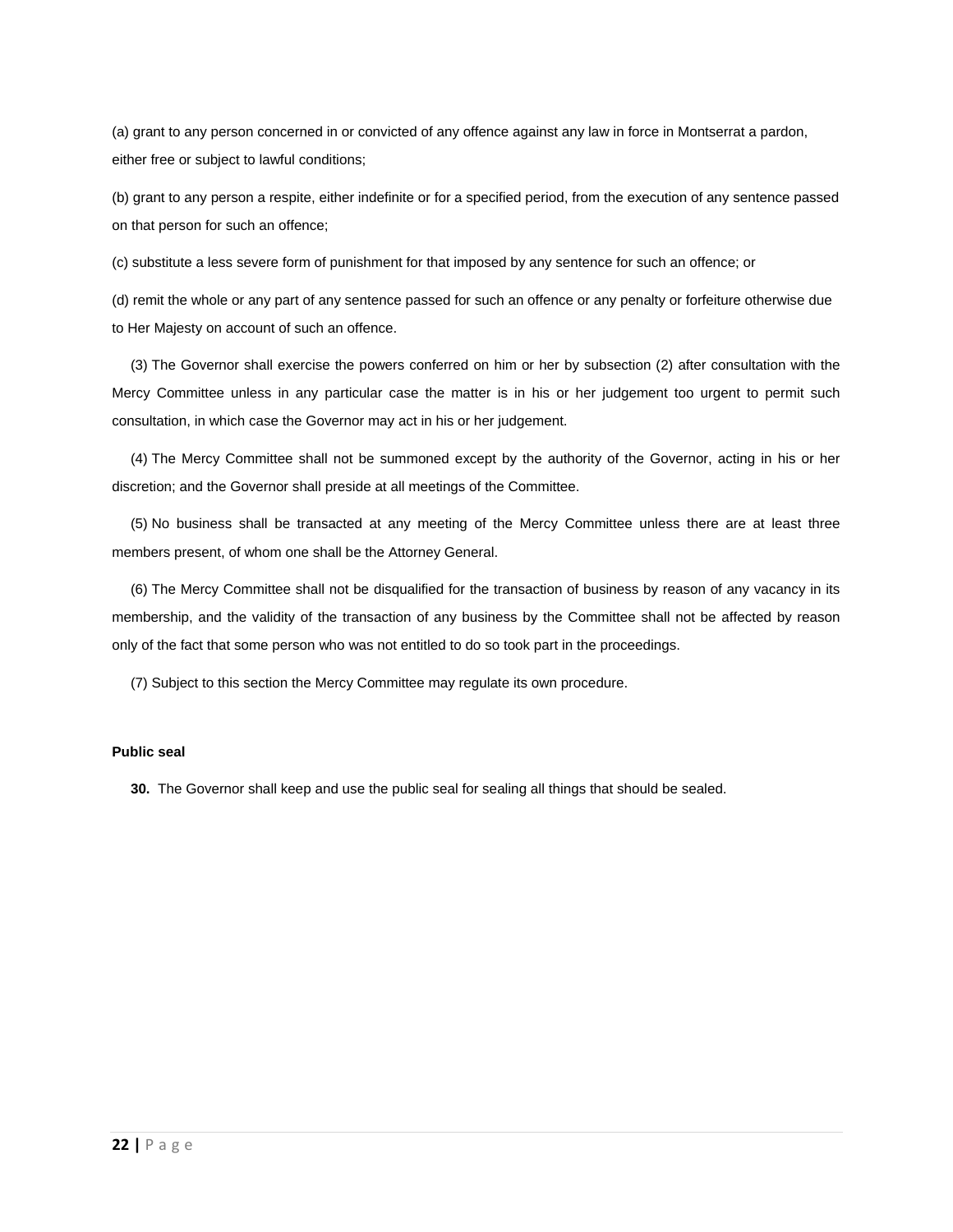(a) grant to any person concerned in or convicted of any offence against any law in force in Montserrat a pardon, either free or subject to lawful conditions;

(b) grant to any person a respite, either indefinite or for a specified period, from the execution of any sentence passed on that person for such an offence;

(c) substitute a less severe form of punishment for that imposed by any sentence for such an offence; or

(d) remit the whole or any part of any sentence passed for such an offence or any penalty or forfeiture otherwise due to Her Majesty on account of such an offence.

(3) The Governor shall exercise the powers conferred on him or her by subsection (2) after consultation with the Mercy Committee unless in any particular case the matter is in his or her judgement too urgent to permit such consultation, in which case the Governor may act in his or her judgement.

(4) The Mercy Committee shall not be summoned except by the authority of the Governor, acting in his or her discretion; and the Governor shall preside at all meetings of the Committee.

(5) No business shall be transacted at any meeting of the Mercy Committee unless there are at least three members present, of whom one shall be the Attorney General.

(6) The Mercy Committee shall not be disqualified for the transaction of business by reason of any vacancy in its membership, and the validity of the transaction of any business by the Committee shall not be affected by reason only of the fact that some person who was not entitled to do so took part in the proceedings.

(7) Subject to this section the Mercy Committee may regulate its own procedure.

**Public seal**

**30.** The Governor shall keep and use the public seal for sealing all things that should be sealed.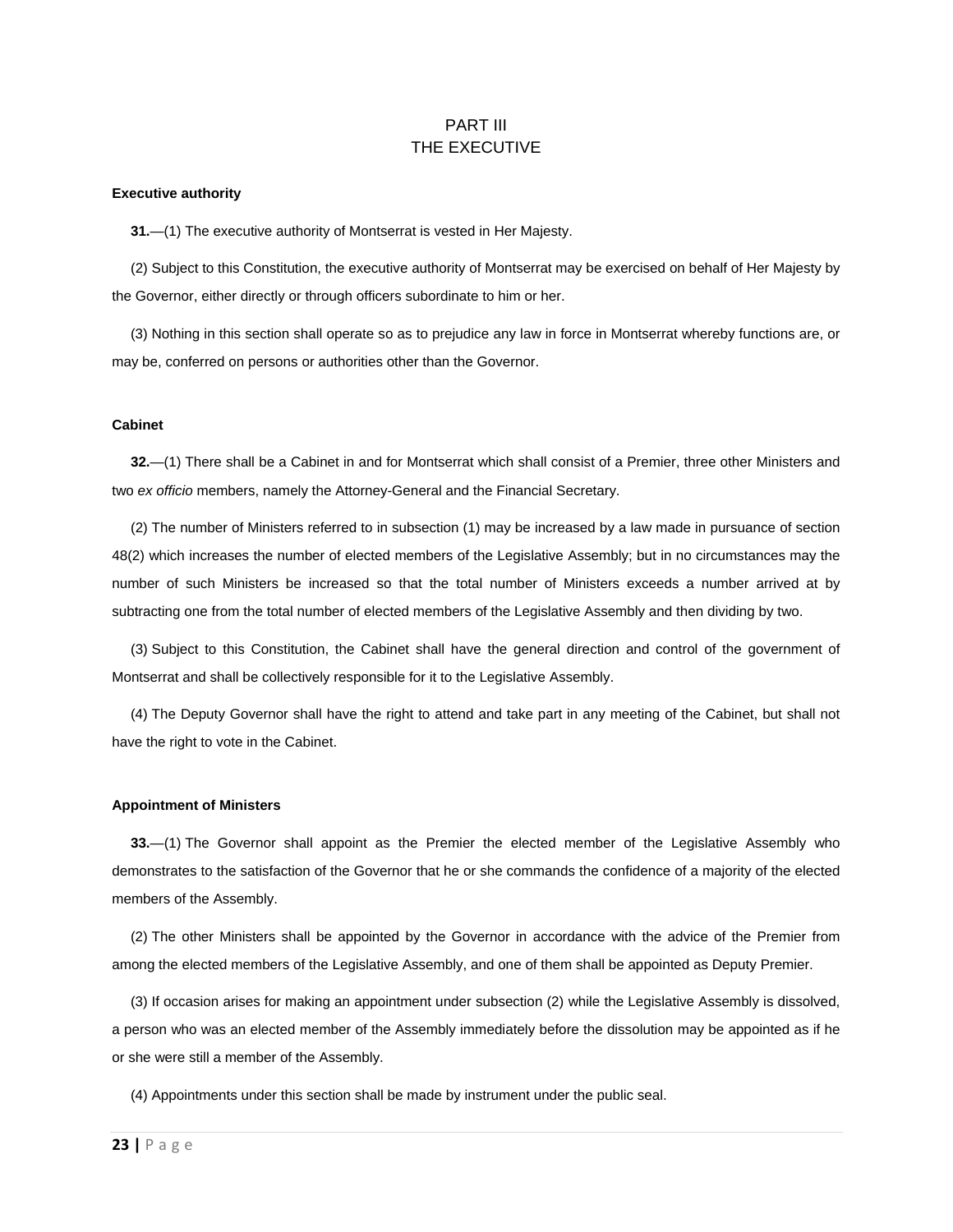# PART III
# THE EXECUTIVE

**Executive authority**

**31.**—(1) The executive authority of Montserrat is vested in Her Majesty.

(2) Subject to this Constitution, the executive authority of Montserrat may be exercised on behalf of Her Majesty by the Governor, either directly or through officers subordinate to him or her.

(3) Nothing in this section shall operate so as to prejudice any law in force in Montserrat whereby functions are, or may be, conferred on persons or authorities other than the Governor.

**Cabinet**

**32.**—(1) There shall be a Cabinet in and for Montserrat which shall consist of a Premier, three other Ministers and two *ex officio* members, namely the Attorney-General and the Financial Secretary.

(2) The number of Ministers referred to in subsection (1) may be increased by a law made in pursuance of section 48(2) which increases the number of elected members of the Legislative Assembly; but in no circumstances may the number of such Ministers be increased so that the total number of Ministers exceeds a number arrived at by subtracting one from the total number of elected members of the Legislative Assembly and then dividing by two.

(3) Subject to this Constitution, the Cabinet shall have the general direction and control of the government of Montserrat and shall be collectively responsible for it to the Legislative Assembly.

(4) The Deputy Governor shall have the right to attend and take part in any meeting of the Cabinet, but shall not have the right to vote in the Cabinet.

**Appointment of Ministers**

**33.**—(1) The Governor shall appoint as the Premier the elected member of the Legislative Assembly who demonstrates to the satisfaction of the Governor that he or she commands the confidence of a majority of the elected members of the Assembly.

(2) The other Ministers shall be appointed by the Governor in accordance with the advice of the Premier from among the elected members of the Legislative Assembly, and one of them shall be appointed as Deputy Premier.

(3) If occasion arises for making an appointment under subsection (2) while the Legislative Assembly is dissolved, a person who was an elected member of the Assembly immediately before the dissolution may be appointed as if he or she were still a member of the Assembly.

(4) Appointments under this section shall be made by instrument under the public seal.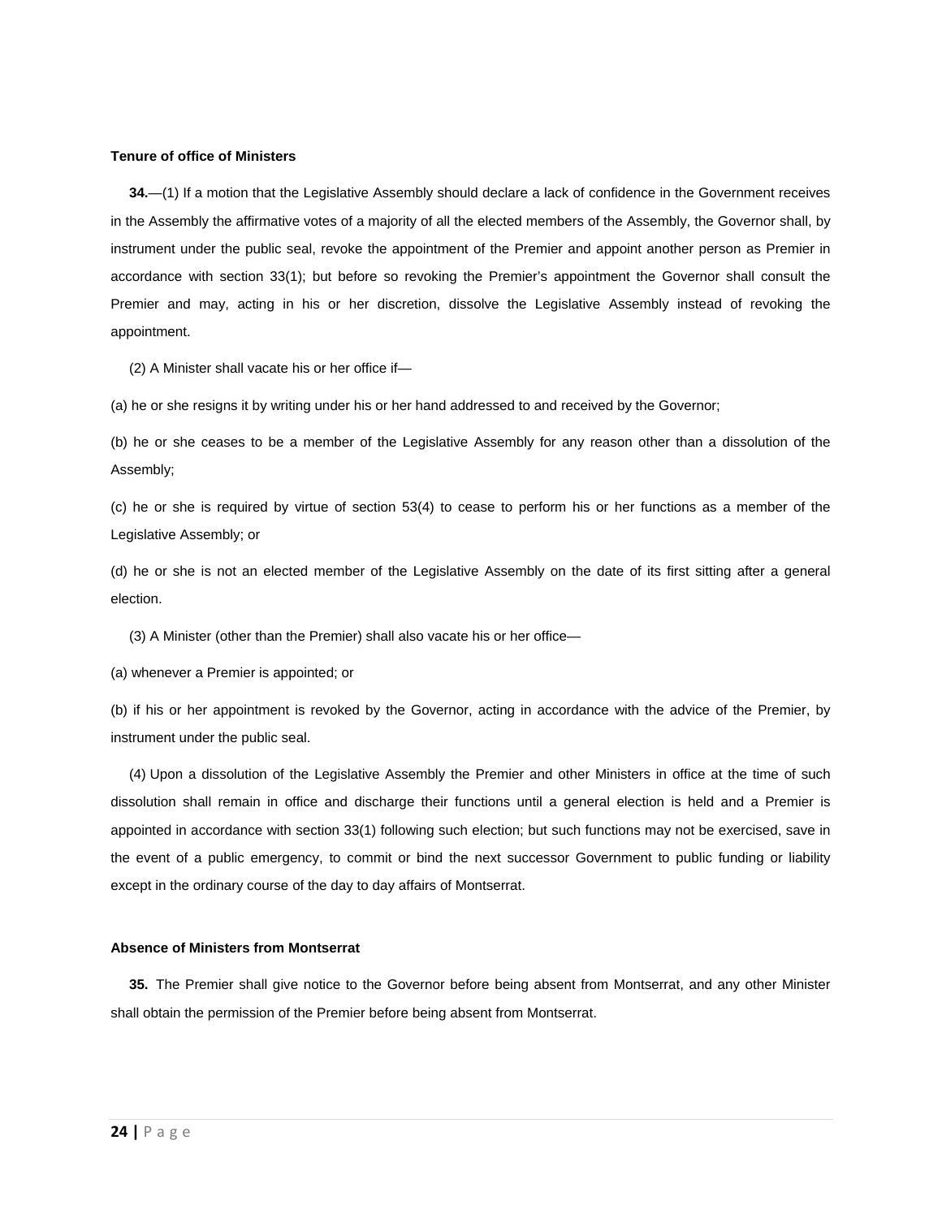### Tenure of office of Ministers

**34.**—(1) If a motion that the Legislative Assembly should declare a lack of confidence in the Government receives in the Assembly the affirmative votes of a majority of all the elected members of the Assembly, the Governor shall, by instrument under the public seal, revoke the appointment of the Premier and appoint another person as Premier in accordance with section 33(1); but before so revoking the Premier's appointment the Governor shall consult the Premier and may, acting in his or her discretion, dissolve the Legislative Assembly instead of revoking the appointment.

(2) A Minister shall vacate his or her office if—

(a) he or she resigns it by writing under his or her hand addressed to and received by the Governor;

(b) he or she ceases to be a member of the Legislative Assembly for any reason other than a dissolution of the Assembly;

(c) he or she is required by virtue of section 53(4) to cease to perform his or her functions as a member of the Legislative Assembly; or

(d) he or she is not an elected member of the Legislative Assembly on the date of its first sitting after a general election.

(3) A Minister (other than the Premier) shall also vacate his or her office—

(a) whenever a Premier is appointed; or

(b) if his or her appointment is revoked by the Governor, acting in accordance with the advice of the Premier, by instrument under the public seal.

(4) Upon a dissolution of the Legislative Assembly the Premier and other Ministers in office at the time of such dissolution shall remain in office and discharge their functions until a general election is held and a Premier is appointed in accordance with section 33(1) following such election; but such functions may not be exercised, save in the event of a public emergency, to commit or bind the next successor Government to public funding or liability except in the ordinary course of the day to day affairs of Montserrat.

### Absence of Ministers from Montserrat

**35.** The Premier shall give notice to the Governor before being absent from Montserrat, and any other Minister shall obtain the permission of the Premier before being absent from Montserrat.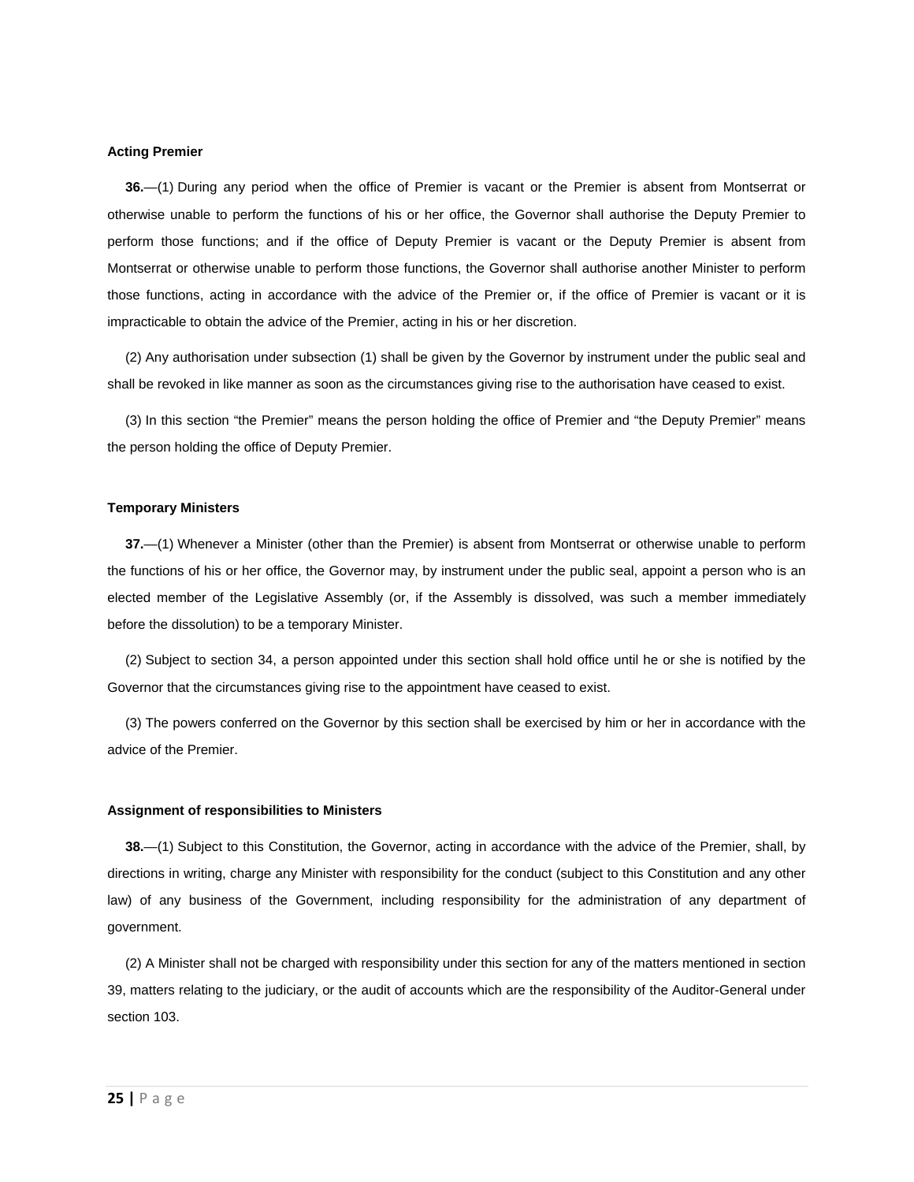### Acting Premier

**36.**—(1) During any period when the office of Premier is vacant or the Premier is absent from Montserrat or otherwise unable to perform the functions of his or her office, the Governor shall authorise the Deputy Premier to perform those functions; and if the office of Deputy Premier is vacant or the Deputy Premier is absent from Montserrat or otherwise unable to perform those functions, the Governor shall authorise another Minister to perform those functions, acting in accordance with the advice of the Premier or, if the office of Premier is vacant or it is impracticable to obtain the advice of the Premier, acting in his or her discretion.

(2) Any authorisation under subsection (1) shall be given by the Governor by instrument under the public seal and shall be revoked in like manner as soon as the circumstances giving rise to the authorisation have ceased to exist.

(3) In this section "the Premier" means the person holding the office of Premier and "the Deputy Premier" means the person holding the office of Deputy Premier.

### Temporary Ministers

**37.**—(1) Whenever a Minister (other than the Premier) is absent from Montserrat or otherwise unable to perform the functions of his or her office, the Governor may, by instrument under the public seal, appoint a person who is an elected member of the Legislative Assembly (or, if the Assembly is dissolved, was such a member immediately before the dissolution) to be a temporary Minister.

(2) Subject to section 34, a person appointed under this section shall hold office until he or she is notified by the Governor that the circumstances giving rise to the appointment have ceased to exist.

(3) The powers conferred on the Governor by this section shall be exercised by him or her in accordance with the advice of the Premier.

### Assignment of responsibilities to Ministers

**38.**—(1) Subject to this Constitution, the Governor, acting in accordance with the advice of the Premier, shall, by directions in writing, charge any Minister with responsibility for the conduct (subject to this Constitution and any other law) of any business of the Government, including responsibility for the administration of any department of government.

(2) A Minister shall not be charged with responsibility under this section for any of the matters mentioned in section 39, matters relating to the judiciary, or the audit of accounts which are the responsibility of the Auditor-General under section 103.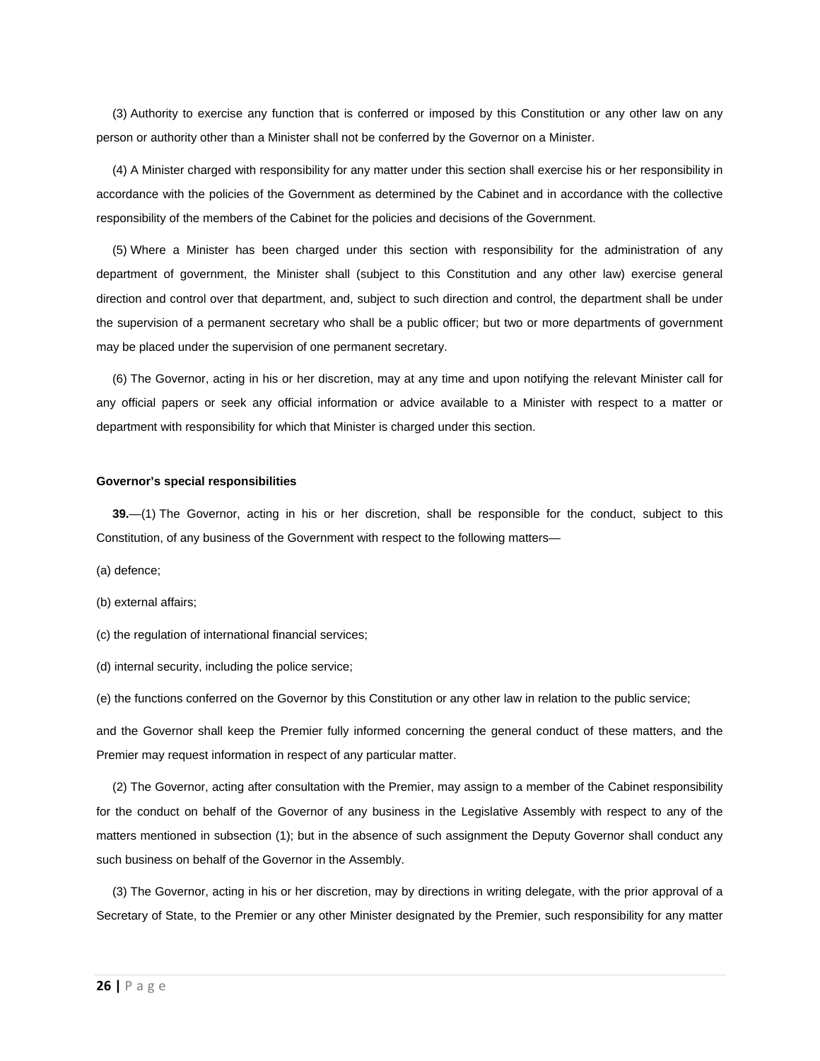(3) Authority to exercise any function that is conferred or imposed by this Constitution or any other law on any person or authority other than a Minister shall not be conferred by the Governor on a Minister.

(4) A Minister charged with responsibility for any matter under this section shall exercise his or her responsibility in accordance with the policies of the Government as determined by the Cabinet and in accordance with the collective responsibility of the members of the Cabinet for the policies and decisions of the Government.

(5) Where a Minister has been charged under this section with responsibility for the administration of any department of government, the Minister shall (subject to this Constitution and any other law) exercise general direction and control over that department, and, subject to such direction and control, the department shall be under the supervision of a permanent secretary who shall be a public officer; but two or more departments of government may be placed under the supervision of one permanent secretary.

(6) The Governor, acting in his or her discretion, may at any time and upon notifying the relevant Minister call for any official papers or seek any official information or advice available to a Minister with respect to a matter or department with responsibility for which that Minister is charged under this section.

**Governor's special responsibilities**

**39.**—(1) The Governor, acting in his or her discretion, shall be responsible for the conduct, subject to this Constitution, of any business of the Government with respect to the following matters—

(a) defence;

(b) external affairs;

(c) the regulation of international financial services;

(d) internal security, including the police service;

(e) the functions conferred on the Governor by this Constitution or any other law in relation to the public service;

and the Governor shall keep the Premier fully informed concerning the general conduct of these matters, and the Premier may request information in respect of any particular matter.

(2) The Governor, acting after consultation with the Premier, may assign to a member of the Cabinet responsibility for the conduct on behalf of the Governor of any business in the Legislative Assembly with respect to any of the matters mentioned in subsection (1); but in the absence of such assignment the Deputy Governor shall conduct any such business on behalf of the Governor in the Assembly.

(3) The Governor, acting in his or her discretion, may by directions in writing delegate, with the prior approval of a Secretary of State, to the Premier or any other Minister designated by the Premier, such responsibility for any matter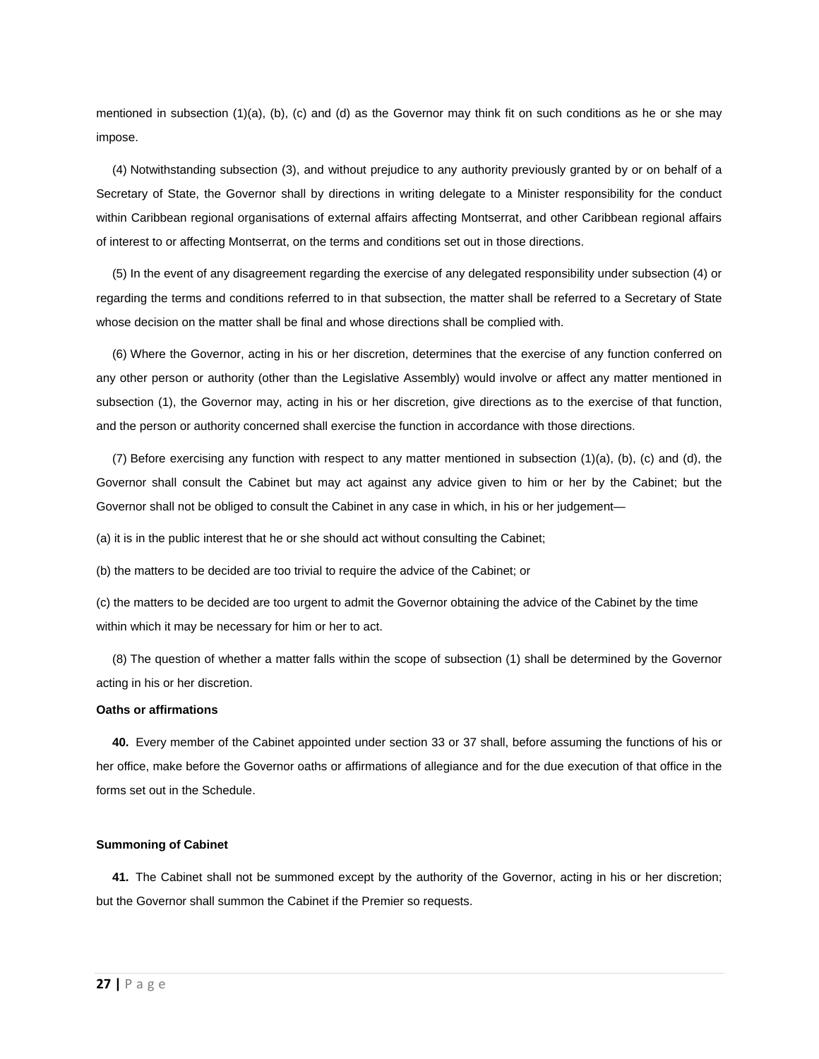mentioned in subsection (1)(a), (b), (c) and (d) as the Governor may think fit on such conditions as he or she may impose.

(4) Notwithstanding subsection (3), and without prejudice to any authority previously granted by or on behalf of a Secretary of State, the Governor shall by directions in writing delegate to a Minister responsibility for the conduct within Caribbean regional organisations of external affairs affecting Montserrat, and other Caribbean regional affairs of interest to or affecting Montserrat, on the terms and conditions set out in those directions.

(5) In the event of any disagreement regarding the exercise of any delegated responsibility under subsection (4) or regarding the terms and conditions referred to in that subsection, the matter shall be referred to a Secretary of State whose decision on the matter shall be final and whose directions shall be complied with.

(6) Where the Governor, acting in his or her discretion, determines that the exercise of any function conferred on any other person or authority (other than the Legislative Assembly) would involve or affect any matter mentioned in subsection (1), the Governor may, acting in his or her discretion, give directions as to the exercise of that function, and the person or authority concerned shall exercise the function in accordance with those directions.

(7) Before exercising any function with respect to any matter mentioned in subsection (1)(a), (b), (c) and (d), the Governor shall consult the Cabinet but may act against any advice given to him or her by the Cabinet; but the Governor shall not be obliged to consult the Cabinet in any case in which, in his or her judgement—

(a) it is in the public interest that he or she should act without consulting the Cabinet;

(b) the matters to be decided are too trivial to require the advice of the Cabinet; or

(c) the matters to be decided are too urgent to admit the Governor obtaining the advice of the Cabinet by the time within which it may be necessary for him or her to act.

(8) The question of whether a matter falls within the scope of subsection (1) shall be determined by the Governor acting in his or her discretion.

**Oaths or affirmations**

**40.** Every member of the Cabinet appointed under section 33 or 37 shall, before assuming the functions of his or her office, make before the Governor oaths or affirmations of allegiance and for the due execution of that office in the forms set out in the Schedule.

**Summoning of Cabinet**

**41.** The Cabinet shall not be summoned except by the authority of the Governor, acting in his or her discretion; but the Governor shall summon the Cabinet if the Premier so requests.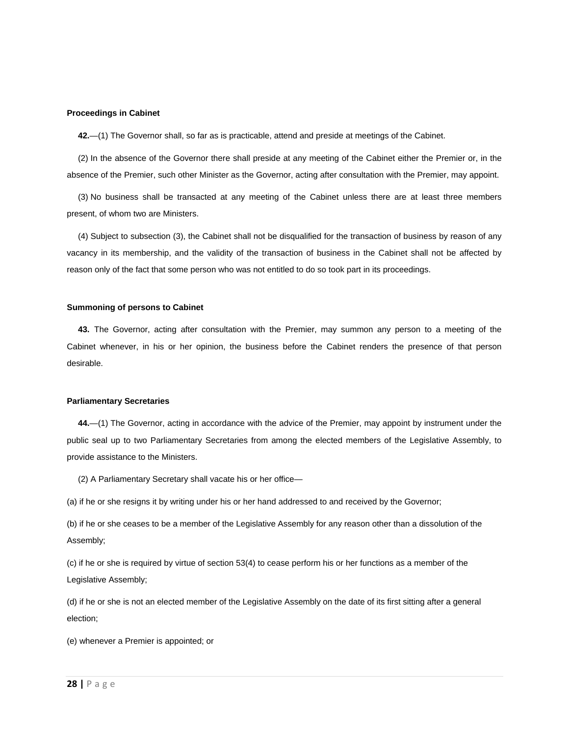**Proceedings in Cabinet**

**42.**—(1) The Governor shall, so far as is practicable, attend and preside at meetings of the Cabinet.

(2) In the absence of the Governor there shall preside at any meeting of the Cabinet either the Premier or, in the absence of the Premier, such other Minister as the Governor, acting after consultation with the Premier, may appoint.

(3) No business shall be transacted at any meeting of the Cabinet unless there are at least three members present, of whom two are Ministers.

(4) Subject to subsection (3), the Cabinet shall not be disqualified for the transaction of business by reason of any vacancy in its membership, and the validity of the transaction of business in the Cabinet shall not be affected by reason only of the fact that some person who was not entitled to do so took part in its proceedings.

**Summoning of persons to Cabinet**

**43.** The Governor, acting after consultation with the Premier, may summon any person to a meeting of the Cabinet whenever, in his or her opinion, the business before the Cabinet renders the presence of that person desirable.

**Parliamentary Secretaries**

**44.**—(1) The Governor, acting in accordance with the advice of the Premier, may appoint by instrument under the public seal up to two Parliamentary Secretaries from among the elected members of the Legislative Assembly, to provide assistance to the Ministers.

(2) A Parliamentary Secretary shall vacate his or her office—

(a) if he or she resigns it by writing under his or her hand addressed to and received by the Governor;

(b) if he or she ceases to be a member of the Legislative Assembly for any reason other than a dissolution of the Assembly;

(c) if he or she is required by virtue of section 53(4) to cease perform his or her functions as a member of the Legislative Assembly;

(d) if he or she is not an elected member of the Legislative Assembly on the date of its first sitting after a general election;

(e) whenever a Premier is appointed; or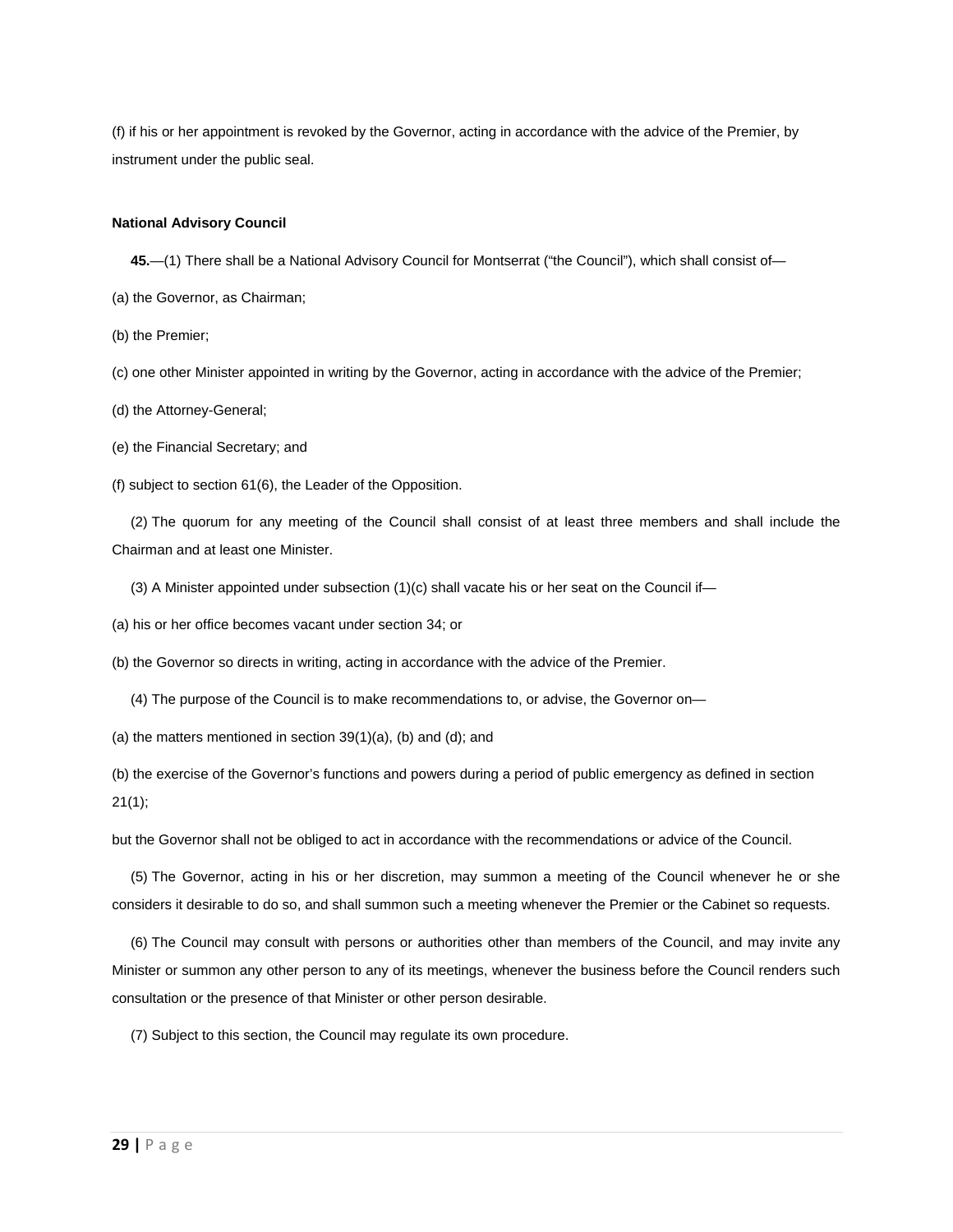(f) if his or her appointment is revoked by the Governor, acting in accordance with the advice of the Premier, by instrument under the public seal.

**National Advisory Council**

**45.**—(1) There shall be a National Advisory Council for Montserrat ("the Council"), which shall consist of—

(a) the Governor, as Chairman;

(b) the Premier;

(c) one other Minister appointed in writing by the Governor, acting in accordance with the advice of the Premier;

(d) the Attorney-General;

(e) the Financial Secretary; and

(f) subject to section 61(6), the Leader of the Opposition.

(2) The quorum for any meeting of the Council shall consist of at least three members and shall include the Chairman and at least one Minister.

(3) A Minister appointed under subsection (1)(c) shall vacate his or her seat on the Council if—

(a) his or her office becomes vacant under section 34; or

(b) the Governor so directs in writing, acting in accordance with the advice of the Premier.

(4) The purpose of the Council is to make recommendations to, or advise, the Governor on—

(a) the matters mentioned in section 39(1)(a), (b) and (d); and

(b) the exercise of the Governor's functions and powers during a period of public emergency as defined in section 21(1);

but the Governor shall not be obliged to act in accordance with the recommendations or advice of the Council.

(5) The Governor, acting in his or her discretion, may summon a meeting of the Council whenever he or she considers it desirable to do so, and shall summon such a meeting whenever the Premier or the Cabinet so requests.

(6) The Council may consult with persons or authorities other than members of the Council, and may invite any Minister or summon any other person to any of its meetings, whenever the business before the Council renders such consultation or the presence of that Minister or other person desirable.

(7) Subject to this section, the Council may regulate its own procedure.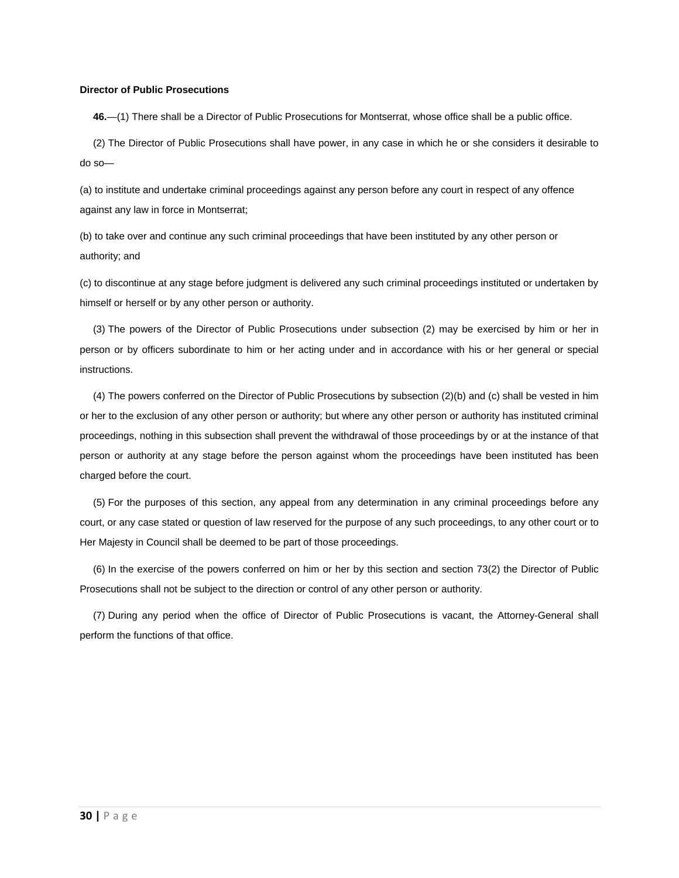**Director of Public Prosecutions**

**46.**—(1) There shall be a Director of Public Prosecutions for Montserrat, whose office shall be a public office.

(2) The Director of Public Prosecutions shall have power, in any case in which he or she considers it desirable to do so—

(a) to institute and undertake criminal proceedings against any person before any court in respect of any offence against any law in force in Montserrat;

(b) to take over and continue any such criminal proceedings that have been instituted by any other person or authority; and

(c) to discontinue at any stage before judgment is delivered any such criminal proceedings instituted or undertaken by himself or herself or by any other person or authority.

(3) The powers of the Director of Public Prosecutions under subsection (2) may be exercised by him or her in person or by officers subordinate to him or her acting under and in accordance with his or her general or special instructions.

(4) The powers conferred on the Director of Public Prosecutions by subsection (2)(b) and (c) shall be vested in him or her to the exclusion of any other person or authority; but where any other person or authority has instituted criminal proceedings, nothing in this subsection shall prevent the withdrawal of those proceedings by or at the instance of that person or authority at any stage before the person against whom the proceedings have been instituted has been charged before the court.

(5) For the purposes of this section, any appeal from any determination in any criminal proceedings before any court, or any case stated or question of law reserved for the purpose of any such proceedings, to any other court or to Her Majesty in Council shall be deemed to be part of those proceedings.

(6) In the exercise of the powers conferred on him or her by this section and section 73(2) the Director of Public Prosecutions shall not be subject to the direction or control of any other person or authority.

(7) During any period when the office of Director of Public Prosecutions is vacant, the Attorney-General shall perform the functions of that office.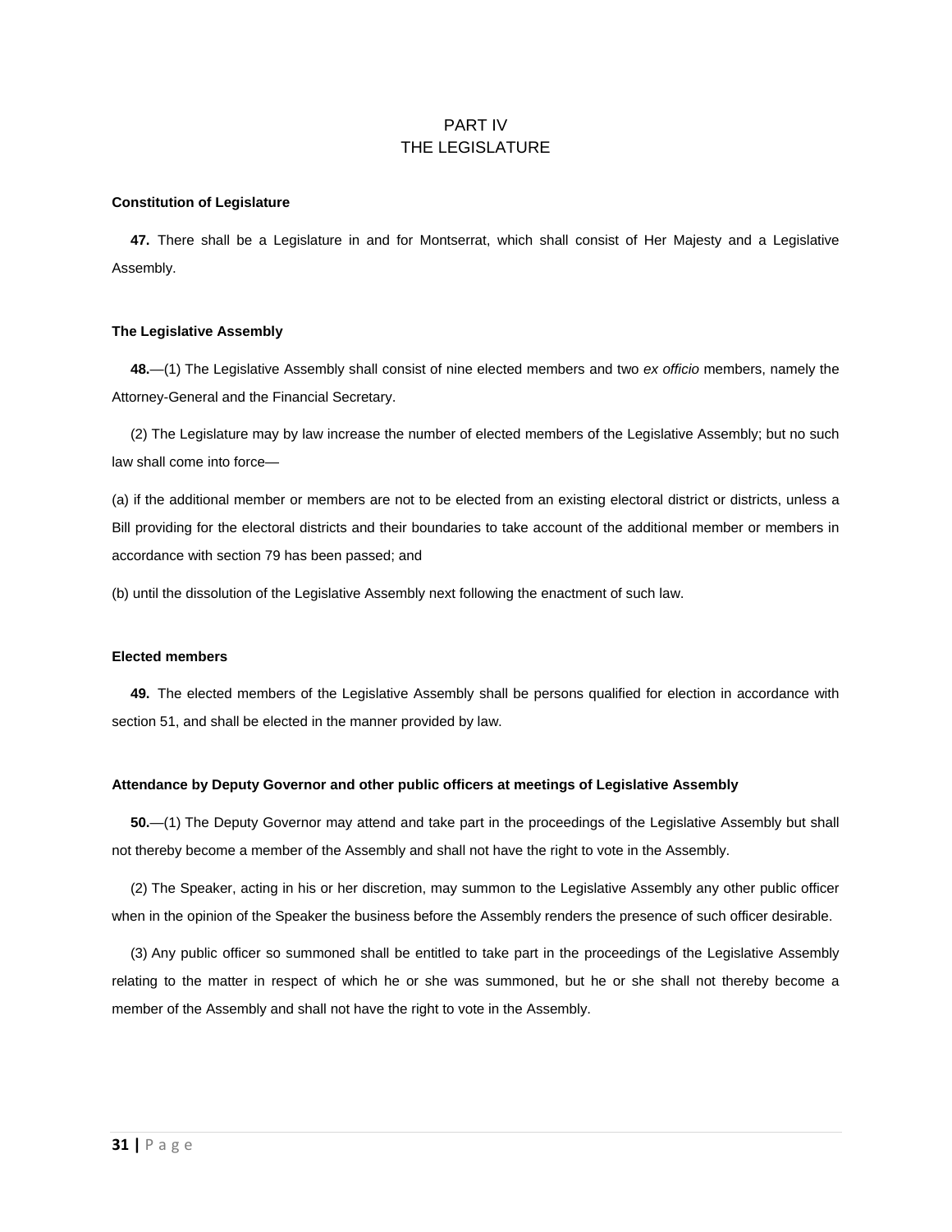# PART IV
# THE LEGISLATURE

**Constitution of Legislature**

**47.** There shall be a Legislature in and for Montserrat, which shall consist of Her Majesty and a Legislative Assembly.

**The Legislative Assembly**

**48.**—(1) The Legislative Assembly shall consist of nine elected members and two *ex officio* members, namely the Attorney-General and the Financial Secretary.

(2) The Legislature may by law increase the number of elected members of the Legislative Assembly; but no such law shall come into force—

(a) if the additional member or members are not to be elected from an existing electoral district or districts, unless a Bill providing for the electoral districts and their boundaries to take account of the additional member or members in accordance with section 79 has been passed; and

(b) until the dissolution of the Legislative Assembly next following the enactment of such law.

**Elected members**

**49.** The elected members of the Legislative Assembly shall be persons qualified for election in accordance with section 51, and shall be elected in the manner provided by law.

**Attendance by Deputy Governor and other public officers at meetings of Legislative Assembly**

**50.**—(1) The Deputy Governor may attend and take part in the proceedings of the Legislative Assembly but shall not thereby become a member of the Assembly and shall not have the right to vote in the Assembly.

(2) The Speaker, acting in his or her discretion, may summon to the Legislative Assembly any other public officer when in the opinion of the Speaker the business before the Assembly renders the presence of such officer desirable.

(3) Any public officer so summoned shall be entitled to take part in the proceedings of the Legislative Assembly relating to the matter in respect of which he or she was summoned, but he or she shall not thereby become a member of the Assembly and shall not have the right to vote in the Assembly.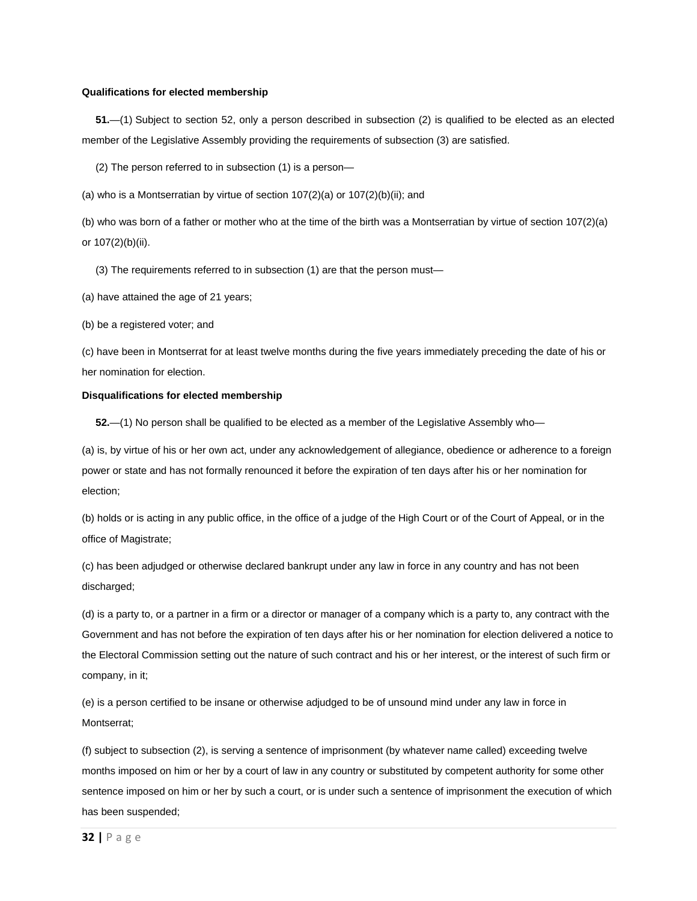**Qualifications for elected membership**

**51.**—(1) Subject to section 52, only a person described in subsection (2) is qualified to be elected as an elected member of the Legislative Assembly providing the requirements of subsection (3) are satisfied.

(2) The person referred to in subsection (1) is a person—

(a) who is a Montserratian by virtue of section 107(2)(a) or 107(2)(b)(ii); and

(b) who was born of a father or mother who at the time of the birth was a Montserratian by virtue of section 107(2)(a) or 107(2)(b)(ii).

(3) The requirements referred to in subsection (1) are that the person must—

(a) have attained the age of 21 years;

(b) be a registered voter; and

(c) have been in Montserrat for at least twelve months during the five years immediately preceding the date of his or her nomination for election.

**Disqualifications for elected membership**

**52.**—(1) No person shall be qualified to be elected as a member of the Legislative Assembly who—

(a) is, by virtue of his or her own act, under any acknowledgement of allegiance, obedience or adherence to a foreign power or state and has not formally renounced it before the expiration of ten days after his or her nomination for election;

(b) holds or is acting in any public office, in the office of a judge of the High Court or of the Court of Appeal, or in the office of Magistrate;

(c) has been adjudged or otherwise declared bankrupt under any law in force in any country and has not been discharged;

(d) is a party to, or a partner in a firm or a director or manager of a company which is a party to, any contract with the Government and has not before the expiration of ten days after his or her nomination for election delivered a notice to the Electoral Commission setting out the nature of such contract and his or her interest, or the interest of such firm or company, in it;

(e) is a person certified to be insane or otherwise adjudged to be of unsound mind under any law in force in Montserrat;

(f) subject to subsection (2), is serving a sentence of imprisonment (by whatever name called) exceeding twelve months imposed on him or her by a court of law in any country or substituted by competent authority for some other sentence imposed on him or her by such a court, or is under such a sentence of imprisonment the execution of which has been suspended;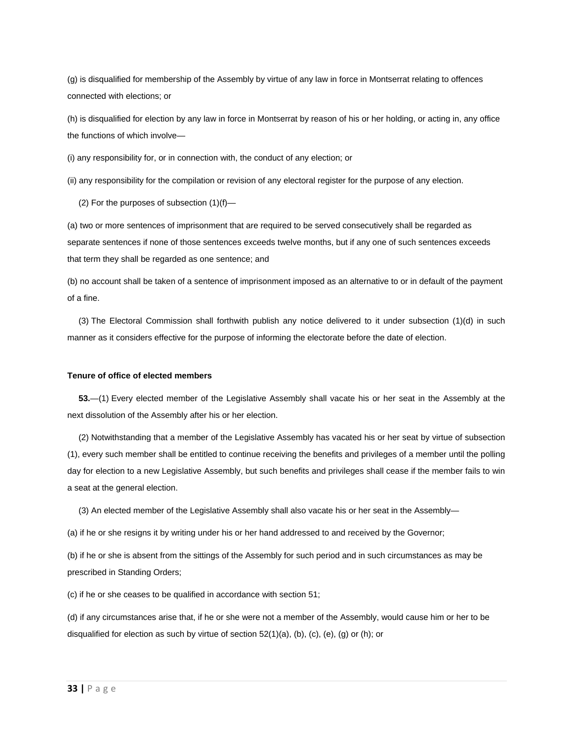(g) is disqualified for membership of the Assembly by virtue of any law in force in Montserrat relating to offences connected with elections; or

(h) is disqualified for election by any law in force in Montserrat by reason of his or her holding, or acting in, any office the functions of which involve—

(i) any responsibility for, or in connection with, the conduct of any election; or

(ii) any responsibility for the compilation or revision of any electoral register for the purpose of any election.

(2) For the purposes of subsection (1)(f)—

(a) two or more sentences of imprisonment that are required to be served consecutively shall be regarded as separate sentences if none of those sentences exceeds twelve months, but if any one of such sentences exceeds that term they shall be regarded as one sentence; and

(b) no account shall be taken of a sentence of imprisonment imposed as an alternative to or in default of the payment of a fine.

(3) The Electoral Commission shall forthwith publish any notice delivered to it under subsection (1)(d) in such manner as it considers effective for the purpose of informing the electorate before the date of election.

**Tenure of office of elected members**

**53.**—(1) Every elected member of the Legislative Assembly shall vacate his or her seat in the Assembly at the next dissolution of the Assembly after his or her election.

(2) Notwithstanding that a member of the Legislative Assembly has vacated his or her seat by virtue of subsection (1), every such member shall be entitled to continue receiving the benefits and privileges of a member until the polling day for election to a new Legislative Assembly, but such benefits and privileges shall cease if the member fails to win a seat at the general election.

(3) An elected member of the Legislative Assembly shall also vacate his or her seat in the Assembly—

(a) if he or she resigns it by writing under his or her hand addressed to and received by the Governor;

(b) if he or she is absent from the sittings of the Assembly for such period and in such circumstances as may be prescribed in Standing Orders;

(c) if he or she ceases to be qualified in accordance with section 51;

(d) if any circumstances arise that, if he or she were not a member of the Assembly, would cause him or her to be disqualified for election as such by virtue of section 52(1)(a), (b), (c), (e), (g) or (h); or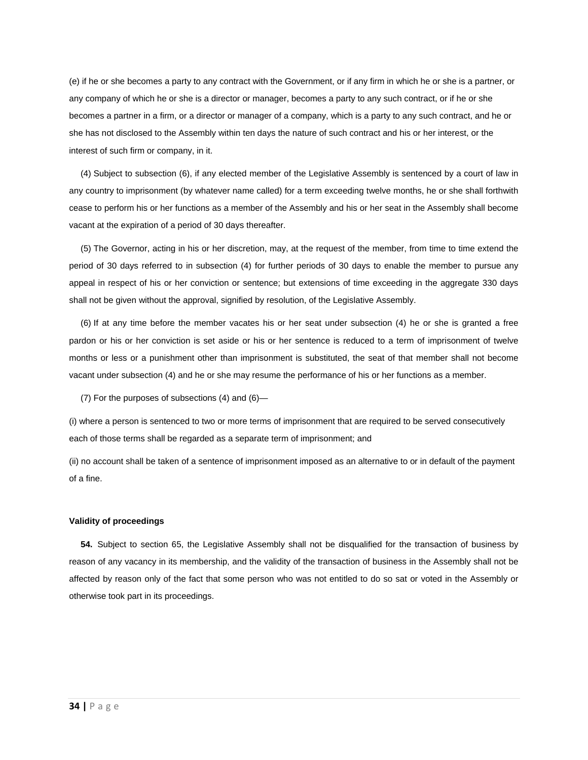(e) if he or she becomes a party to any contract with the Government, or if any firm in which he or she is a partner, or any company of which he or she is a director or manager, becomes a party to any such contract, or if he or she becomes a partner in a firm, or a director or manager of a company, which is a party to any such contract, and he or she has not disclosed to the Assembly within ten days the nature of such contract and his or her interest, or the interest of such firm or company, in it.

(4) Subject to subsection (6), if any elected member of the Legislative Assembly is sentenced by a court of law in any country to imprisonment (by whatever name called) for a term exceeding twelve months, he or she shall forthwith cease to perform his or her functions as a member of the Assembly and his or her seat in the Assembly shall become vacant at the expiration of a period of 30 days thereafter.

(5) The Governor, acting in his or her discretion, may, at the request of the member, from time to time extend the period of 30 days referred to in subsection (4) for further periods of 30 days to enable the member to pursue any appeal in respect of his or her conviction or sentence; but extensions of time exceeding in the aggregate 330 days shall not be given without the approval, signified by resolution, of the Legislative Assembly.

(6) If at any time before the member vacates his or her seat under subsection (4) he or she is granted a free pardon or his or her conviction is set aside or his or her sentence is reduced to a term of imprisonment of twelve months or less or a punishment other than imprisonment is substituted, the seat of that member shall not become vacant under subsection (4) and he or she may resume the performance of his or her functions as a member.

(7) For the purposes of subsections (4) and (6)—

(i) where a person is sentenced to two or more terms of imprisonment that are required to be served consecutively each of those terms shall be regarded as a separate term of imprisonment; and

(ii) no account shall be taken of a sentence of imprisonment imposed as an alternative to or in default of the payment of a fine.

**Validity of proceedings**

**54.** Subject to section 65, the Legislative Assembly shall not be disqualified for the transaction of business by reason of any vacancy in its membership, and the validity of the transaction of business in the Assembly shall not be affected by reason only of the fact that some person who was not entitled to do so sat or voted in the Assembly or otherwise took part in its proceedings.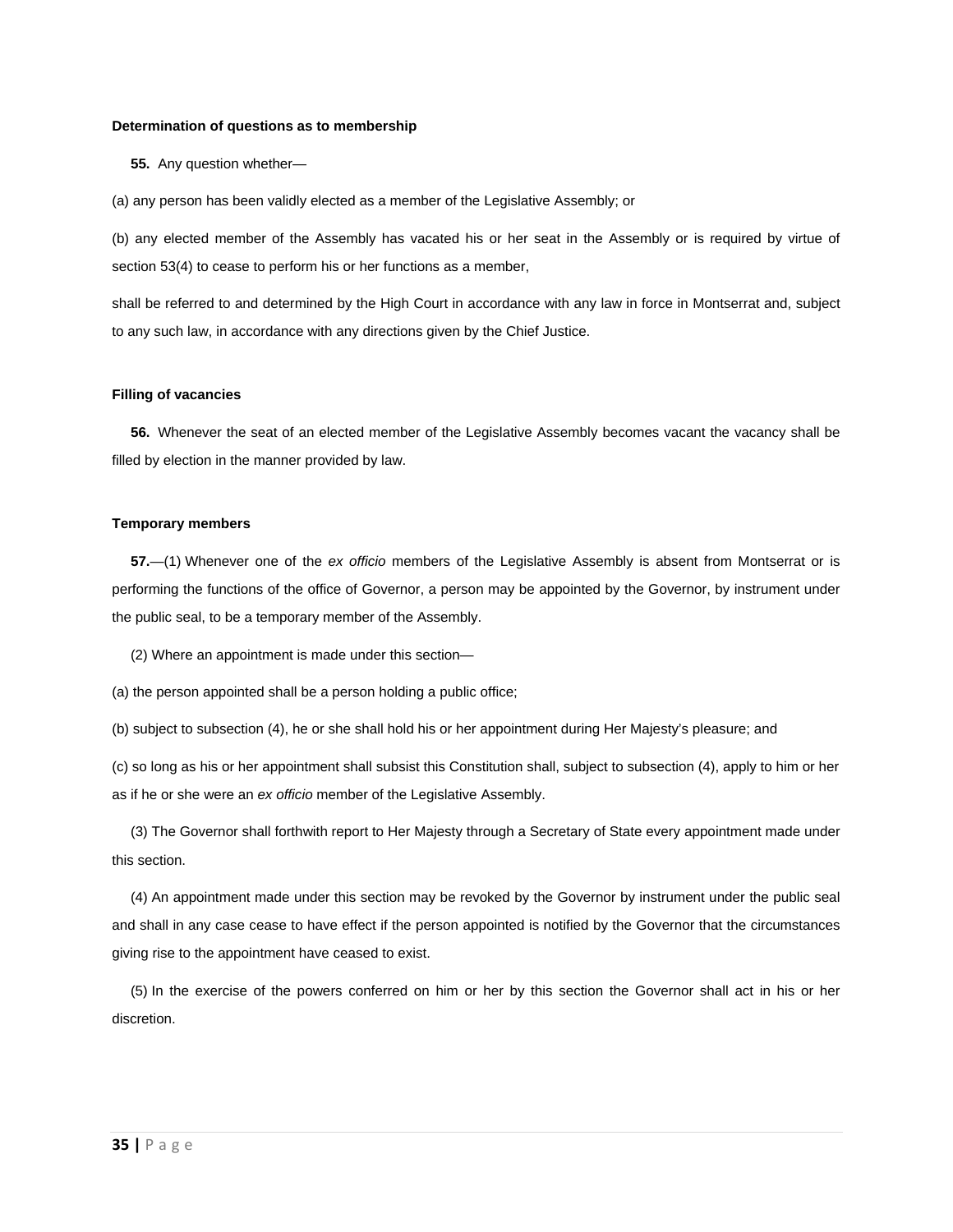**Determination of questions as to membership**

**55.** Any question whether—

(a) any person has been validly elected as a member of the Legislative Assembly; or

(b) any elected member of the Assembly has vacated his or her seat in the Assembly or is required by virtue of section 53(4) to cease to perform his or her functions as a member,

shall be referred to and determined by the High Court in accordance with any law in force in Montserrat and, subject to any such law, in accordance with any directions given by the Chief Justice.

**Filling of vacancies**

**56.** Whenever the seat of an elected member of the Legislative Assembly becomes vacant the vacancy shall be filled by election in the manner provided by law.

**Temporary members**

**57.**—(1) Whenever one of the *ex officio* members of the Legislative Assembly is absent from Montserrat or is performing the functions of the office of Governor, a person may be appointed by the Governor, by instrument under the public seal, to be a temporary member of the Assembly.

(2) Where an appointment is made under this section—

(a) the person appointed shall be a person holding a public office;

(b) subject to subsection (4), he or she shall hold his or her appointment during Her Majesty's pleasure; and

(c) so long as his or her appointment shall subsist this Constitution shall, subject to subsection (4), apply to him or her as if he or she were an *ex officio* member of the Legislative Assembly.

(3) The Governor shall forthwith report to Her Majesty through a Secretary of State every appointment made under this section.

(4) An appointment made under this section may be revoked by the Governor by instrument under the public seal and shall in any case cease to have effect if the person appointed is notified by the Governor that the circumstances giving rise to the appointment have ceased to exist.

(5) In the exercise of the powers conferred on him or her by this section the Governor shall act in his or her discretion.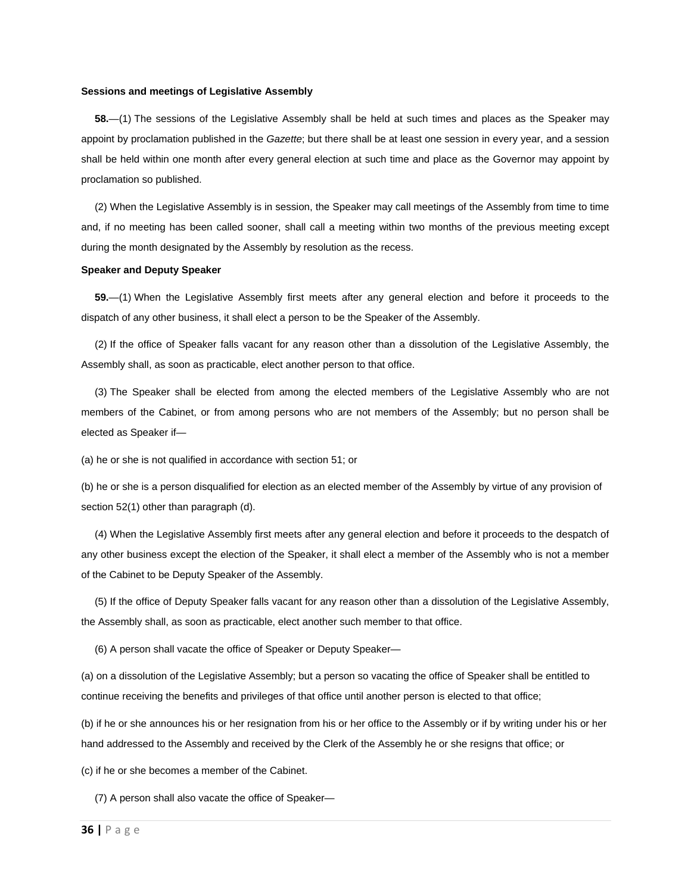**Sessions and meetings of Legislative Assembly**

**58.**—(1) The sessions of the Legislative Assembly shall be held at such times and places as the Speaker may appoint by proclamation published in the *Gazette*; but there shall be at least one session in every year, and a session shall be held within one month after every general election at such time and place as the Governor may appoint by proclamation so published.

(2) When the Legislative Assembly is in session, the Speaker may call meetings of the Assembly from time to time and, if no meeting has been called sooner, shall call a meeting within two months of the previous meeting except during the month designated by the Assembly by resolution as the recess.

**Speaker and Deputy Speaker**

**59.**—(1) When the Legislative Assembly first meets after any general election and before it proceeds to the dispatch of any other business, it shall elect a person to be the Speaker of the Assembly.

(2) If the office of Speaker falls vacant for any reason other than a dissolution of the Legislative Assembly, the Assembly shall, as soon as practicable, elect another person to that office.

(3) The Speaker shall be elected from among the elected members of the Legislative Assembly who are not members of the Cabinet, or from among persons who are not members of the Assembly; but no person shall be elected as Speaker if—

(a) he or she is not qualified in accordance with section 51; or

(b) he or she is a person disqualified for election as an elected member of the Assembly by virtue of any provision of section 52(1) other than paragraph (d).

(4) When the Legislative Assembly first meets after any general election and before it proceeds to the despatch of any other business except the election of the Speaker, it shall elect a member of the Assembly who is not a member of the Cabinet to be Deputy Speaker of the Assembly.

(5) If the office of Deputy Speaker falls vacant for any reason other than a dissolution of the Legislative Assembly, the Assembly shall, as soon as practicable, elect another such member to that office.

(6) A person shall vacate the office of Speaker or Deputy Speaker—

(a) on a dissolution of the Legislative Assembly; but a person so vacating the office of Speaker shall be entitled to continue receiving the benefits and privileges of that office until another person is elected to that office;

(b) if he or she announces his or her resignation from his or her office to the Assembly or if by writing under his or her hand addressed to the Assembly and received by the Clerk of the Assembly he or she resigns that office; or

(c) if he or she becomes a member of the Cabinet.

(7) A person shall also vacate the office of Speaker—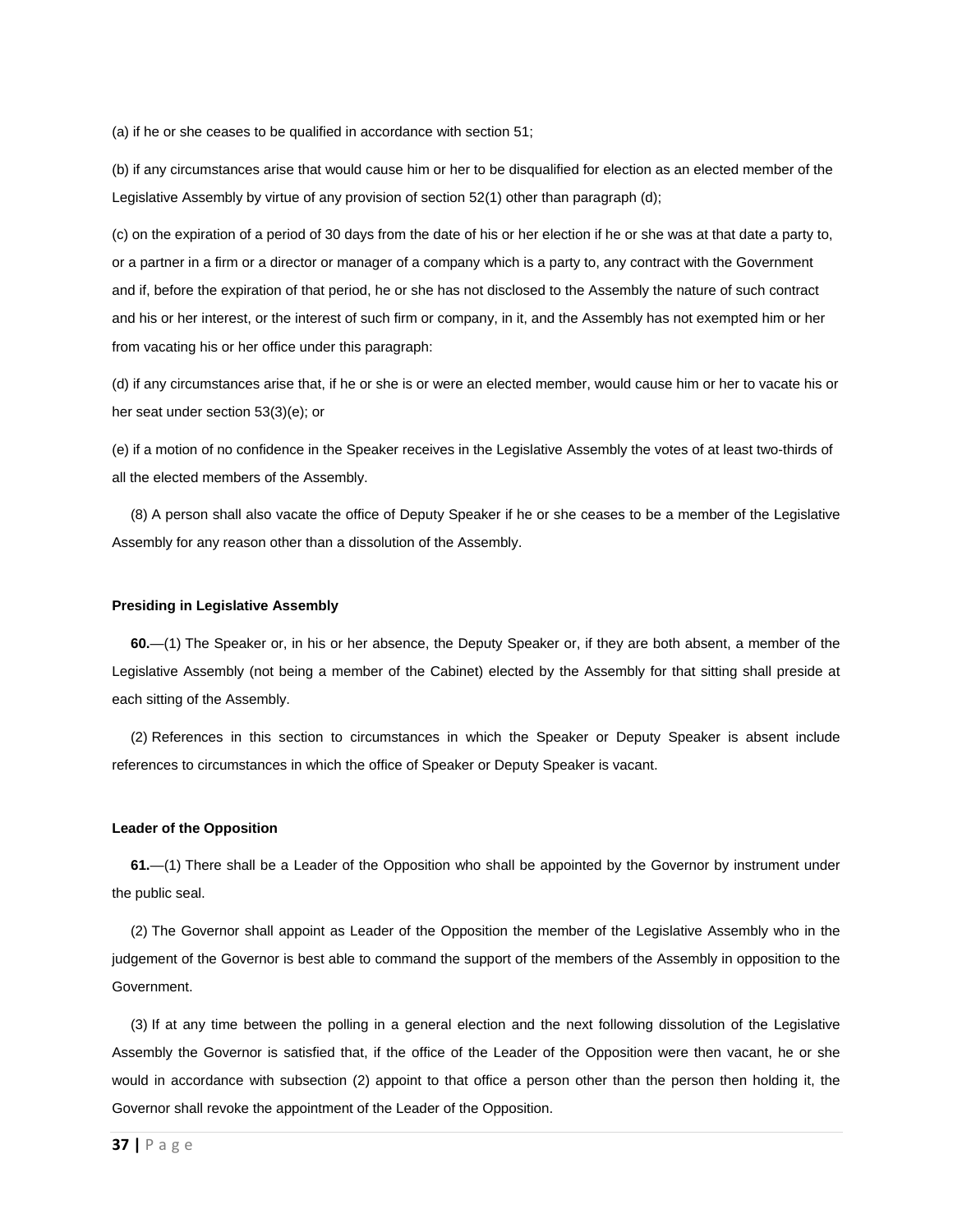(a) if he or she ceases to be qualified in accordance with section 51;

(b) if any circumstances arise that would cause him or her to be disqualified for election as an elected member of the Legislative Assembly by virtue of any provision of section 52(1) other than paragraph (d);

(c) on the expiration of a period of 30 days from the date of his or her election if he or she was at that date a party to, or a partner in a firm or a director or manager of a company which is a party to, any contract with the Government and if, before the expiration of that period, he or she has not disclosed to the Assembly the nature of such contract and his or her interest, or the interest of such firm or company, in it, and the Assembly has not exempted him or her from vacating his or her office under this paragraph:

(d) if any circumstances arise that, if he or she is or were an elected member, would cause him or her to vacate his or her seat under section 53(3)(e); or

(e) if a motion of no confidence in the Speaker receives in the Legislative Assembly the votes of at least two-thirds of all the elected members of the Assembly.

(8) A person shall also vacate the office of Deputy Speaker if he or she ceases to be a member of the Legislative Assembly for any reason other than a dissolution of the Assembly.

#### Presiding in Legislative Assembly

**60.**—(1) The Speaker or, in his or her absence, the Deputy Speaker or, if they are both absent, a member of the Legislative Assembly (not being a member of the Cabinet) elected by the Assembly for that sitting shall preside at each sitting of the Assembly.

(2) References in this section to circumstances in which the Speaker or Deputy Speaker is absent include references to circumstances in which the office of Speaker or Deputy Speaker is vacant.

#### Leader of the Opposition

**61.**—(1) There shall be a Leader of the Opposition who shall be appointed by the Governor by instrument under the public seal.

(2) The Governor shall appoint as Leader of the Opposition the member of the Legislative Assembly who in the judgement of the Governor is best able to command the support of the members of the Assembly in opposition to the Government.

(3) If at any time between the polling in a general election and the next following dissolution of the Legislative Assembly the Governor is satisfied that, if the office of the Leader of the Opposition were then vacant, he or she would in accordance with subsection (2) appoint to that office a person other than the person then holding it, the Governor shall revoke the appointment of the Leader of the Opposition.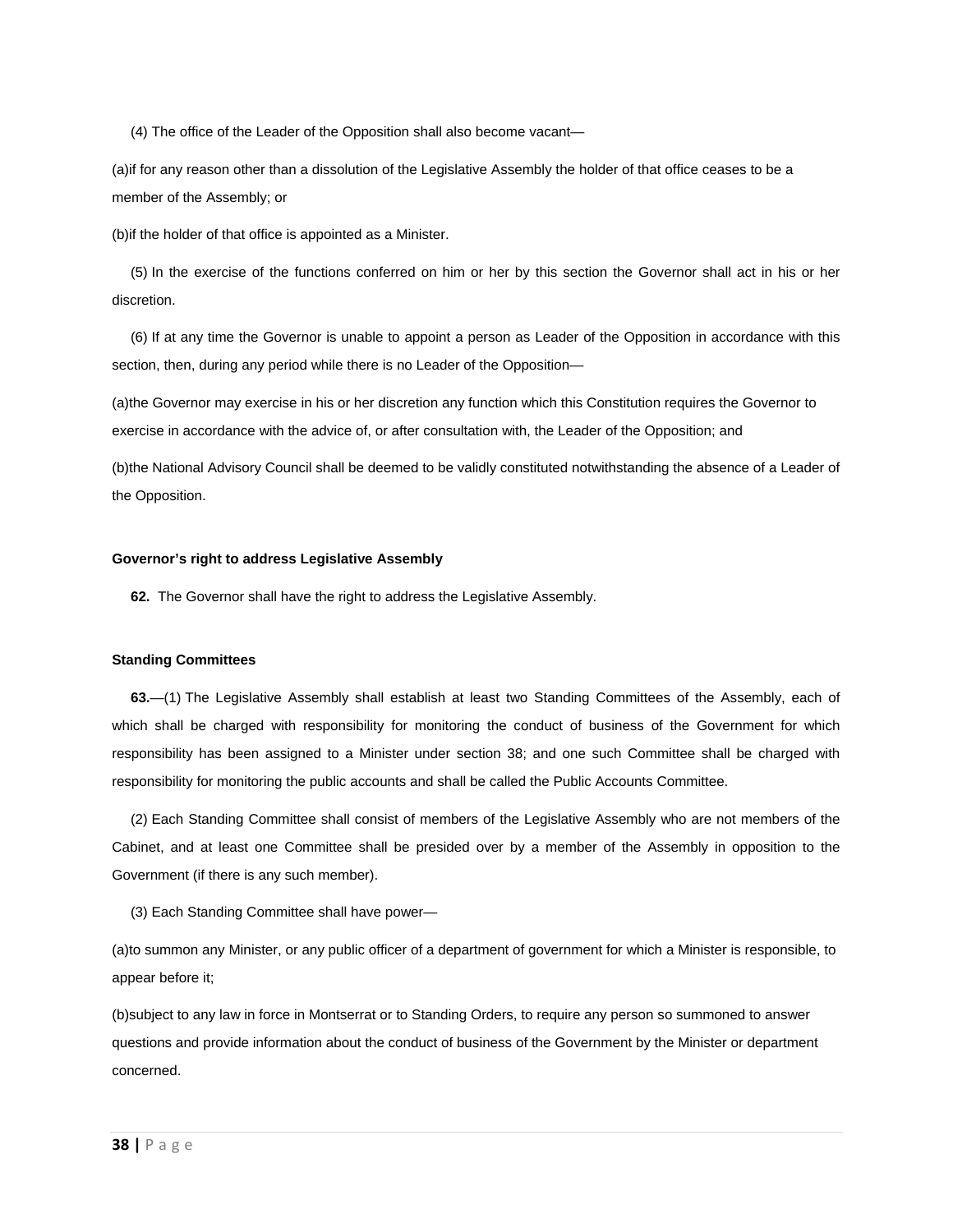(4) The office of the Leader of the Opposition shall also become vacant—

(a)if for any reason other than a dissolution of the Legislative Assembly the holder of that office ceases to be a member of the Assembly; or

(b)if the holder of that office is appointed as a Minister.

(5) In the exercise of the functions conferred on him or her by this section the Governor shall act in his or her discretion.

(6) If at any time the Governor is unable to appoint a person as Leader of the Opposition in accordance with this section, then, during any period while there is no Leader of the Opposition—

(a)the Governor may exercise in his or her discretion any function which this Constitution requires the Governor to exercise in accordance with the advice of, or after consultation with, the Leader of the Opposition; and

(b)the National Advisory Council shall be deemed to be validly constituted notwithstanding the absence of a Leader of the Opposition.

**Governor's right to address Legislative Assembly**

**62.** The Governor shall have the right to address the Legislative Assembly.

**Standing Committees**

**63.**—(1) The Legislative Assembly shall establish at least two Standing Committees of the Assembly, each of which shall be charged with responsibility for monitoring the conduct of business of the Government for which responsibility has been assigned to a Minister under section 38; and one such Committee shall be charged with responsibility for monitoring the public accounts and shall be called the Public Accounts Committee.

(2) Each Standing Committee shall consist of members of the Legislative Assembly who are not members of the Cabinet, and at least one Committee shall be presided over by a member of the Assembly in opposition to the Government (if there is any such member).

(3) Each Standing Committee shall have power—

(a)to summon any Minister, or any public officer of a department of government for which a Minister is responsible, to appear before it;

(b)subject to any law in force in Montserrat or to Standing Orders, to require any person so summoned to answer questions and provide information about the conduct of business of the Government by the Minister or department concerned.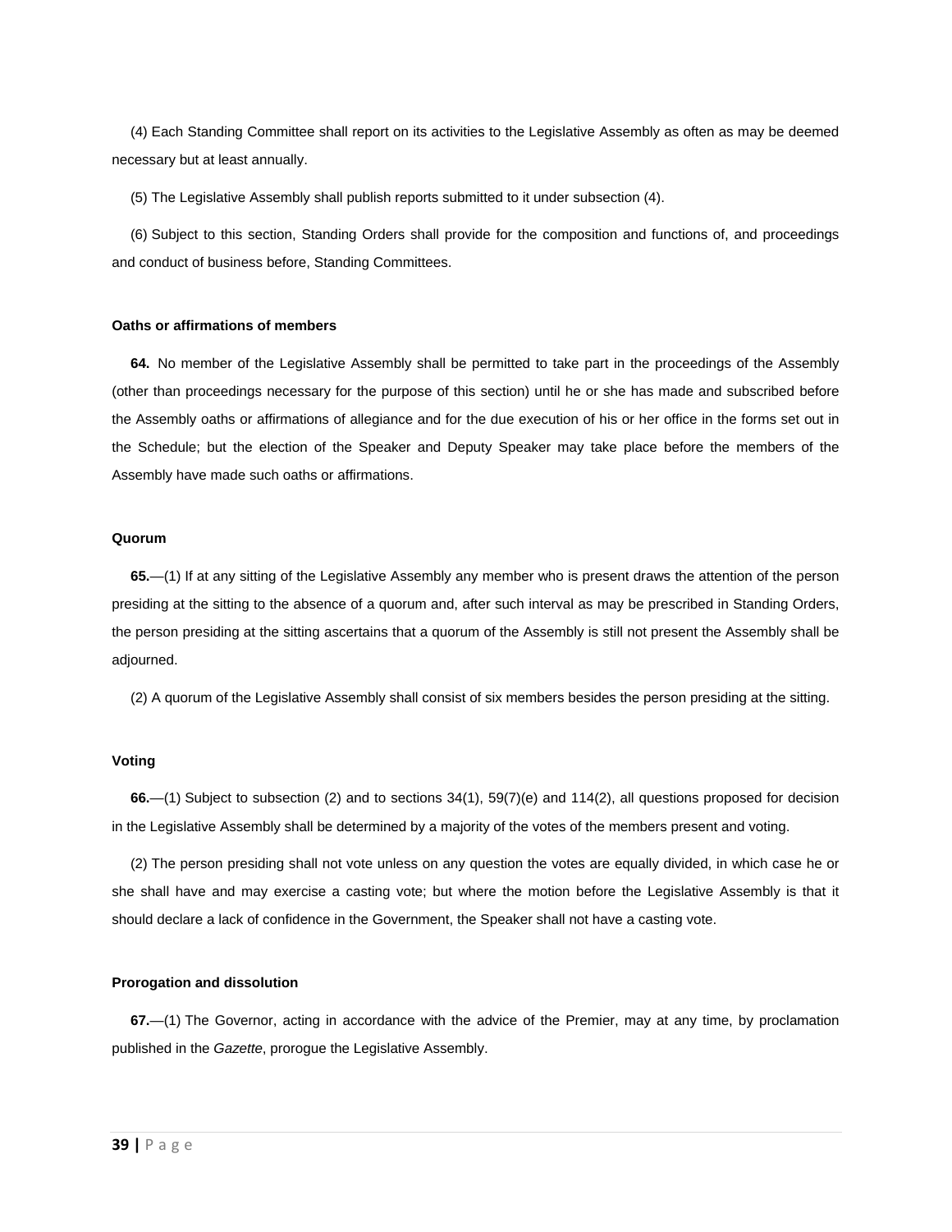(4) Each Standing Committee shall report on its activities to the Legislative Assembly as often as may be deemed necessary but at least annually.

(5) The Legislative Assembly shall publish reports submitted to it under subsection (4).

(6) Subject to this section, Standing Orders shall provide for the composition and functions of, and proceedings and conduct of business before, Standing Committees.

#### Oaths or affirmations of members

**64.** No member of the Legislative Assembly shall be permitted to take part in the proceedings of the Assembly (other than proceedings necessary for the purpose of this section) until he or she has made and subscribed before the Assembly oaths or affirmations of allegiance and for the due execution of his or her office in the forms set out in the Schedule; but the election of the Speaker and Deputy Speaker may take place before the members of the Assembly have made such oaths or affirmations.

#### Quorum

**65.**—(1) If at any sitting of the Legislative Assembly any member who is present draws the attention of the person presiding at the sitting to the absence of a quorum and, after such interval as may be prescribed in Standing Orders, the person presiding at the sitting ascertains that a quorum of the Assembly is still not present the Assembly shall be adjourned.

(2) A quorum of the Legislative Assembly shall consist of six members besides the person presiding at the sitting.

#### Voting

**66.**—(1) Subject to subsection (2) and to sections 34(1), 59(7)(e) and 114(2), all questions proposed for decision in the Legislative Assembly shall be determined by a majority of the votes of the members present and voting.

(2) The person presiding shall not vote unless on any question the votes are equally divided, in which case he or she shall have and may exercise a casting vote; but where the motion before the Legislative Assembly is that it should declare a lack of confidence in the Government, the Speaker shall not have a casting vote.

#### Prorogation and dissolution

**67.**—(1) The Governor, acting in accordance with the advice of the Premier, may at any time, by proclamation published in the *Gazette*, prorogue the Legislative Assembly.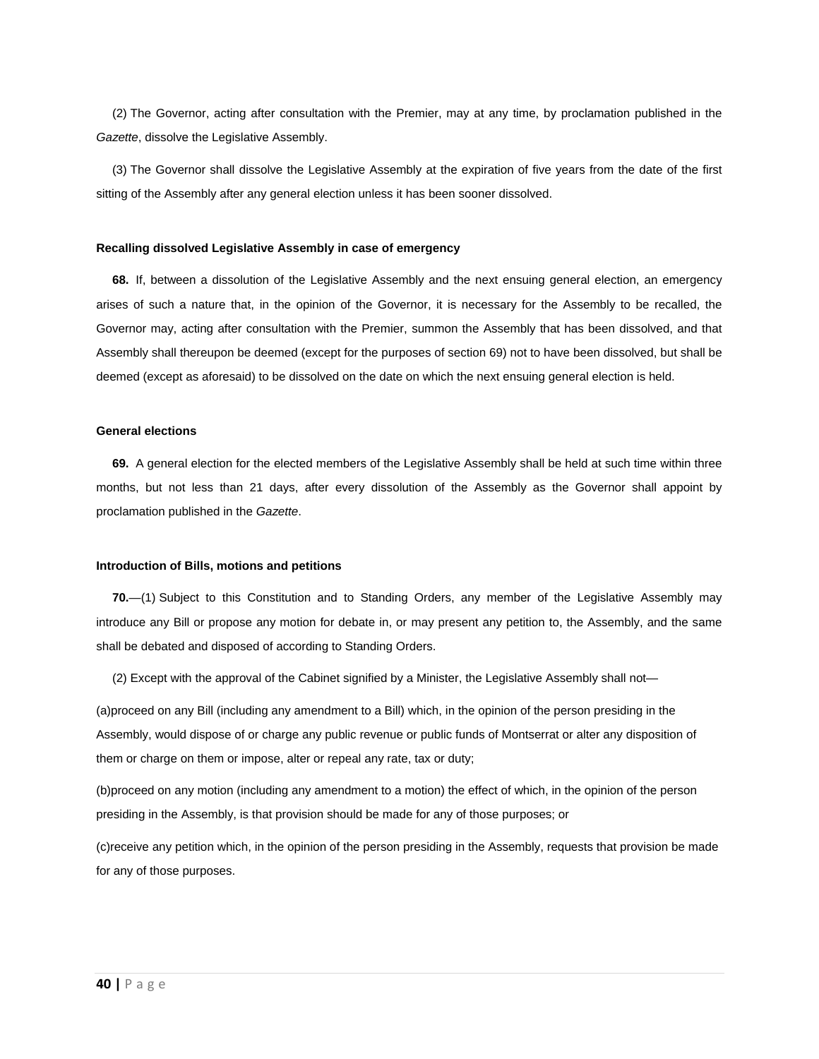(2) The Governor, acting after consultation with the Premier, may at any time, by proclamation published in the *Gazette*, dissolve the Legislative Assembly.

(3) The Governor shall dissolve the Legislative Assembly at the expiration of five years from the date of the first sitting of the Assembly after any general election unless it has been sooner dissolved.

**Recalling dissolved Legislative Assembly in case of emergency**

**68.** If, between a dissolution of the Legislative Assembly and the next ensuing general election, an emergency arises of such a nature that, in the opinion of the Governor, it is necessary for the Assembly to be recalled, the Governor may, acting after consultation with the Premier, summon the Assembly that has been dissolved, and that Assembly shall thereupon be deemed (except for the purposes of section 69) not to have been dissolved, but shall be deemed (except as aforesaid) to be dissolved on the date on which the next ensuing general election is held.

**General elections**

**69.** A general election for the elected members of the Legislative Assembly shall be held at such time within three months, but not less than 21 days, after every dissolution of the Assembly as the Governor shall appoint by proclamation published in the *Gazette*.

**Introduction of Bills, motions and petitions**

**70.**—(1) Subject to this Constitution and to Standing Orders, any member of the Legislative Assembly may introduce any Bill or propose any motion for debate in, or may present any petition to, the Assembly, and the same shall be debated and disposed of according to Standing Orders.

(2) Except with the approval of the Cabinet signified by a Minister, the Legislative Assembly shall not—

(a)proceed on any Bill (including any amendment to a Bill) which, in the opinion of the person presiding in the Assembly, would dispose of or charge any public revenue or public funds of Montserrat or alter any disposition of them or charge on them or impose, alter or repeal any rate, tax or duty;

(b)proceed on any motion (including any amendment to a motion) the effect of which, in the opinion of the person presiding in the Assembly, is that provision should be made for any of those purposes; or

(c)receive any petition which, in the opinion of the person presiding in the Assembly, requests that provision be made for any of those purposes.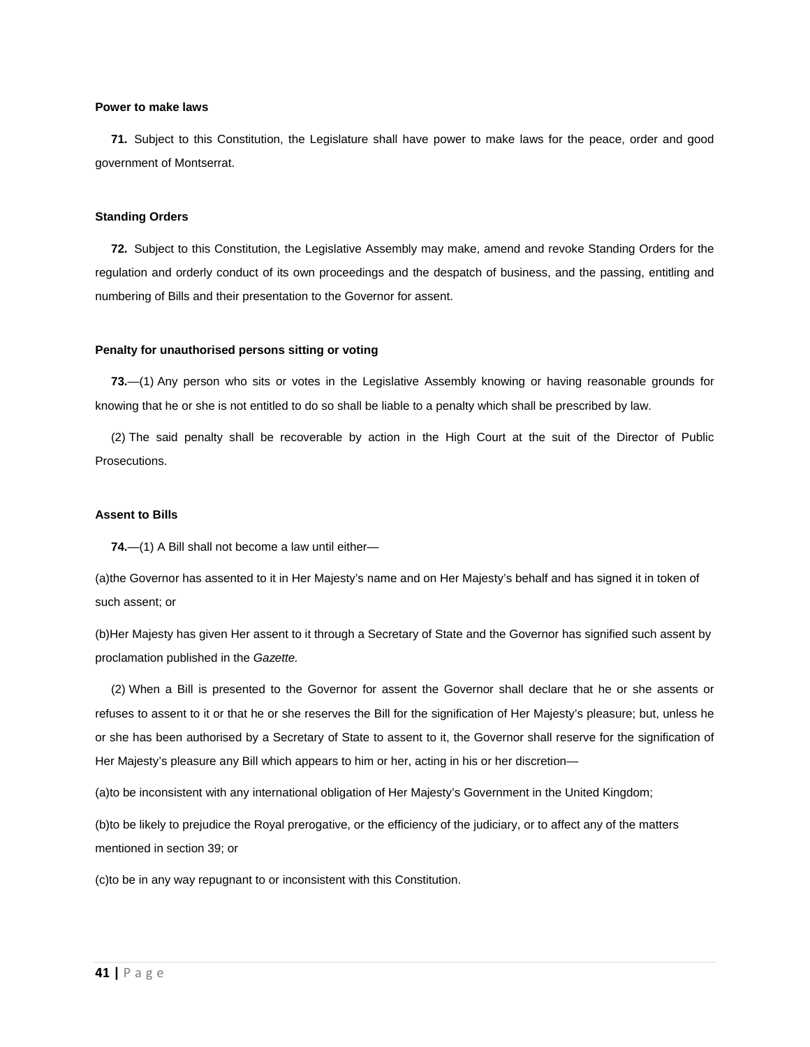#### Power to make laws

**71.** Subject to this Constitution, the Legislature shall have power to make laws for the peace, order and good government of Montserrat.

#### Standing Orders

**72.** Subject to this Constitution, the Legislative Assembly may make, amend and revoke Standing Orders for the regulation and orderly conduct of its own proceedings and the despatch of business, and the passing, entitling and numbering of Bills and their presentation to the Governor for assent.

#### Penalty for unauthorised persons sitting or voting

**73.**—(1) Any person who sits or votes in the Legislative Assembly knowing or having reasonable grounds for knowing that he or she is not entitled to do so shall be liable to a penalty which shall be prescribed by law.

(2) The said penalty shall be recoverable by action in the High Court at the suit of the Director of Public Prosecutions.

#### Assent to Bills

**74.**—(1) A Bill shall not become a law until either—

(a)the Governor has assented to it in Her Majesty's name and on Her Majesty's behalf and has signed it in token of such assent; or

(b)Her Majesty has given Her assent to it through a Secretary of State and the Governor has signified such assent by proclamation published in the *Gazette.*

(2) When a Bill is presented to the Governor for assent the Governor shall declare that he or she assents or refuses to assent to it or that he or she reserves the Bill for the signification of Her Majesty's pleasure; but, unless he or she has been authorised by a Secretary of State to assent to it, the Governor shall reserve for the signification of Her Majesty's pleasure any Bill which appears to him or her, acting in his or her discretion—

(a)to be inconsistent with any international obligation of Her Majesty's Government in the United Kingdom;

(b)to be likely to prejudice the Royal prerogative, or the efficiency of the judiciary, or to affect any of the matters mentioned in section 39; or

(c)to be in any way repugnant to or inconsistent with this Constitution.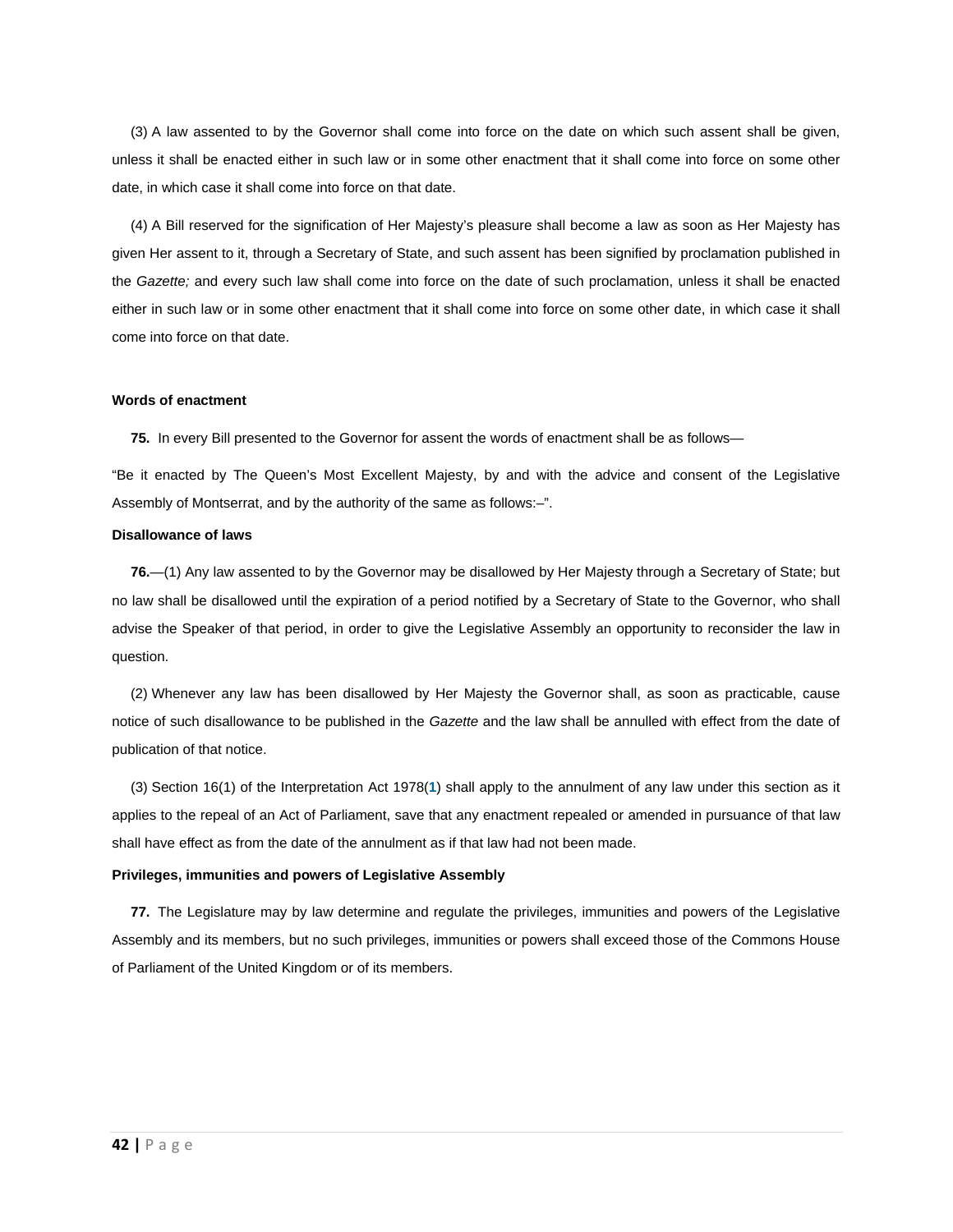(3) A law assented to by the Governor shall come into force on the date on which such assent shall be given, unless it shall be enacted either in such law or in some other enactment that it shall come into force on some other date, in which case it shall come into force on that date.

(4) A Bill reserved for the signification of Her Majesty's pleasure shall become a law as soon as Her Majesty has given Her assent to it, through a Secretary of State, and such assent has been signified by proclamation published in the *Gazette;* and every such law shall come into force on the date of such proclamation, unless it shall be enacted either in such law or in some other enactment that it shall come into force on some other date, in which case it shall come into force on that date.

**Words of enactment**

**75.** In every Bill presented to the Governor for assent the words of enactment shall be as follows—

"Be it enacted by The Queen's Most Excellent Majesty, by and with the advice and consent of the Legislative Assembly of Montserrat, and by the authority of the same as follows:–".

**Disallowance of laws**

**76.**—(1) Any law assented to by the Governor may be disallowed by Her Majesty through a Secretary of State; but no law shall be disallowed until the expiration of a period notified by a Secretary of State to the Governor, who shall advise the Speaker of that period, in order to give the Legislative Assembly an opportunity to reconsider the law in question.

(2) Whenever any law has been disallowed by Her Majesty the Governor shall, as soon as practicable, cause notice of such disallowance to be published in the *Gazette* and the law shall be annulled with effect from the date of publication of that notice.

(3) Section 16(1) of the Interpretation Act 1978(1) shall apply to the annulment of any law under this section as it applies to the repeal of an Act of Parliament, save that any enactment repealed or amended in pursuance of that law shall have effect as from the date of the annulment as if that law had not been made.

**Privileges, immunities and powers of Legislative Assembly**

**77.** The Legislature may by law determine and regulate the privileges, immunities and powers of the Legislative Assembly and its members, but no such privileges, immunities or powers shall exceed those of the Commons House of Parliament of the United Kingdom or of its members.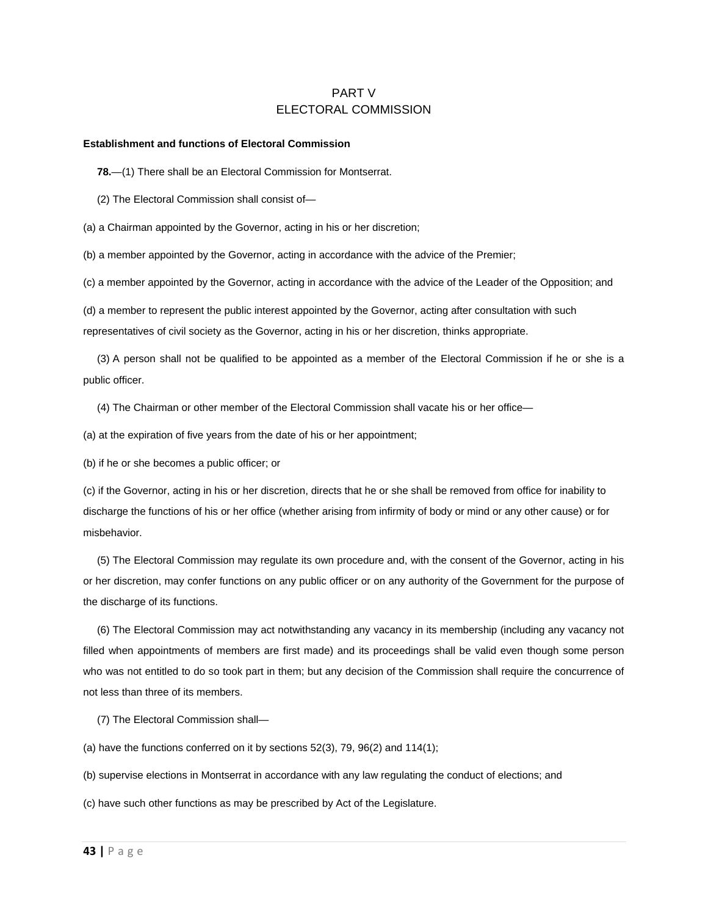# PART V
# ELECTORAL COMMISSION

**Establishment and functions of Electoral Commission**

**78.**—(1) There shall be an Electoral Commission for Montserrat.

(2) The Electoral Commission shall consist of—

(a) a Chairman appointed by the Governor, acting in his or her discretion;

(b) a member appointed by the Governor, acting in accordance with the advice of the Premier;

(c) a member appointed by the Governor, acting in accordance with the advice of the Leader of the Opposition; and

(d) a member to represent the public interest appointed by the Governor, acting after consultation with such representatives of civil society as the Governor, acting in his or her discretion, thinks appropriate.

(3) A person shall not be qualified to be appointed as a member of the Electoral Commission if he or she is a public officer.

(4) The Chairman or other member of the Electoral Commission shall vacate his or her office—

(a) at the expiration of five years from the date of his or her appointment;

(b) if he or she becomes a public officer; or

(c) if the Governor, acting in his or her discretion, directs that he or she shall be removed from office for inability to discharge the functions of his or her office (whether arising from infirmity of body or mind or any other cause) or for misbehavior.

(5) The Electoral Commission may regulate its own procedure and, with the consent of the Governor, acting in his or her discretion, may confer functions on any public officer or on any authority of the Government for the purpose of the discharge of its functions.

(6) The Electoral Commission may act notwithstanding any vacancy in its membership (including any vacancy not filled when appointments of members are first made) and its proceedings shall be valid even though some person who was not entitled to do so took part in them; but any decision of the Commission shall require the concurrence of not less than three of its members.

(7) The Electoral Commission shall—

(a) have the functions conferred on it by sections 52(3), 79, 96(2) and 114(1);

(b) supervise elections in Montserrat in accordance with any law regulating the conduct of elections; and

(c) have such other functions as may be prescribed by Act of the Legislature.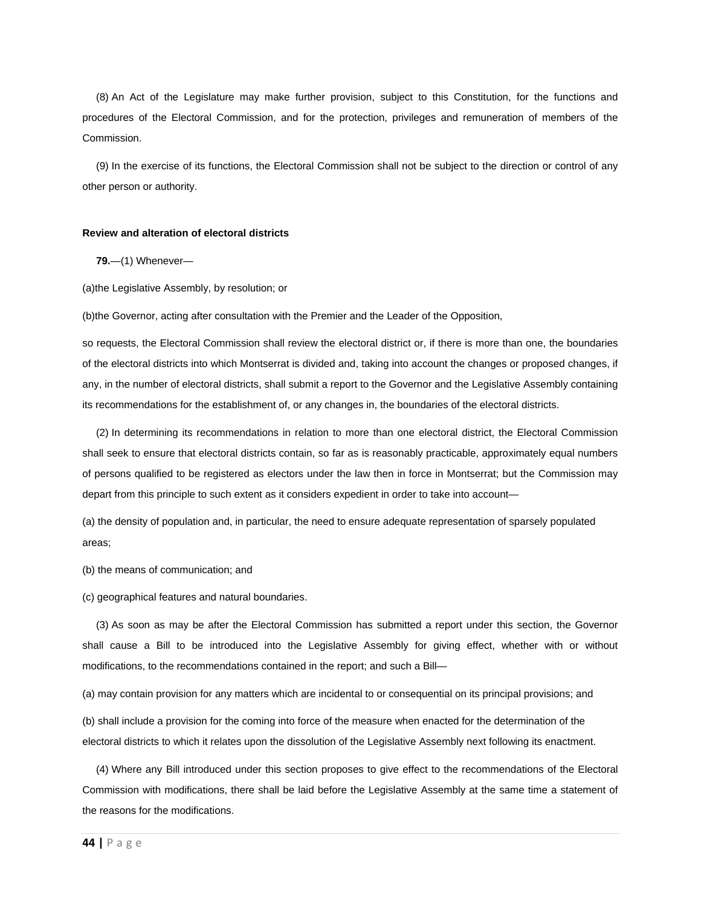(8) An Act of the Legislature may make further provision, subject to this Constitution, for the functions and procedures of the Electoral Commission, and for the protection, privileges and remuneration of members of the Commission.

(9) In the exercise of its functions, the Electoral Commission shall not be subject to the direction or control of any other person or authority.

**Review and alteration of electoral districts**

**79.**—(1) Whenever—

(a)the Legislative Assembly, by resolution; or

(b)the Governor, acting after consultation with the Premier and the Leader of the Opposition,

so requests, the Electoral Commission shall review the electoral district or, if there is more than one, the boundaries of the electoral districts into which Montserrat is divided and, taking into account the changes or proposed changes, if any, in the number of electoral districts, shall submit a report to the Governor and the Legislative Assembly containing its recommendations for the establishment of, or any changes in, the boundaries of the electoral districts.

(2) In determining its recommendations in relation to more than one electoral district, the Electoral Commission shall seek to ensure that electoral districts contain, so far as is reasonably practicable, approximately equal numbers of persons qualified to be registered as electors under the law then in force in Montserrat; but the Commission may depart from this principle to such extent as it considers expedient in order to take into account—

(a) the density of population and, in particular, the need to ensure adequate representation of sparsely populated areas;

(b) the means of communication; and

(c) geographical features and natural boundaries.

(3) As soon as may be after the Electoral Commission has submitted a report under this section, the Governor shall cause a Bill to be introduced into the Legislative Assembly for giving effect, whether with or without modifications, to the recommendations contained in the report; and such a Bill—

(a) may contain provision for any matters which are incidental to or consequential on its principal provisions; and

(b) shall include a provision for the coming into force of the measure when enacted for the determination of the electoral districts to which it relates upon the dissolution of the Legislative Assembly next following its enactment.

(4) Where any Bill introduced under this section proposes to give effect to the recommendations of the Electoral Commission with modifications, there shall be laid before the Legislative Assembly at the same time a statement of the reasons for the modifications.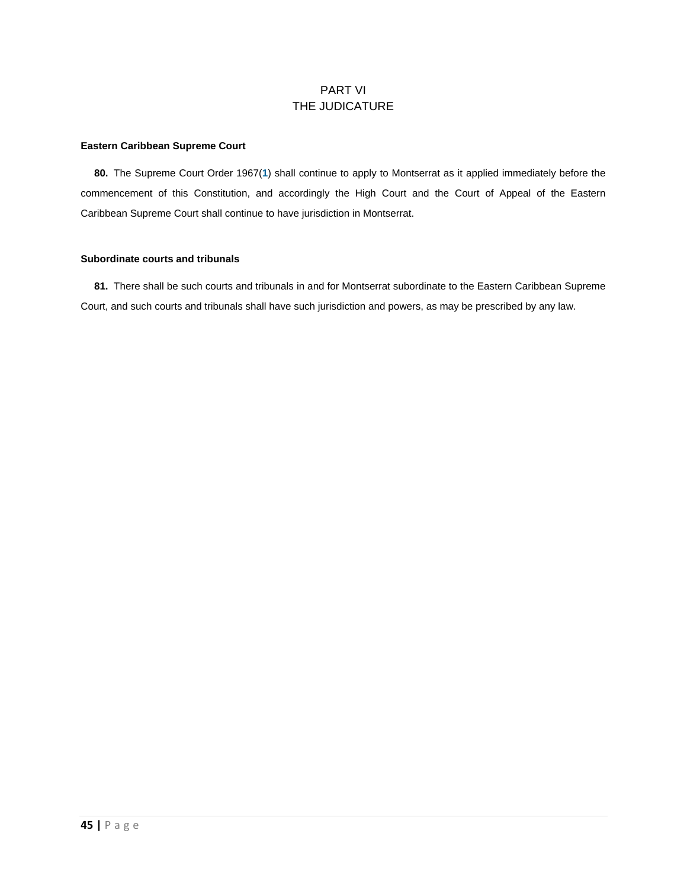# PART VI
# THE JUDICATURE

**Eastern Caribbean Supreme Court**

**80.** The Supreme Court Order 1967([1]) shall continue to apply to Montserrat as it applied immediately before the commencement of this Constitution, and accordingly the High Court and the Court of Appeal of the Eastern Caribbean Supreme Court shall continue to have jurisdiction in Montserrat.

**Subordinate courts and tribunals**

**81.** There shall be such courts and tribunals in and for Montserrat subordinate to the Eastern Caribbean Supreme Court, and such courts and tribunals shall have such jurisdiction and powers, as may be prescribed by any law.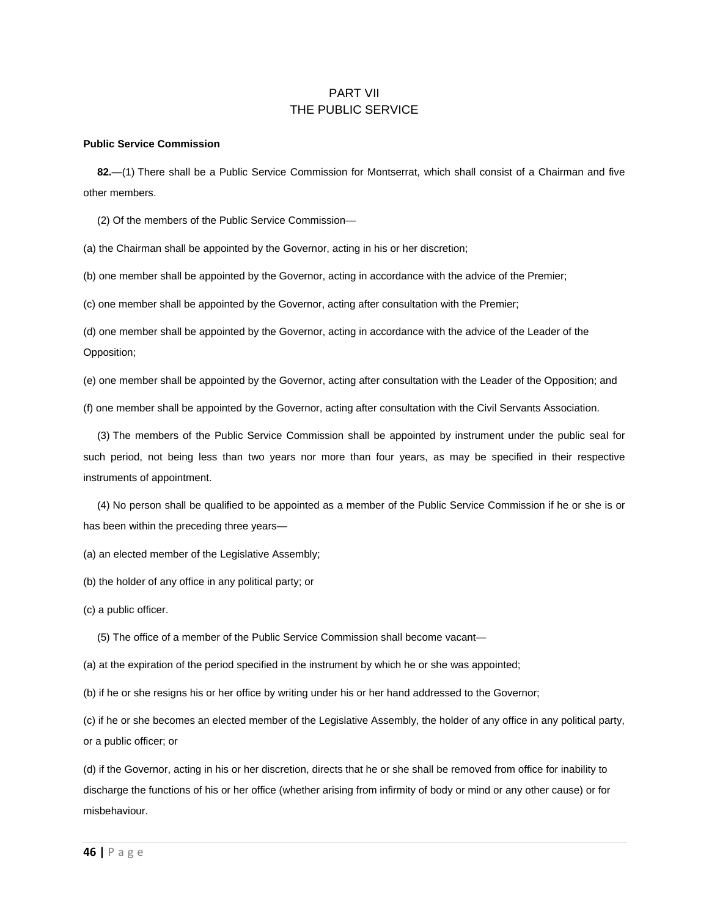# PART VII
# THE PUBLIC SERVICE

**Public Service Commission**

**82.**—(1) There shall be a Public Service Commission for Montserrat, which shall consist of a Chairman and five other members.

(2) Of the members of the Public Service Commission—

(a) the Chairman shall be appointed by the Governor, acting in his or her discretion;

(b) one member shall be appointed by the Governor, acting in accordance with the advice of the Premier;

(c) one member shall be appointed by the Governor, acting after consultation with the Premier;

(d) one member shall be appointed by the Governor, acting in accordance with the advice of the Leader of the Opposition;

(e) one member shall be appointed by the Governor, acting after consultation with the Leader of the Opposition; and

(f) one member shall be appointed by the Governor, acting after consultation with the Civil Servants Association.

(3) The members of the Public Service Commission shall be appointed by instrument under the public seal for such period, not being less than two years nor more than four years, as may be specified in their respective instruments of appointment.

(4) No person shall be qualified to be appointed as a member of the Public Service Commission if he or she is or has been within the preceding three years—

(a) an elected member of the Legislative Assembly;

(b) the holder of any office in any political party; or

(c) a public officer.

(5) The office of a member of the Public Service Commission shall become vacant—

(a) at the expiration of the period specified in the instrument by which he or she was appointed;

(b) if he or she resigns his or her office by writing under his or her hand addressed to the Governor;

(c) if he or she becomes an elected member of the Legislative Assembly, the holder of any office in any political party, or a public officer; or

(d) if the Governor, acting in his or her discretion, directs that he or she shall be removed from office for inability to discharge the functions of his or her office (whether arising from infirmity of body or mind or any other cause) or for misbehaviour.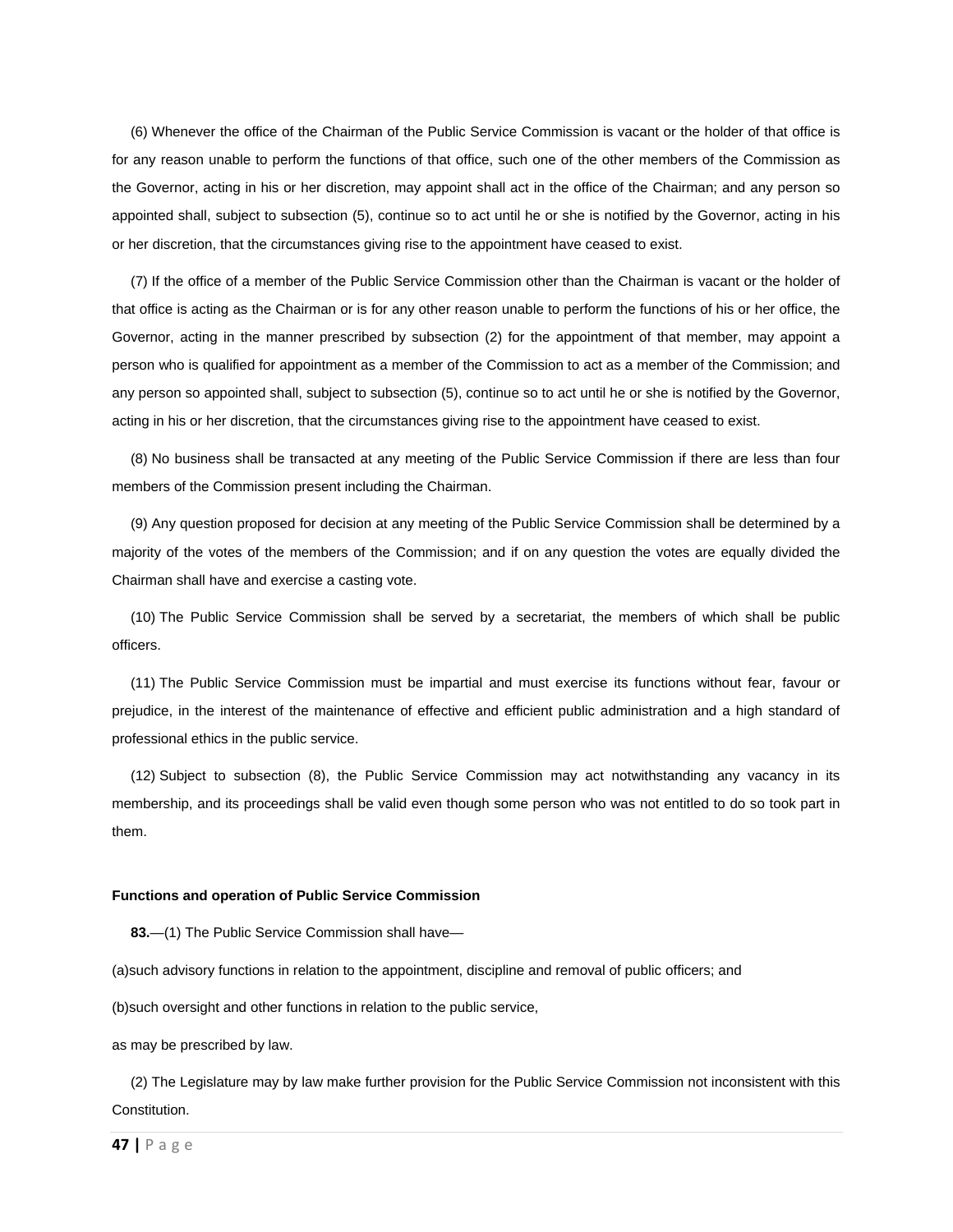(6) Whenever the office of the Chairman of the Public Service Commission is vacant or the holder of that office is for any reason unable to perform the functions of that office, such one of the other members of the Commission as the Governor, acting in his or her discretion, may appoint shall act in the office of the Chairman; and any person so appointed shall, subject to subsection (5), continue so to act until he or she is notified by the Governor, acting in his or her discretion, that the circumstances giving rise to the appointment have ceased to exist.

(7) If the office of a member of the Public Service Commission other than the Chairman is vacant or the holder of that office is acting as the Chairman or is for any other reason unable to perform the functions of his or her office, the Governor, acting in the manner prescribed by subsection (2) for the appointment of that member, may appoint a person who is qualified for appointment as a member of the Commission to act as a member of the Commission; and any person so appointed shall, subject to subsection (5), continue so to act until he or she is notified by the Governor, acting in his or her discretion, that the circumstances giving rise to the appointment have ceased to exist.

(8) No business shall be transacted at any meeting of the Public Service Commission if there are less than four members of the Commission present including the Chairman.

(9) Any question proposed for decision at any meeting of the Public Service Commission shall be determined by a majority of the votes of the members of the Commission; and if on any question the votes are equally divided the Chairman shall have and exercise a casting vote.

(10) The Public Service Commission shall be served by a secretariat, the members of which shall be public officers.

(11) The Public Service Commission must be impartial and must exercise its functions without fear, favour or prejudice, in the interest of the maintenance of effective and efficient public administration and a high standard of professional ethics in the public service.

(12) Subject to subsection (8), the Public Service Commission may act notwithstanding any vacancy in its membership, and its proceedings shall be valid even though some person who was not entitled to do so took part in them.

**Functions and operation of Public Service Commission**

**83.**—(1) The Public Service Commission shall have—

(a)such advisory functions in relation to the appointment, discipline and removal of public officers; and

(b)such oversight and other functions in relation to the public service,

as may be prescribed by law.

(2) The Legislature may by law make further provision for the Public Service Commission not inconsistent with this Constitution.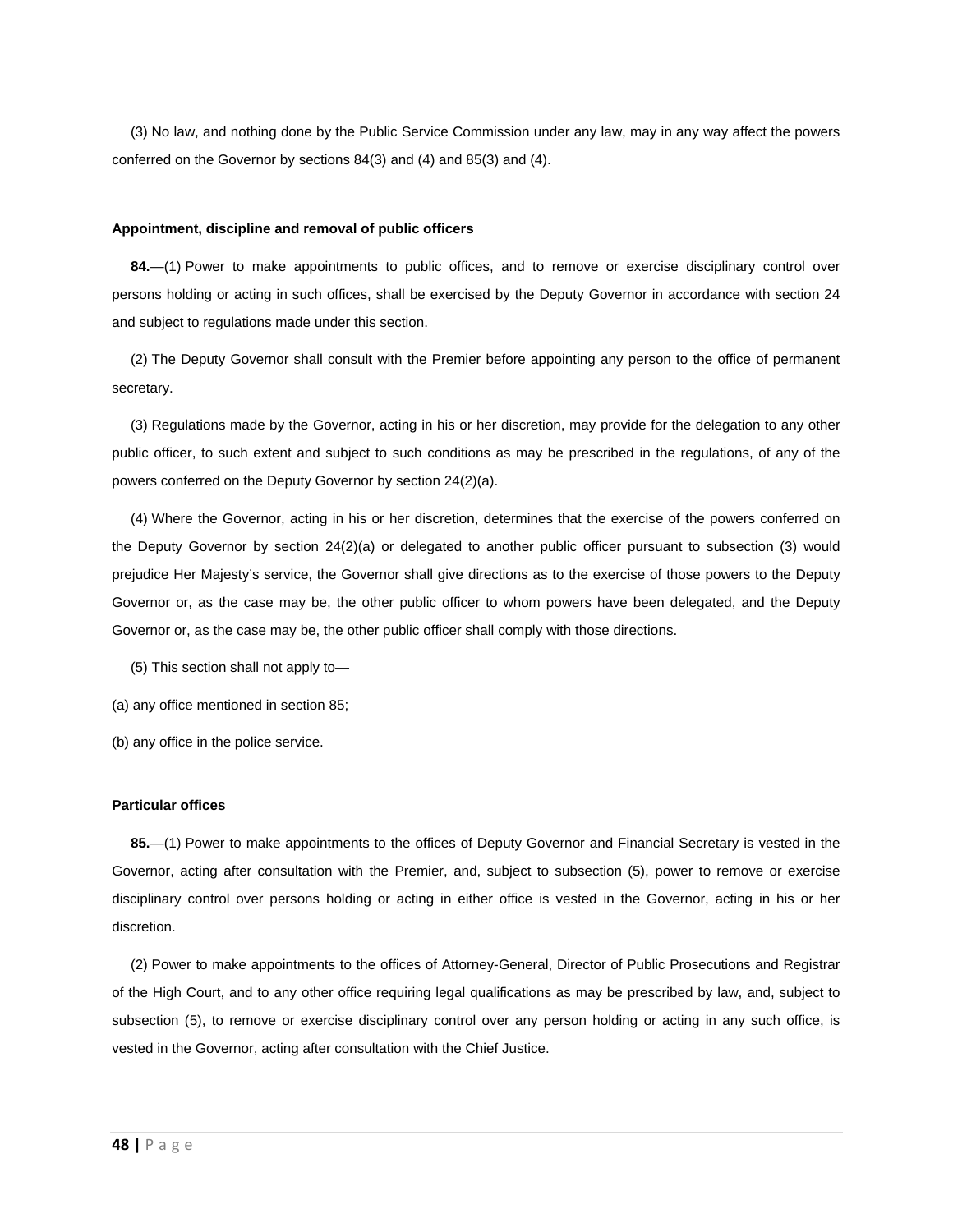(3) No law, and nothing done by the Public Service Commission under any law, may in any way affect the powers conferred on the Governor by sections 84(3) and (4) and 85(3) and (4).

**Appointment, discipline and removal of public officers**

**84.**—(1) Power to make appointments to public offices, and to remove or exercise disciplinary control over persons holding or acting in such offices, shall be exercised by the Deputy Governor in accordance with section 24 and subject to regulations made under this section.

(2) The Deputy Governor shall consult with the Premier before appointing any person to the office of permanent secretary.

(3) Regulations made by the Governor, acting in his or her discretion, may provide for the delegation to any other public officer, to such extent and subject to such conditions as may be prescribed in the regulations, of any of the powers conferred on the Deputy Governor by section 24(2)(a).

(4) Where the Governor, acting in his or her discretion, determines that the exercise of the powers conferred on the Deputy Governor by section 24(2)(a) or delegated to another public officer pursuant to subsection (3) would prejudice Her Majesty's service, the Governor shall give directions as to the exercise of those powers to the Deputy Governor or, as the case may be, the other public officer to whom powers have been delegated, and the Deputy Governor or, as the case may be, the other public officer shall comply with those directions.

(5) This section shall not apply to—

(a) any office mentioned in section 85;

(b) any office in the police service.

**Particular offices**

**85.**—(1) Power to make appointments to the offices of Deputy Governor and Financial Secretary is vested in the Governor, acting after consultation with the Premier, and, subject to subsection (5), power to remove or exercise disciplinary control over persons holding or acting in either office is vested in the Governor, acting in his or her discretion.

(2) Power to make appointments to the offices of Attorney-General, Director of Public Prosecutions and Registrar of the High Court, and to any other office requiring legal qualifications as may be prescribed by law, and, subject to subsection (5), to remove or exercise disciplinary control over any person holding or acting in any such office, is vested in the Governor, acting after consultation with the Chief Justice.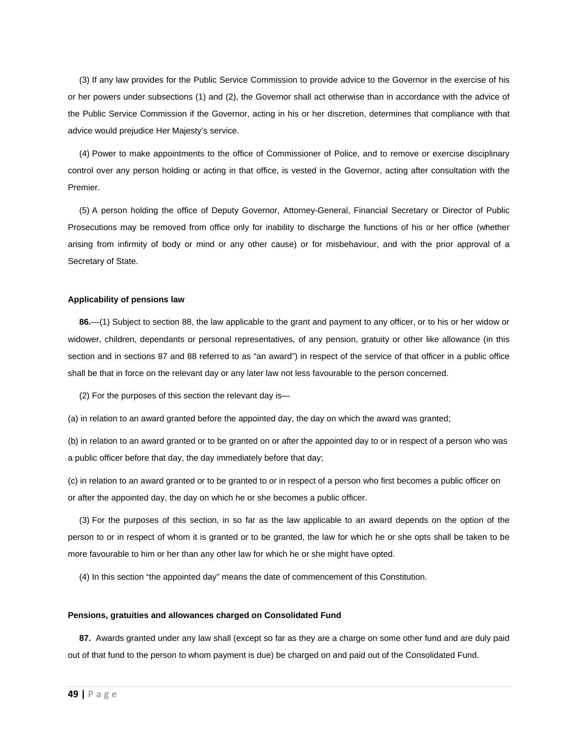(3) If any law provides for the Public Service Commission to provide advice to the Governor in the exercise of his or her powers under subsections (1) and (2), the Governor shall act otherwise than in accordance with the advice of the Public Service Commission if the Governor, acting in his or her discretion, determines that compliance with that advice would prejudice Her Majesty's service.

(4) Power to make appointments to the office of Commissioner of Police, and to remove or exercise disciplinary control over any person holding or acting in that office, is vested in the Governor, acting after consultation with the Premier.

(5) A person holding the office of Deputy Governor, Attorney-General, Financial Secretary or Director of Public Prosecutions may be removed from office only for inability to discharge the functions of his or her office (whether arising from infirmity of body or mind or any other cause) or for misbehaviour, and with the prior approval of a Secretary of State.

#### Applicability of pensions law

**86.**—(1) Subject to section 88, the law applicable to the grant and payment to any officer, or to his or her widow or widower, children, dependants or personal representatives, of any pension, gratuity or other like allowance (in this section and in sections 87 and 88 referred to as "an award") in respect of the service of that officer in a public office shall be that in force on the relevant day or any later law not less favourable to the person concerned.

(2) For the purposes of this section the relevant day is—

(a) in relation to an award granted before the appointed day, the day on which the award was granted;

(b) in relation to an award granted or to be granted on or after the appointed day to or in respect of a person who was a public officer before that day, the day immediately before that day;

(c) in relation to an award granted or to be granted to or in respect of a person who first becomes a public officer on or after the appointed day, the day on which he or she becomes a public officer.

(3) For the purposes of this section, in so far as the law applicable to an award depends on the option of the person to or in respect of whom it is granted or to be granted, the law for which he or she opts shall be taken to be more favourable to him or her than any other law for which he or she might have opted.

(4) In this section "the appointed day" means the date of commencement of this Constitution.

#### Pensions, gratuities and allowances charged on Consolidated Fund

**87.** Awards granted under any law shall (except so far as they are a charge on some other fund and are duly paid out of that fund to the person to whom payment is due) be charged on and paid out of the Consolidated Fund.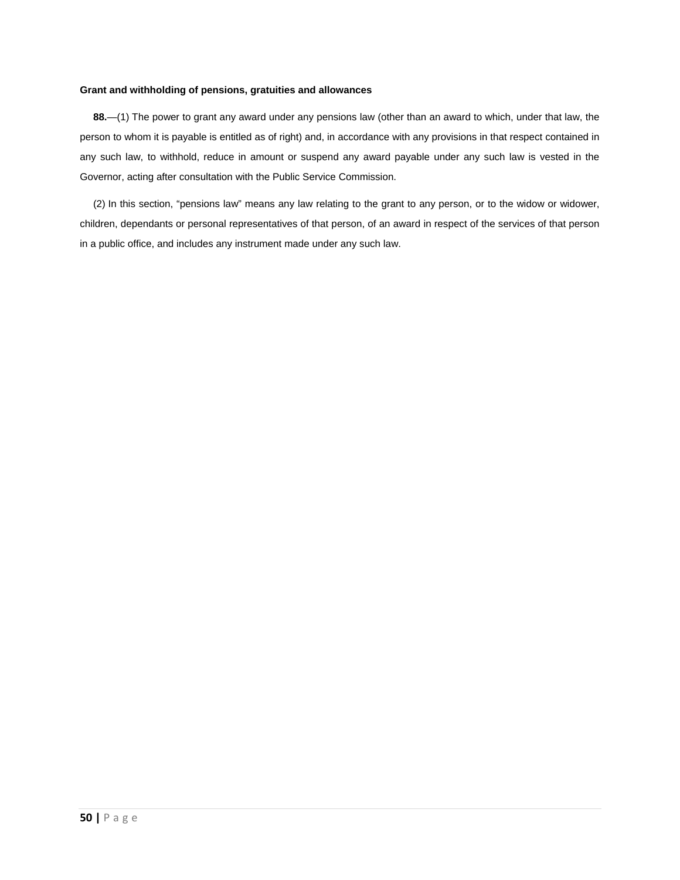**Grant and withholding of pensions, gratuities and allowances**

**88.**—(1) The power to grant any award under any pensions law (other than an award to which, under that law, the person to whom it is payable is entitled as of right) and, in accordance with any provisions in that respect contained in any such law, to withhold, reduce in amount or suspend any award payable under any such law is vested in the Governor, acting after consultation with the Public Service Commission.

(2) In this section, "pensions law" means any law relating to the grant to any person, or to the widow or widower, children, dependants or personal representatives of that person, of an award in respect of the services of that person in a public office, and includes any instrument made under any such law.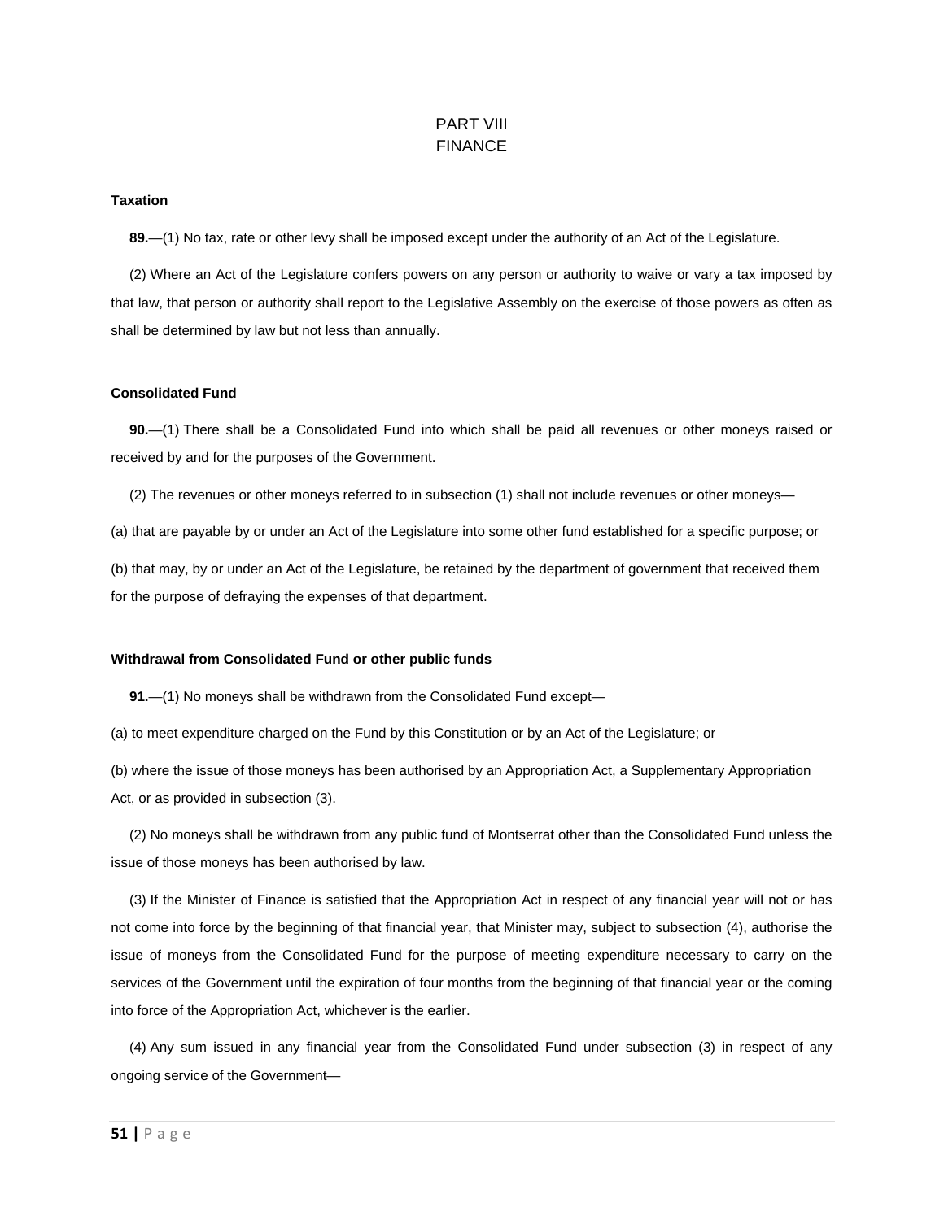# PART VIII
# FINANCE

**Taxation**

**89.**—(1) No tax, rate or other levy shall be imposed except under the authority of an Act of the Legislature.

(2) Where an Act of the Legislature confers powers on any person or authority to waive or vary a tax imposed by that law, that person or authority shall report to the Legislative Assembly on the exercise of those powers as often as shall be determined by law but not less than annually.

**Consolidated Fund**

**90.**—(1) There shall be a Consolidated Fund into which shall be paid all revenues or other moneys raised or received by and for the purposes of the Government.

(2) The revenues or other moneys referred to in subsection (1) shall not include revenues or other moneys—

(a) that are payable by or under an Act of the Legislature into some other fund established for a specific purpose; or

(b) that may, by or under an Act of the Legislature, be retained by the department of government that received them for the purpose of defraying the expenses of that department.

**Withdrawal from Consolidated Fund or other public funds**

**91.**—(1) No moneys shall be withdrawn from the Consolidated Fund except—

(a) to meet expenditure charged on the Fund by this Constitution or by an Act of the Legislature; or

(b) where the issue of those moneys has been authorised by an Appropriation Act, a Supplementary Appropriation Act, or as provided in subsection (3).

(2) No moneys shall be withdrawn from any public fund of Montserrat other than the Consolidated Fund unless the issue of those moneys has been authorised by law.

(3) If the Minister of Finance is satisfied that the Appropriation Act in respect of any financial year will not or has not come into force by the beginning of that financial year, that Minister may, subject to subsection (4), authorise the issue of moneys from the Consolidated Fund for the purpose of meeting expenditure necessary to carry on the services of the Government until the expiration of four months from the beginning of that financial year or the coming into force of the Appropriation Act, whichever is the earlier.

(4) Any sum issued in any financial year from the Consolidated Fund under subsection (3) in respect of any ongoing service of the Government—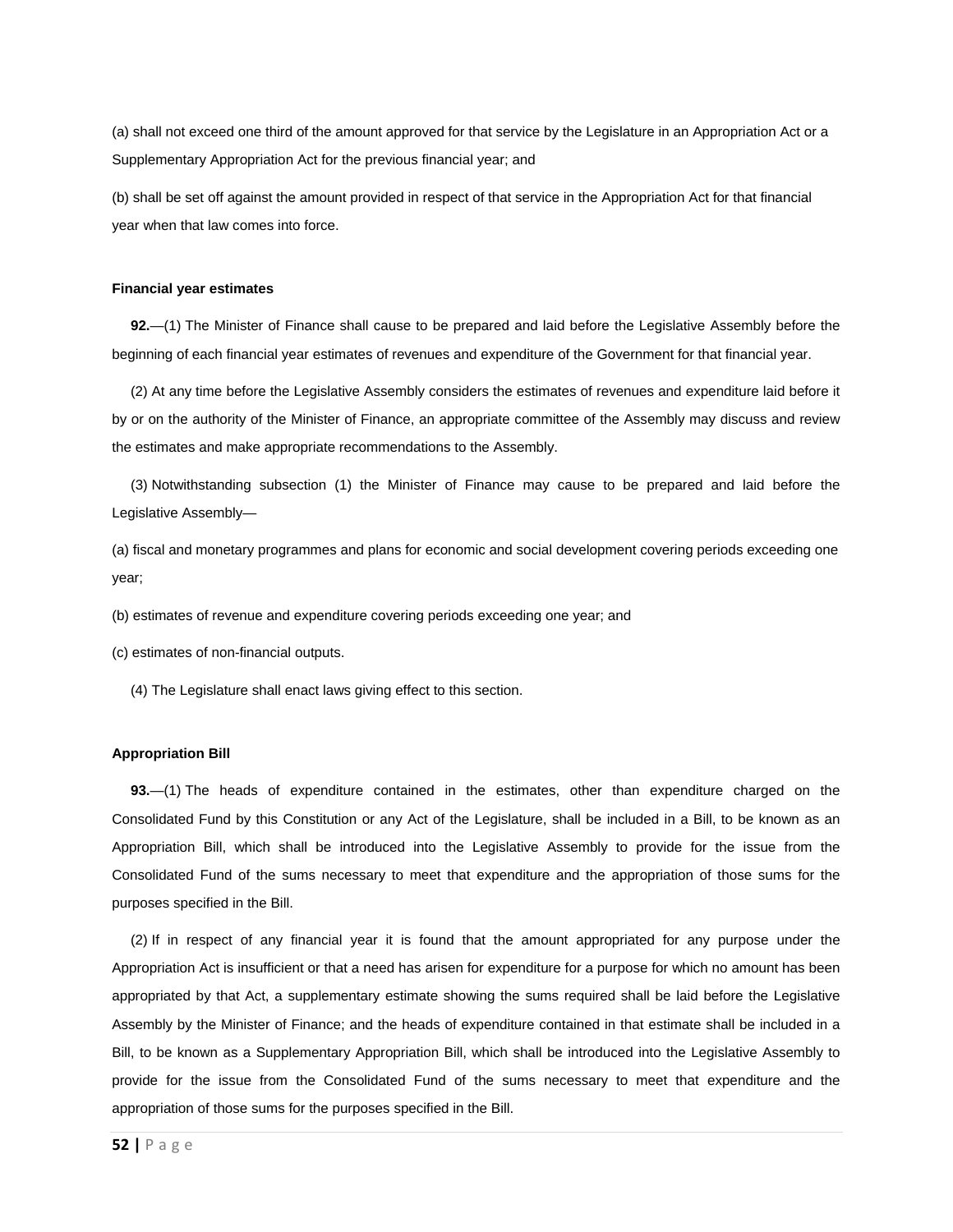(a) shall not exceed one third of the amount approved for that service by the Legislature in an Appropriation Act or a Supplementary Appropriation Act for the previous financial year; and

(b) shall be set off against the amount provided in respect of that service in the Appropriation Act for that financial year when that law comes into force.

**Financial year estimates**

**92.**—(1) The Minister of Finance shall cause to be prepared and laid before the Legislative Assembly before the beginning of each financial year estimates of revenues and expenditure of the Government for that financial year.

(2) At any time before the Legislative Assembly considers the estimates of revenues and expenditure laid before it by or on the authority of the Minister of Finance, an appropriate committee of the Assembly may discuss and review the estimates and make appropriate recommendations to the Assembly.

(3) Notwithstanding subsection (1) the Minister of Finance may cause to be prepared and laid before the Legislative Assembly—

(a) fiscal and monetary programmes and plans for economic and social development covering periods exceeding one year;

(b) estimates of revenue and expenditure covering periods exceeding one year; and

(c) estimates of non-financial outputs.

(4) The Legislature shall enact laws giving effect to this section.

**Appropriation Bill**

**93.**—(1) The heads of expenditure contained in the estimates, other than expenditure charged on the Consolidated Fund by this Constitution or any Act of the Legislature, shall be included in a Bill, to be known as an Appropriation Bill, which shall be introduced into the Legislative Assembly to provide for the issue from the Consolidated Fund of the sums necessary to meet that expenditure and the appropriation of those sums for the purposes specified in the Bill.

(2) If in respect of any financial year it is found that the amount appropriated for any purpose under the Appropriation Act is insufficient or that a need has arisen for expenditure for a purpose for which no amount has been appropriated by that Act, a supplementary estimate showing the sums required shall be laid before the Legislative Assembly by the Minister of Finance; and the heads of expenditure contained in that estimate shall be included in a Bill, to be known as a Supplementary Appropriation Bill, which shall be introduced into the Legislative Assembly to provide for the issue from the Consolidated Fund of the sums necessary to meet that expenditure and the appropriation of those sums for the purposes specified in the Bill.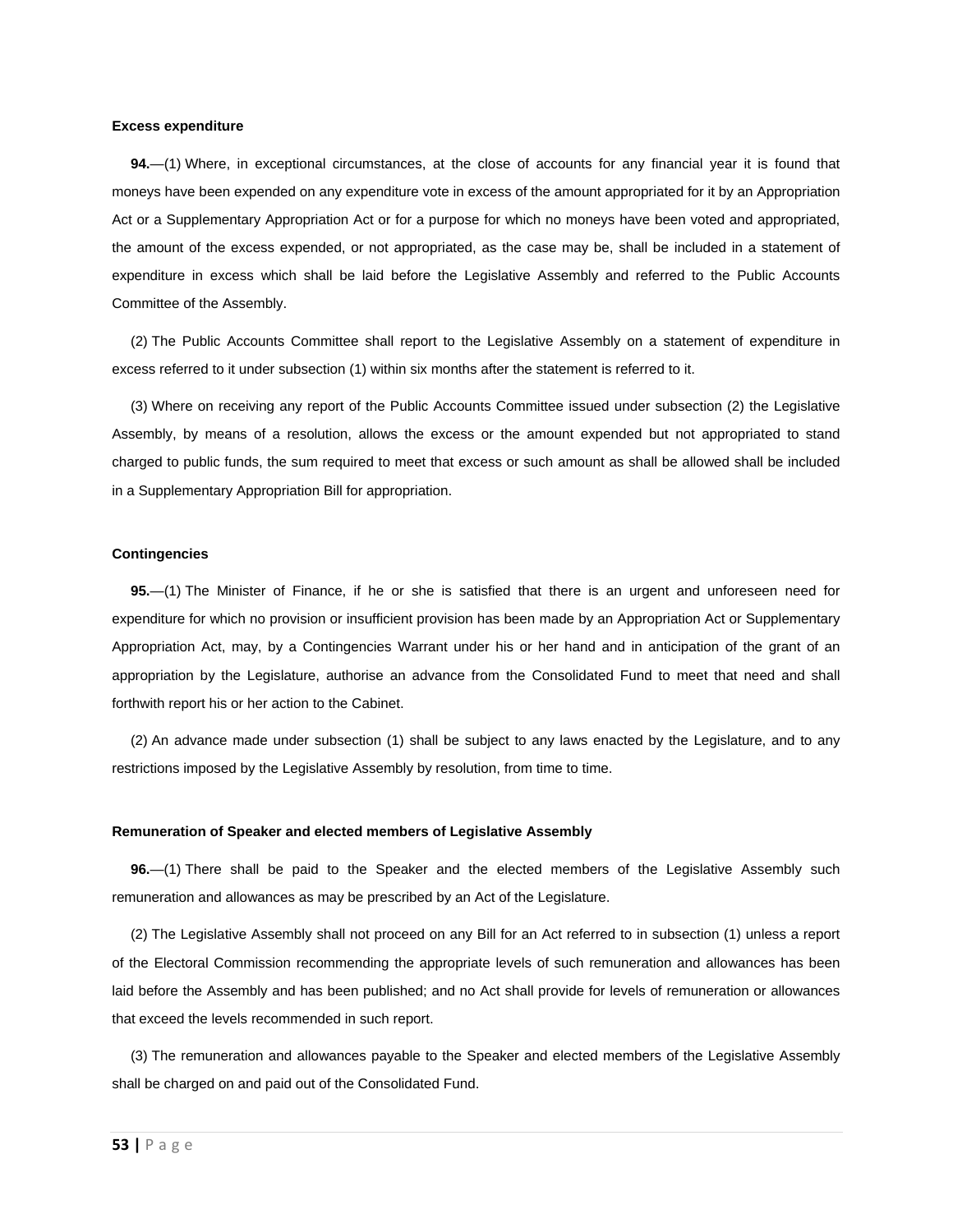### Excess expenditure

**94.**—(1) Where, in exceptional circumstances, at the close of accounts for any financial year it is found that moneys have been expended on any expenditure vote in excess of the amount appropriated for it by an Appropriation Act or a Supplementary Appropriation Act or for a purpose for which no moneys have been voted and appropriated, the amount of the excess expended, or not appropriated, as the case may be, shall be included in a statement of expenditure in excess which shall be laid before the Legislative Assembly and referred to the Public Accounts Committee of the Assembly.

(2) The Public Accounts Committee shall report to the Legislative Assembly on a statement of expenditure in excess referred to it under subsection (1) within six months after the statement is referred to it.

(3) Where on receiving any report of the Public Accounts Committee issued under subsection (2) the Legislative Assembly, by means of a resolution, allows the excess or the amount expended but not appropriated to stand charged to public funds, the sum required to meet that excess or such amount as shall be allowed shall be included in a Supplementary Appropriation Bill for appropriation.

### Contingencies

**95.**—(1) The Minister of Finance, if he or she is satisfied that there is an urgent and unforeseen need for expenditure for which no provision or insufficient provision has been made by an Appropriation Act or Supplementary Appropriation Act, may, by a Contingencies Warrant under his or her hand and in anticipation of the grant of an appropriation by the Legislature, authorise an advance from the Consolidated Fund to meet that need and shall forthwith report his or her action to the Cabinet.

(2) An advance made under subsection (1) shall be subject to any laws enacted by the Legislature, and to any restrictions imposed by the Legislative Assembly by resolution, from time to time.

### Remuneration of Speaker and elected members of Legislative Assembly

**96.**—(1) There shall be paid to the Speaker and the elected members of the Legislative Assembly such remuneration and allowances as may be prescribed by an Act of the Legislature.

(2) The Legislative Assembly shall not proceed on any Bill for an Act referred to in subsection (1) unless a report of the Electoral Commission recommending the appropriate levels of such remuneration and allowances has been laid before the Assembly and has been published; and no Act shall provide for levels of remuneration or allowances that exceed the levels recommended in such report.

(3) The remuneration and allowances payable to the Speaker and elected members of the Legislative Assembly shall be charged on and paid out of the Consolidated Fund.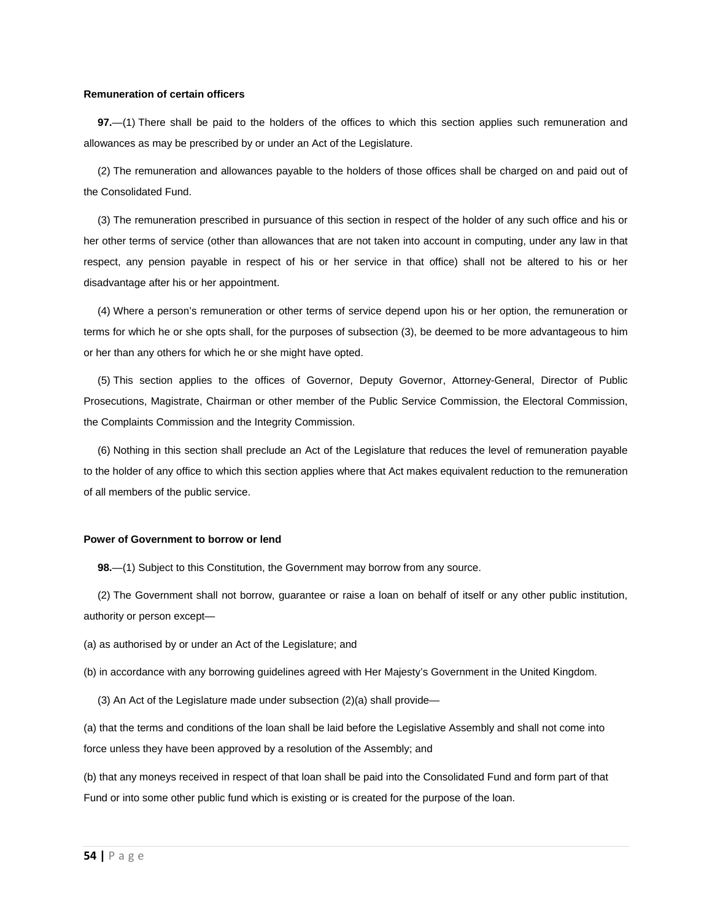**Remuneration of certain officers**

**97.**—(1) There shall be paid to the holders of the offices to which this section applies such remuneration and allowances as may be prescribed by or under an Act of the Legislature.

(2) The remuneration and allowances payable to the holders of those offices shall be charged on and paid out of the Consolidated Fund.

(3) The remuneration prescribed in pursuance of this section in respect of the holder of any such office and his or her other terms of service (other than allowances that are not taken into account in computing, under any law in that respect, any pension payable in respect of his or her service in that office) shall not be altered to his or her disadvantage after his or her appointment.

(4) Where a person's remuneration or other terms of service depend upon his or her option, the remuneration or terms for which he or she opts shall, for the purposes of subsection (3), be deemed to be more advantageous to him or her than any others for which he or she might have opted.

(5) This section applies to the offices of Governor, Deputy Governor, Attorney-General, Director of Public Prosecutions, Magistrate, Chairman or other member of the Public Service Commission, the Electoral Commission, the Complaints Commission and the Integrity Commission.

(6) Nothing in this section shall preclude an Act of the Legislature that reduces the level of remuneration payable to the holder of any office to which this section applies where that Act makes equivalent reduction to the remuneration of all members of the public service.

**Power of Government to borrow or lend**

**98.**—(1) Subject to this Constitution, the Government may borrow from any source.

(2) The Government shall not borrow, guarantee or raise a loan on behalf of itself or any other public institution, authority or person except—

(a) as authorised by or under an Act of the Legislature; and

(b) in accordance with any borrowing guidelines agreed with Her Majesty's Government in the United Kingdom.

(3) An Act of the Legislature made under subsection (2)(a) shall provide—

(a) that the terms and conditions of the loan shall be laid before the Legislative Assembly and shall not come into force unless they have been approved by a resolution of the Assembly; and

(b) that any moneys received in respect of that loan shall be paid into the Consolidated Fund and form part of that Fund or into some other public fund which is existing or is created for the purpose of the loan.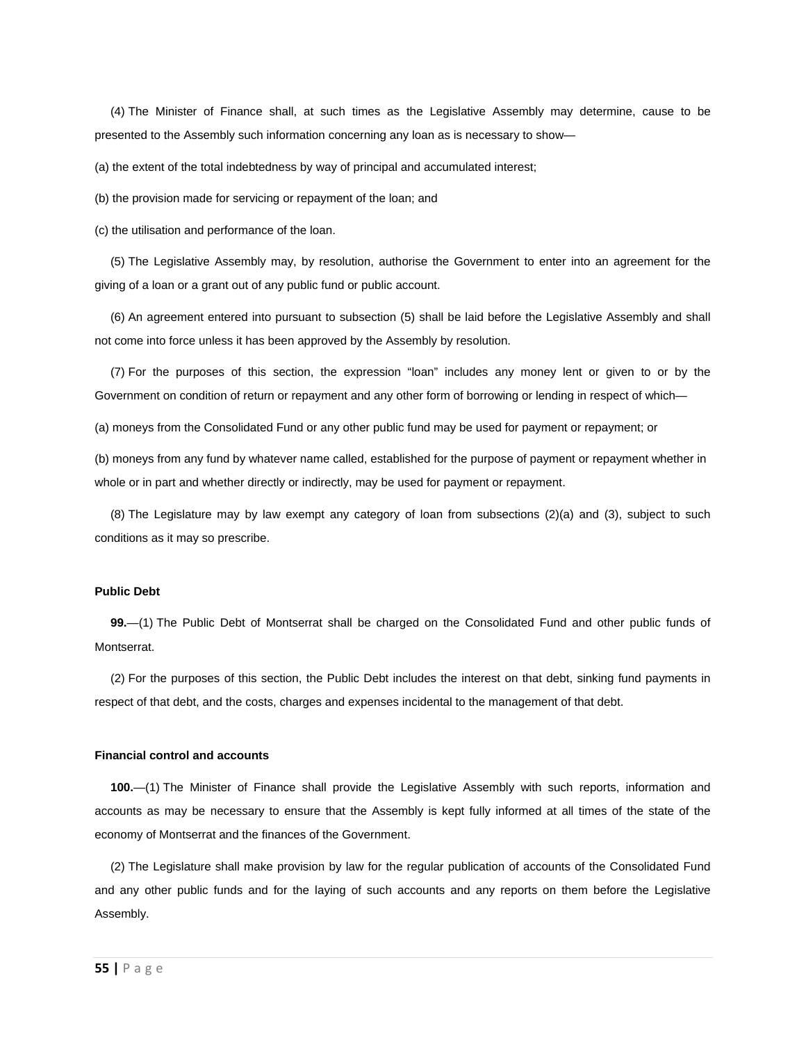(4) The Minister of Finance shall, at such times as the Legislative Assembly may determine, cause to be presented to the Assembly such information concerning any loan as is necessary to show—

(a) the extent of the total indebtedness by way of principal and accumulated interest;

(b) the provision made for servicing or repayment of the loan; and

(c) the utilisation and performance of the loan.

(5) The Legislative Assembly may, by resolution, authorise the Government to enter into an agreement for the giving of a loan or a grant out of any public fund or public account.

(6) An agreement entered into pursuant to subsection (5) shall be laid before the Legislative Assembly and shall not come into force unless it has been approved by the Assembly by resolution.

(7) For the purposes of this section, the expression "loan" includes any money lent or given to or by the Government on condition of return or repayment and any other form of borrowing or lending in respect of which—

(a) moneys from the Consolidated Fund or any other public fund may be used for payment or repayment; or

(b) moneys from any fund by whatever name called, established for the purpose of payment or repayment whether in whole or in part and whether directly or indirectly, may be used for payment or repayment.

(8) The Legislature may by law exempt any category of loan from subsections (2)(a) and (3), subject to such conditions as it may so prescribe.

**Public Debt**

**99.**—(1) The Public Debt of Montserrat shall be charged on the Consolidated Fund and other public funds of Montserrat.

(2) For the purposes of this section, the Public Debt includes the interest on that debt, sinking fund payments in respect of that debt, and the costs, charges and expenses incidental to the management of that debt.

**Financial control and accounts**

**100.**—(1) The Minister of Finance shall provide the Legislative Assembly with such reports, information and accounts as may be necessary to ensure that the Assembly is kept fully informed at all times of the state of the economy of Montserrat and the finances of the Government.

(2) The Legislature shall make provision by law for the regular publication of accounts of the Consolidated Fund and any other public funds and for the laying of such accounts and any reports on them before the Legislative Assembly.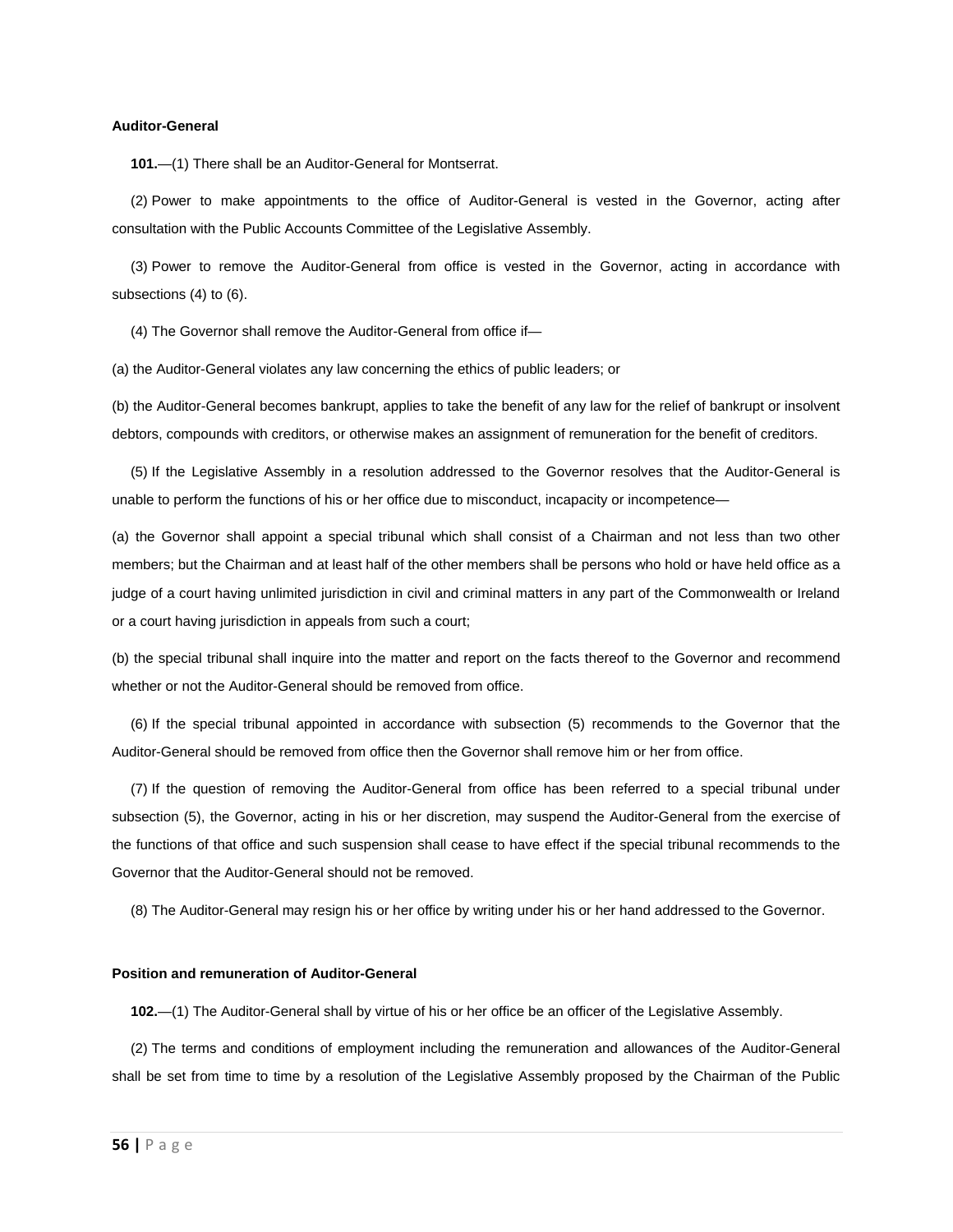### Auditor-General

**101.**—(1) There shall be an Auditor-General for Montserrat.

(2) Power to make appointments to the office of Auditor-General is vested in the Governor, acting after consultation with the Public Accounts Committee of the Legislative Assembly.

(3) Power to remove the Auditor-General from office is vested in the Governor, acting in accordance with subsections (4) to (6).

(4) The Governor shall remove the Auditor-General from office if—

(a) the Auditor-General violates any law concerning the ethics of public leaders; or

(b) the Auditor-General becomes bankrupt, applies to take the benefit of any law for the relief of bankrupt or insolvent debtors, compounds with creditors, or otherwise makes an assignment of remuneration for the benefit of creditors.

(5) If the Legislative Assembly in a resolution addressed to the Governor resolves that the Auditor-General is unable to perform the functions of his or her office due to misconduct, incapacity or incompetence—

(a) the Governor shall appoint a special tribunal which shall consist of a Chairman and not less than two other members; but the Chairman and at least half of the other members shall be persons who hold or have held office as a judge of a court having unlimited jurisdiction in civil and criminal matters in any part of the Commonwealth or Ireland or a court having jurisdiction in appeals from such a court;

(b) the special tribunal shall inquire into the matter and report on the facts thereof to the Governor and recommend whether or not the Auditor-General should be removed from office.

(6) If the special tribunal appointed in accordance with subsection (5) recommends to the Governor that the Auditor-General should be removed from office then the Governor shall remove him or her from office.

(7) If the question of removing the Auditor-General from office has been referred to a special tribunal under subsection (5), the Governor, acting in his or her discretion, may suspend the Auditor-General from the exercise of the functions of that office and such suspension shall cease to have effect if the special tribunal recommends to the Governor that the Auditor-General should not be removed.

(8) The Auditor-General may resign his or her office by writing under his or her hand addressed to the Governor.

### Position and remuneration of Auditor-General

**102.**—(1) The Auditor-General shall by virtue of his or her office be an officer of the Legislative Assembly.

(2) The terms and conditions of employment including the remuneration and allowances of the Auditor-General shall be set from time to time by a resolution of the Legislative Assembly proposed by the Chairman of the Public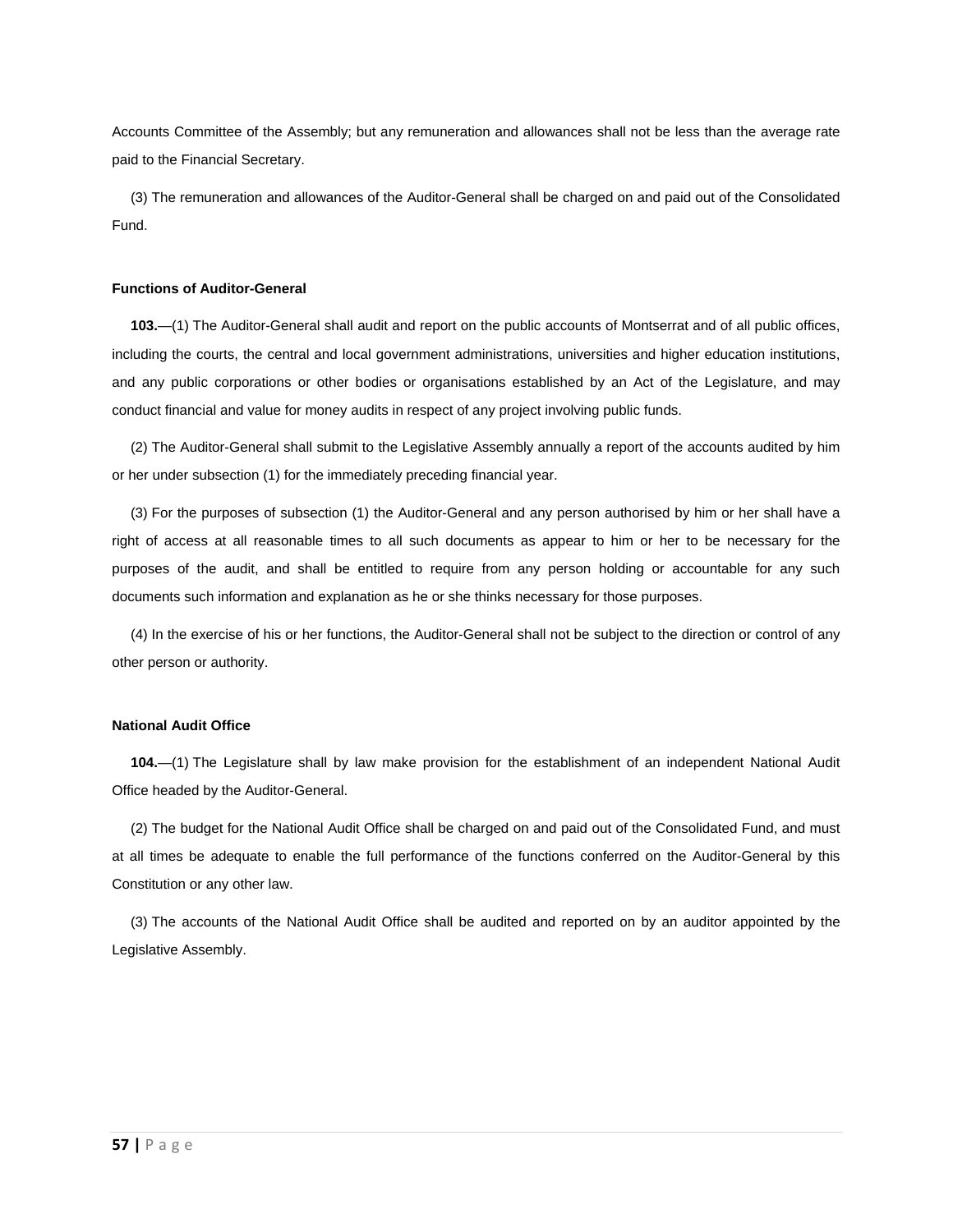Accounts Committee of the Assembly; but any remuneration and allowances shall not be less than the average rate paid to the Financial Secretary.

(3) The remuneration and allowances of the Auditor-General shall be charged on and paid out of the Consolidated Fund.

**Functions of Auditor-General**

**103.**—(1) The Auditor-General shall audit and report on the public accounts of Montserrat and of all public offices, including the courts, the central and local government administrations, universities and higher education institutions, and any public corporations or other bodies or organisations established by an Act of the Legislature, and may conduct financial and value for money audits in respect of any project involving public funds.

(2) The Auditor-General shall submit to the Legislative Assembly annually a report of the accounts audited by him or her under subsection (1) for the immediately preceding financial year.

(3) For the purposes of subsection (1) the Auditor-General and any person authorised by him or her shall have a right of access at all reasonable times to all such documents as appear to him or her to be necessary for the purposes of the audit, and shall be entitled to require from any person holding or accountable for any such documents such information and explanation as he or she thinks necessary for those purposes.

(4) In the exercise of his or her functions, the Auditor-General shall not be subject to the direction or control of any other person or authority.

**National Audit Office**

**104.**—(1) The Legislature shall by law make provision for the establishment of an independent National Audit Office headed by the Auditor-General.

(2) The budget for the National Audit Office shall be charged on and paid out of the Consolidated Fund, and must at all times be adequate to enable the full performance of the functions conferred on the Auditor-General by this Constitution or any other law.

(3) The accounts of the National Audit Office shall be audited and reported on by an auditor appointed by the Legislative Assembly.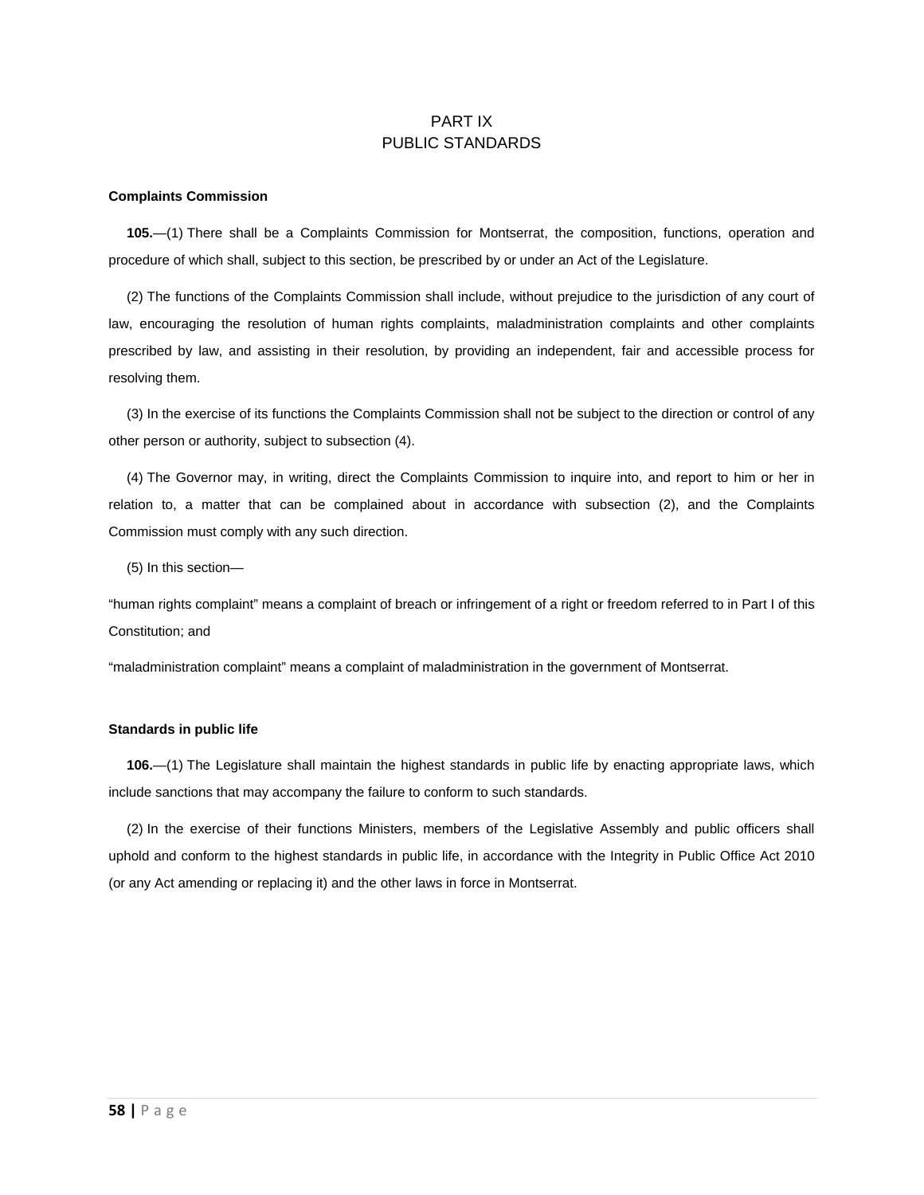# PART IX
# PUBLIC STANDARDS

**Complaints Commission**

**105.**—(1) There shall be a Complaints Commission for Montserrat, the composition, functions, operation and procedure of which shall, subject to this section, be prescribed by or under an Act of the Legislature.

(2) The functions of the Complaints Commission shall include, without prejudice to the jurisdiction of any court of law, encouraging the resolution of human rights complaints, maladministration complaints and other complaints prescribed by law, and assisting in their resolution, by providing an independent, fair and accessible process for resolving them.

(3) In the exercise of its functions the Complaints Commission shall not be subject to the direction or control of any other person or authority, subject to subsection (4).

(4) The Governor may, in writing, direct the Complaints Commission to inquire into, and report to him or her in relation to, a matter that can be complained about in accordance with subsection (2), and the Complaints Commission must comply with any such direction.

(5) In this section—

"human rights complaint" means a complaint of breach or infringement of a right or freedom referred to in Part I of this Constitution; and

"maladministration complaint" means a complaint of maladministration in the government of Montserrat.

**Standards in public life**

**106.**—(1) The Legislature shall maintain the highest standards in public life by enacting appropriate laws, which include sanctions that may accompany the failure to conform to such standards.

(2) In the exercise of their functions Ministers, members of the Legislative Assembly and public officers shall uphold and conform to the highest standards in public life, in accordance with the Integrity in Public Office Act 2010 (or any Act amending or replacing it) and the other laws in force in Montserrat.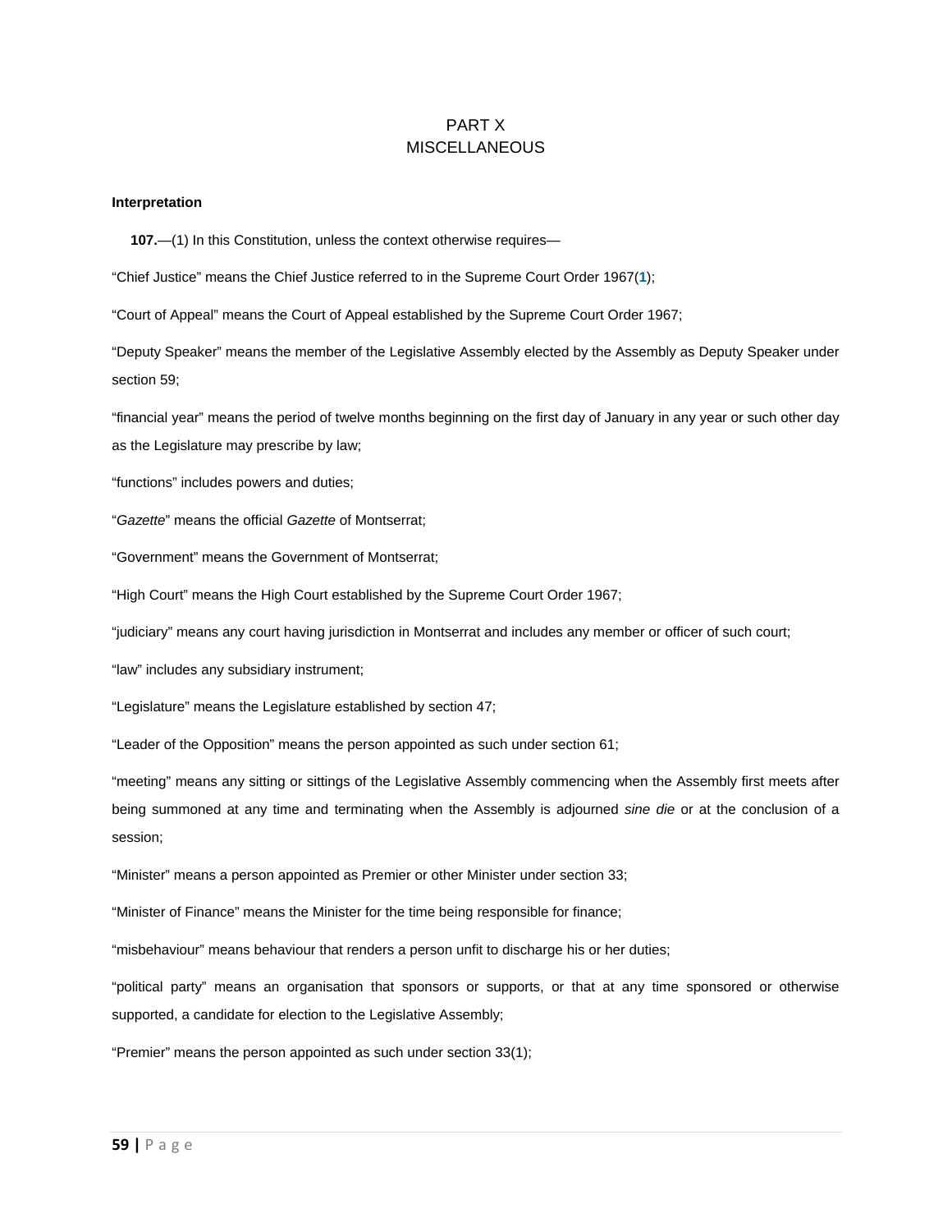# PART X
# MISCELLANEOUS

**Interpretation**

**107.**—(1) In this Constitution, unless the context otherwise requires—

“Chief Justice” means the Chief Justice referred to in the Supreme Court Order 1967([1]);

“Court of Appeal” means the Court of Appeal established by the Supreme Court Order 1967;

“Deputy Speaker” means the member of the Legislative Assembly elected by the Assembly as Deputy Speaker under section 59;

“financial year” means the period of twelve months beginning on the first day of January in any year or such other day as the Legislature may prescribe by law;

“functions” includes powers and duties;

“*Gazette*” means the official *Gazette* of Montserrat;

“Government” means the Government of Montserrat;

“High Court” means the High Court established by the Supreme Court Order 1967;

“judiciary” means any court having jurisdiction in Montserrat and includes any member or officer of such court;

“law” includes any subsidiary instrument;

“Legislature” means the Legislature established by section 47;

“Leader of the Opposition” means the person appointed as such under section 61;

“meeting” means any sitting or sittings of the Legislative Assembly commencing when the Assembly first meets after being summoned at any time and terminating when the Assembly is adjourned *sine die* or at the conclusion of a session;

“Minister” means a person appointed as Premier or other Minister under section 33;

“Minister of Finance” means the Minister for the time being responsible for finance;

“misbehaviour” means behaviour that renders a person unfit to discharge his or her duties;

“political party” means an organisation that sponsors or supports, or that at any time sponsored or otherwise supported, a candidate for election to the Legislative Assembly;

“Premier” means the person appointed as such under section 33(1);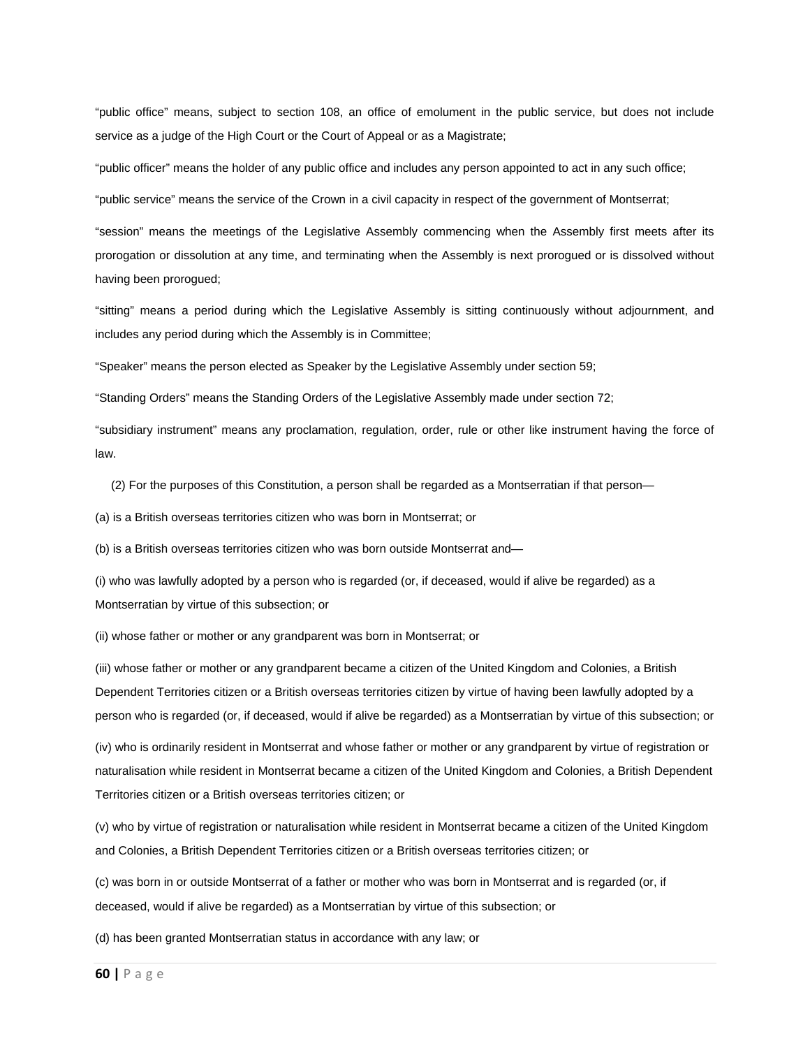"public office" means, subject to section 108, an office of emolument in the public service, but does not include service as a judge of the High Court or the Court of Appeal or as a Magistrate;

"public officer" means the holder of any public office and includes any person appointed to act in any such office;

"public service" means the service of the Crown in a civil capacity in respect of the government of Montserrat;

"session" means the meetings of the Legislative Assembly commencing when the Assembly first meets after its prorogation or dissolution at any time, and terminating when the Assembly is next prorogued or is dissolved without having been prorogued;

"sitting" means a period during which the Legislative Assembly is sitting continuously without adjournment, and includes any period during which the Assembly is in Committee;

"Speaker" means the person elected as Speaker by the Legislative Assembly under section 59;

"Standing Orders" means the Standing Orders of the Legislative Assembly made under section 72;

"subsidiary instrument" means any proclamation, regulation, order, rule or other like instrument having the force of law.

(2) For the purposes of this Constitution, a person shall be regarded as a Montserratian if that person—

(a) is a British overseas territories citizen who was born in Montserrat; or

(b) is a British overseas territories citizen who was born outside Montserrat and—

(i) who was lawfully adopted by a person who is regarded (or, if deceased, would if alive be regarded) as a Montserratian by virtue of this subsection; or

(ii) whose father or mother or any grandparent was born in Montserrat; or

(iii) whose father or mother or any grandparent became a citizen of the United Kingdom and Colonies, a British Dependent Territories citizen or a British overseas territories citizen by virtue of having been lawfully adopted by a person who is regarded (or, if deceased, would if alive be regarded) as a Montserratian by virtue of this subsection; or

(iv) who is ordinarily resident in Montserrat and whose father or mother or any grandparent by virtue of registration or naturalisation while resident in Montserrat became a citizen of the United Kingdom and Colonies, a British Dependent Territories citizen or a British overseas territories citizen; or

(v) who by virtue of registration or naturalisation while resident in Montserrat became a citizen of the United Kingdom and Colonies, a British Dependent Territories citizen or a British overseas territories citizen; or

(c) was born in or outside Montserrat of a father or mother who was born in Montserrat and is regarded (or, if deceased, would if alive be regarded) as a Montserratian by virtue of this subsection; or

(d) has been granted Montserratian status in accordance with any law; or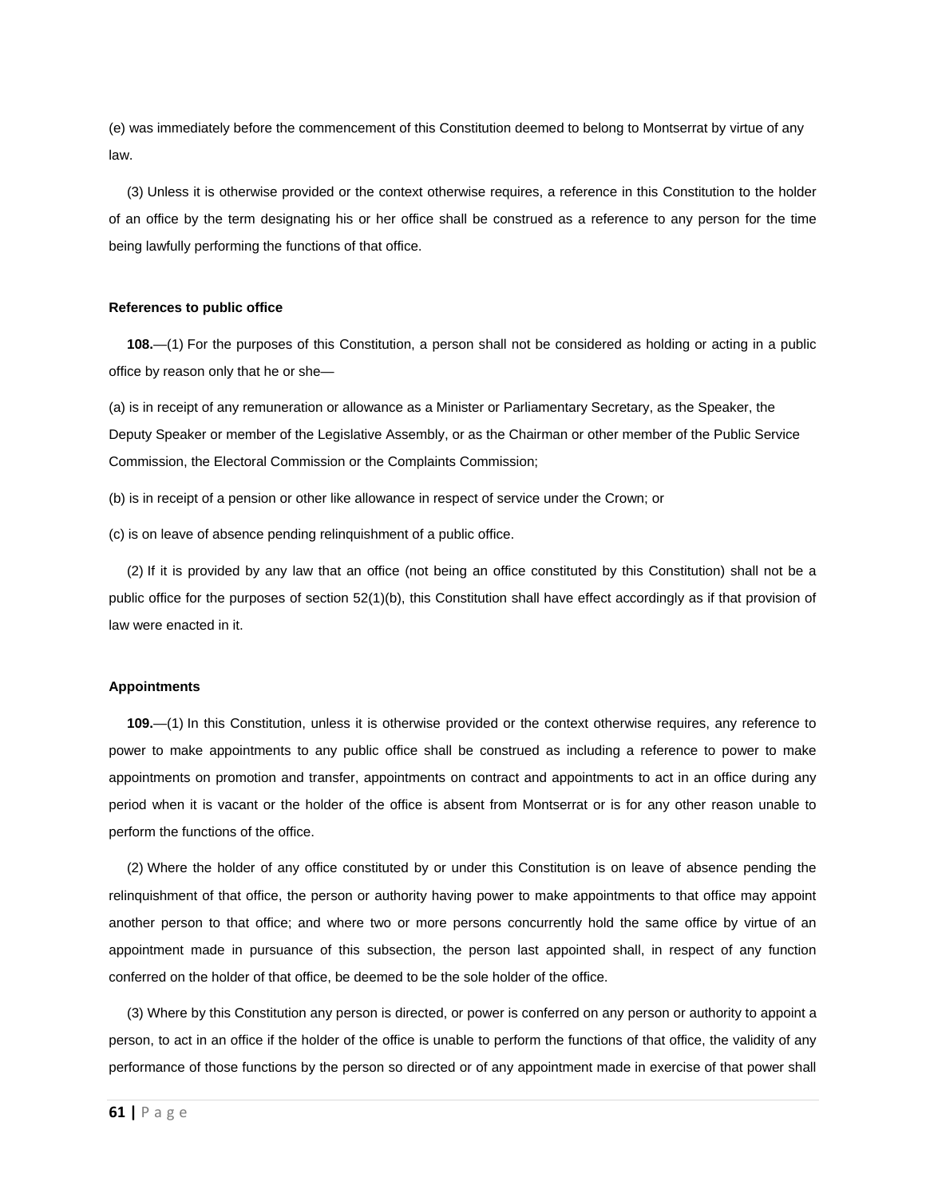(e) was immediately before the commencement of this Constitution deemed to belong to Montserrat by virtue of any law.

(3) Unless it is otherwise provided or the context otherwise requires, a reference in this Constitution to the holder of an office by the term designating his or her office shall be construed as a reference to any person for the time being lawfully performing the functions of that office.

#### References to public office

**108.**—(1) For the purposes of this Constitution, a person shall not be considered as holding or acting in a public office by reason only that he or she—

(a) is in receipt of any remuneration or allowance as a Minister or Parliamentary Secretary, as the Speaker, the Deputy Speaker or member of the Legislative Assembly, or as the Chairman or other member of the Public Service Commission, the Electoral Commission or the Complaints Commission;

(b) is in receipt of a pension or other like allowance in respect of service under the Crown; or

(c) is on leave of absence pending relinquishment of a public office.

(2) If it is provided by any law that an office (not being an office constituted by this Constitution) shall not be a public office for the purposes of section 52(1)(b), this Constitution shall have effect accordingly as if that provision of law were enacted in it.

#### Appointments

**109.**—(1) In this Constitution, unless it is otherwise provided or the context otherwise requires, any reference to power to make appointments to any public office shall be construed as including a reference to power to make appointments on promotion and transfer, appointments on contract and appointments to act in an office during any period when it is vacant or the holder of the office is absent from Montserrat or is for any other reason unable to perform the functions of the office.

(2) Where the holder of any office constituted by or under this Constitution is on leave of absence pending the relinquishment of that office, the person or authority having power to make appointments to that office may appoint another person to that office; and where two or more persons concurrently hold the same office by virtue of an appointment made in pursuance of this subsection, the person last appointed shall, in respect of any function conferred on the holder of that office, be deemed to be the sole holder of the office.

(3) Where by this Constitution any person is directed, or power is conferred on any person or authority to appoint a person, to act in an office if the holder of the office is unable to perform the functions of that office, the validity of any performance of those functions by the person so directed or of any appointment made in exercise of that power shall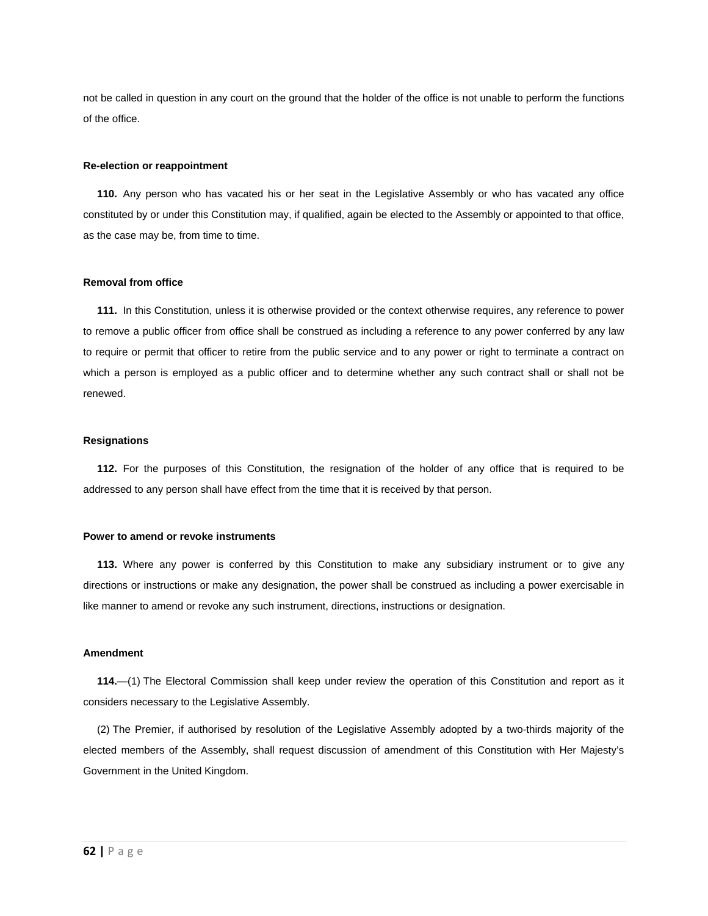not be called in question in any court on the ground that the holder of the office is not unable to perform the functions of the office.

**Re-election or reappointment**

**110.** Any person who has vacated his or her seat in the Legislative Assembly or who has vacated any office constituted by or under this Constitution may, if qualified, again be elected to the Assembly or appointed to that office, as the case may be, from time to time.

**Removal from office**

**111.** In this Constitution, unless it is otherwise provided or the context otherwise requires, any reference to power to remove a public officer from office shall be construed as including a reference to any power conferred by any law to require or permit that officer to retire from the public service and to any power or right to terminate a contract on which a person is employed as a public officer and to determine whether any such contract shall or shall not be renewed.

**Resignations**

**112.** For the purposes of this Constitution, the resignation of the holder of any office that is required to be addressed to any person shall have effect from the time that it is received by that person.

**Power to amend or revoke instruments**

**113.** Where any power is conferred by this Constitution to make any subsidiary instrument or to give any directions or instructions or make any designation, the power shall be construed as including a power exercisable in like manner to amend or revoke any such instrument, directions, instructions or designation.

**Amendment**

**114.**—(1) The Electoral Commission shall keep under review the operation of this Constitution and report as it considers necessary to the Legislative Assembly.

(2) The Premier, if authorised by resolution of the Legislative Assembly adopted by a two-thirds majority of the elected members of the Assembly, shall request discussion of amendment of this Constitution with Her Majesty's Government in the United Kingdom.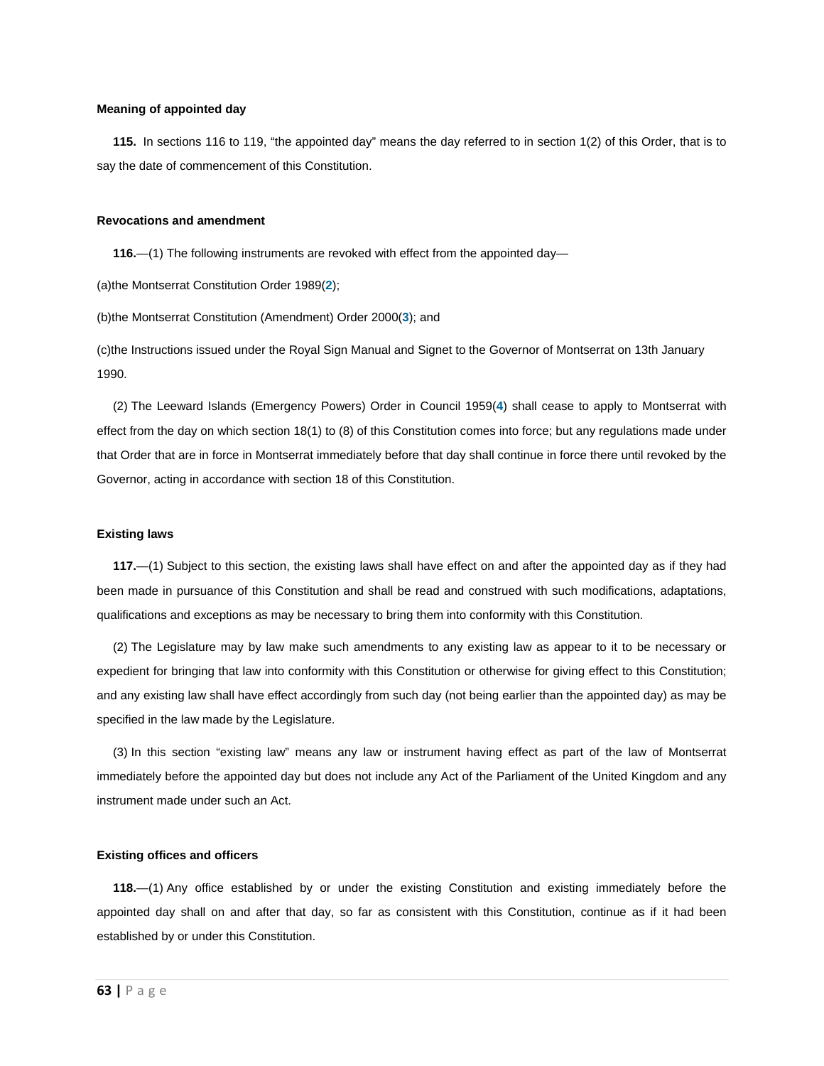**Meaning of appointed day**

**115.** In sections 116 to 119, "the appointed day" means the day referred to in section 1(2) of this Order, that is to say the date of commencement of this Constitution.

**Revocations and amendment**

**116.**—(1) The following instruments are revoked with effect from the appointed day—

(a)the Montserrat Constitution Order 1989(2);

(b)the Montserrat Constitution (Amendment) Order 2000(3); and

(c)the Instructions issued under the Royal Sign Manual and Signet to the Governor of Montserrat on 13th January 1990.

(2) The Leeward Islands (Emergency Powers) Order in Council 1959(4) shall cease to apply to Montserrat with effect from the day on which section 18(1) to (8) of this Constitution comes into force; but any regulations made under that Order that are in force in Montserrat immediately before that day shall continue in force there until revoked by the Governor, acting in accordance with section 18 of this Constitution.

**Existing laws**

**117.**—(1) Subject to this section, the existing laws shall have effect on and after the appointed day as if they had been made in pursuance of this Constitution and shall be read and construed with such modifications, adaptations, qualifications and exceptions as may be necessary to bring them into conformity with this Constitution.

(2) The Legislature may by law make such amendments to any existing law as appear to it to be necessary or expedient for bringing that law into conformity with this Constitution or otherwise for giving effect to this Constitution; and any existing law shall have effect accordingly from such day (not being earlier than the appointed day) as may be specified in the law made by the Legislature.

(3) In this section "existing law" means any law or instrument having effect as part of the law of Montserrat immediately before the appointed day but does not include any Act of the Parliament of the United Kingdom and any instrument made under such an Act.

**Existing offices and officers**

**118.**—(1) Any office established by or under the existing Constitution and existing immediately before the appointed day shall on and after that day, so far as consistent with this Constitution, continue as if it had been established by or under this Constitution.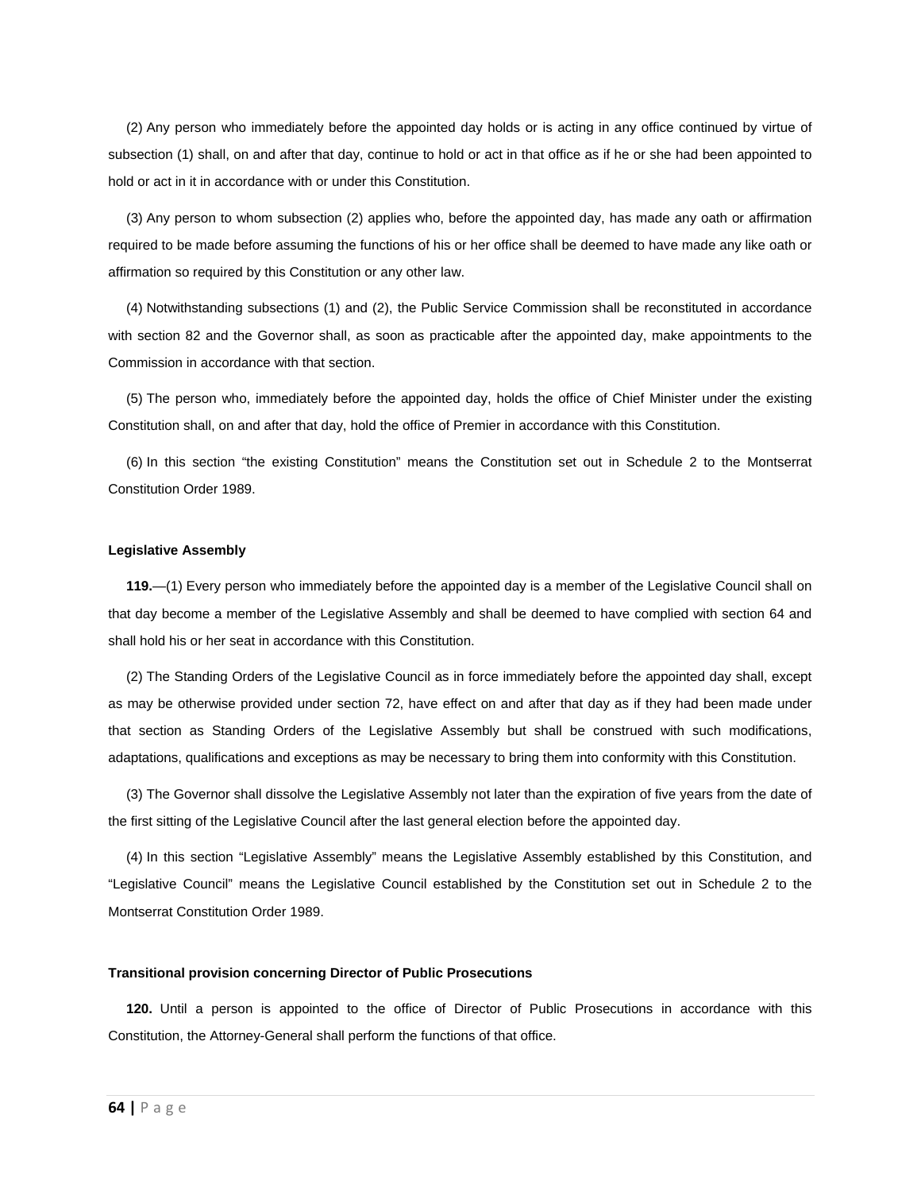(2) Any person who immediately before the appointed day holds or is acting in any office continued by virtue of subsection (1) shall, on and after that day, continue to hold or act in that office as if he or she had been appointed to hold or act in it in accordance with or under this Constitution.

(3) Any person to whom subsection (2) applies who, before the appointed day, has made any oath or affirmation required to be made before assuming the functions of his or her office shall be deemed to have made any like oath or affirmation so required by this Constitution or any other law.

(4) Notwithstanding subsections (1) and (2), the Public Service Commission shall be reconstituted in accordance with section 82 and the Governor shall, as soon as practicable after the appointed day, make appointments to the Commission in accordance with that section.

(5) The person who, immediately before the appointed day, holds the office of Chief Minister under the existing Constitution shall, on and after that day, hold the office of Premier in accordance with this Constitution.

(6) In this section "the existing Constitution" means the Constitution set out in Schedule 2 to the Montserrat Constitution Order 1989.

**Legislative Assembly**

**119.**—(1) Every person who immediately before the appointed day is a member of the Legislative Council shall on that day become a member of the Legislative Assembly and shall be deemed to have complied with section 64 and shall hold his or her seat in accordance with this Constitution.

(2) The Standing Orders of the Legislative Council as in force immediately before the appointed day shall, except as may be otherwise provided under section 72, have effect on and after that day as if they had been made under that section as Standing Orders of the Legislative Assembly but shall be construed with such modifications, adaptations, qualifications and exceptions as may be necessary to bring them into conformity with this Constitution.

(3) The Governor shall dissolve the Legislative Assembly not later than the expiration of five years from the date of the first sitting of the Legislative Council after the last general election before the appointed day.

(4) In this section "Legislative Assembly" means the Legislative Assembly established by this Constitution, and "Legislative Council" means the Legislative Council established by the Constitution set out in Schedule 2 to the Montserrat Constitution Order 1989.

**Transitional provision concerning Director of Public Prosecutions**

**120.** Until a person is appointed to the office of Director of Public Prosecutions in accordance with this Constitution, the Attorney-General shall perform the functions of that office.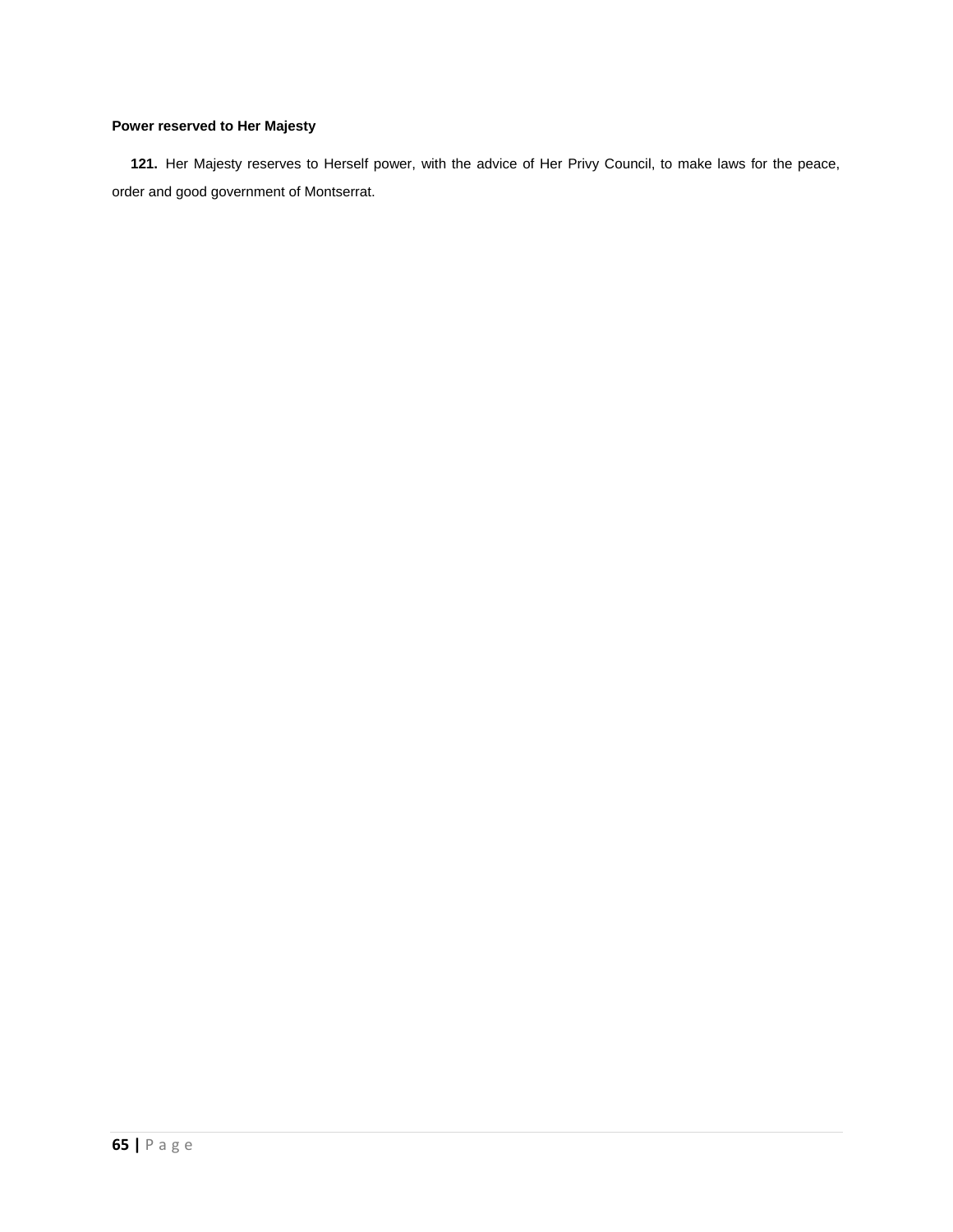**Power reserved to Her Majesty**

**121.** Her Majesty reserves to Herself power, with the advice of Her Privy Council, to make laws for the peace, order and good government of Montserrat.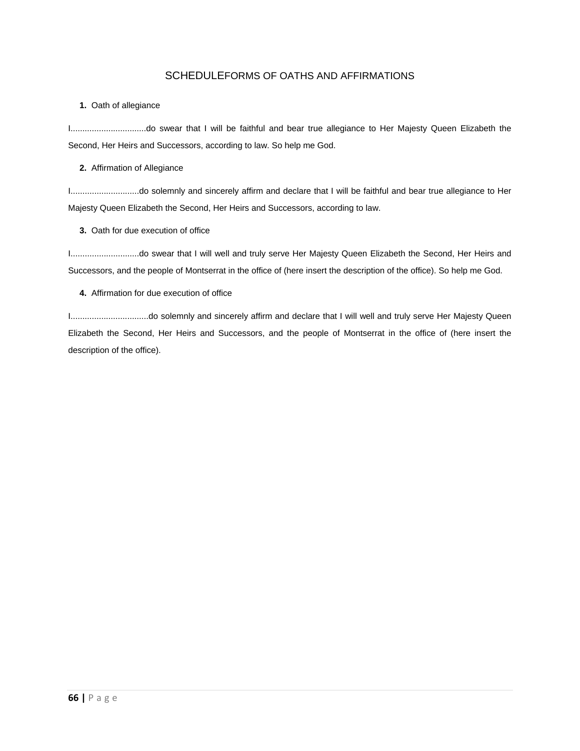## SCHEDULEFORMS OF OATHS AND AFFIRMATIONS

**1.** Oath of allegiance

I................................do swear that I will be faithful and bear true allegiance to Her Majesty Queen Elizabeth the Second, Her Heirs and Successors, according to law. So help me God.

**2.** Affirmation of Allegiance

I.............................do solemnly and sincerely affirm and declare that I will be faithful and bear true allegiance to Her Majesty Queen Elizabeth the Second, Her Heirs and Successors, according to law.

**3.** Oath for due execution of office

I.............................do swear that I will well and truly serve Her Majesty Queen Elizabeth the Second, Her Heirs and Successors, and the people of Montserrat in the office of (here insert the description of the office). So help me God.

**4.** Affirmation for due execution of office

I.................................do solemnly and sincerely affirm and declare that I will well and truly serve Her Majesty Queen Elizabeth the Second, Her Heirs and Successors, and the people of Montserrat in the office of (here insert the description of the office).